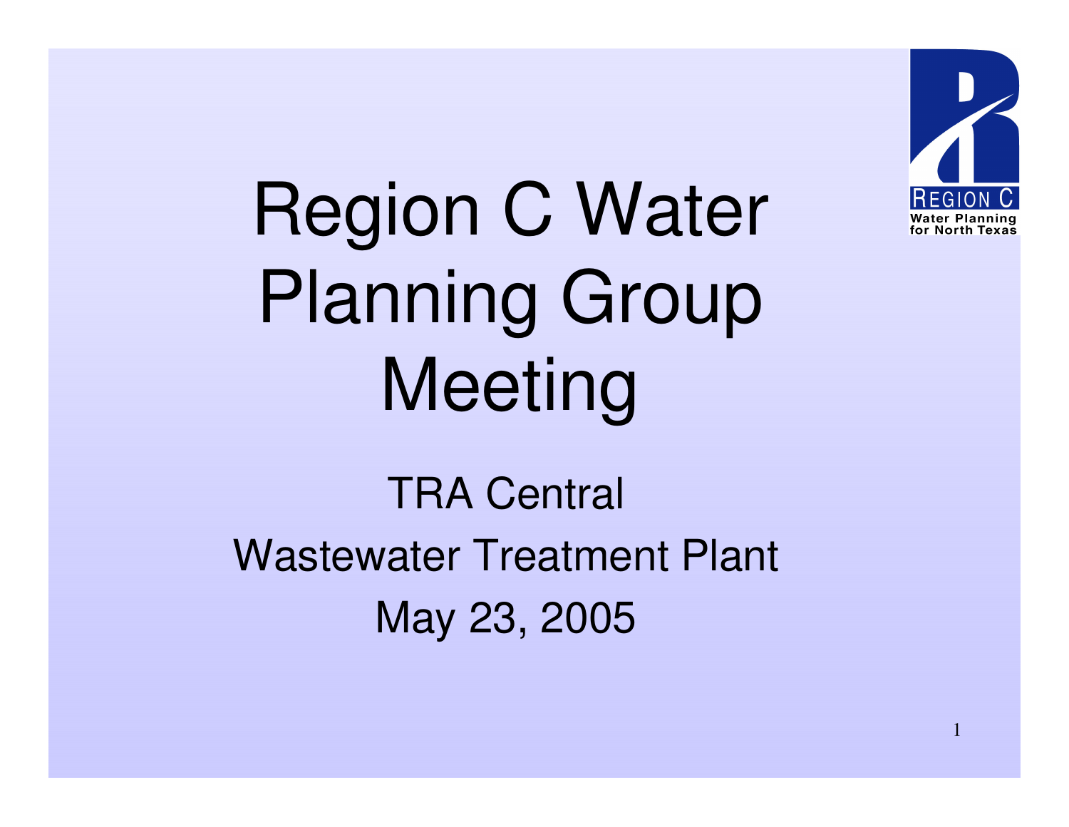# Region C Water Planning Group Meeting

TRA Central

Wastewater Treatment Plant

May 23, 2005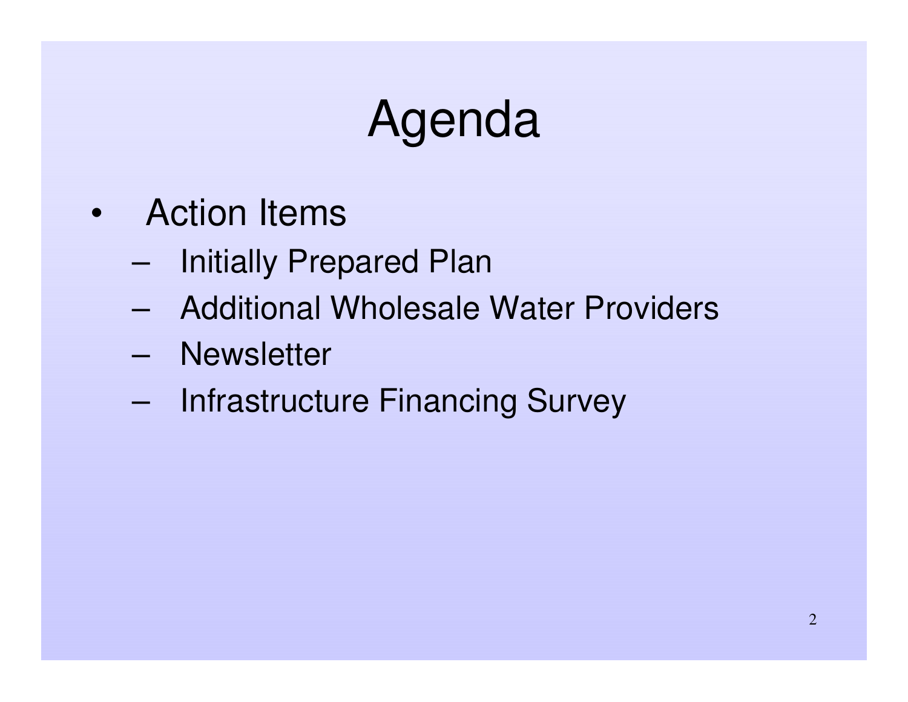# Agenda

- Action Items
  - Initially Prepared Plan
  - Additional Wholesale Water Providers
  - Newsletter
  - Infrastructure Financing Survey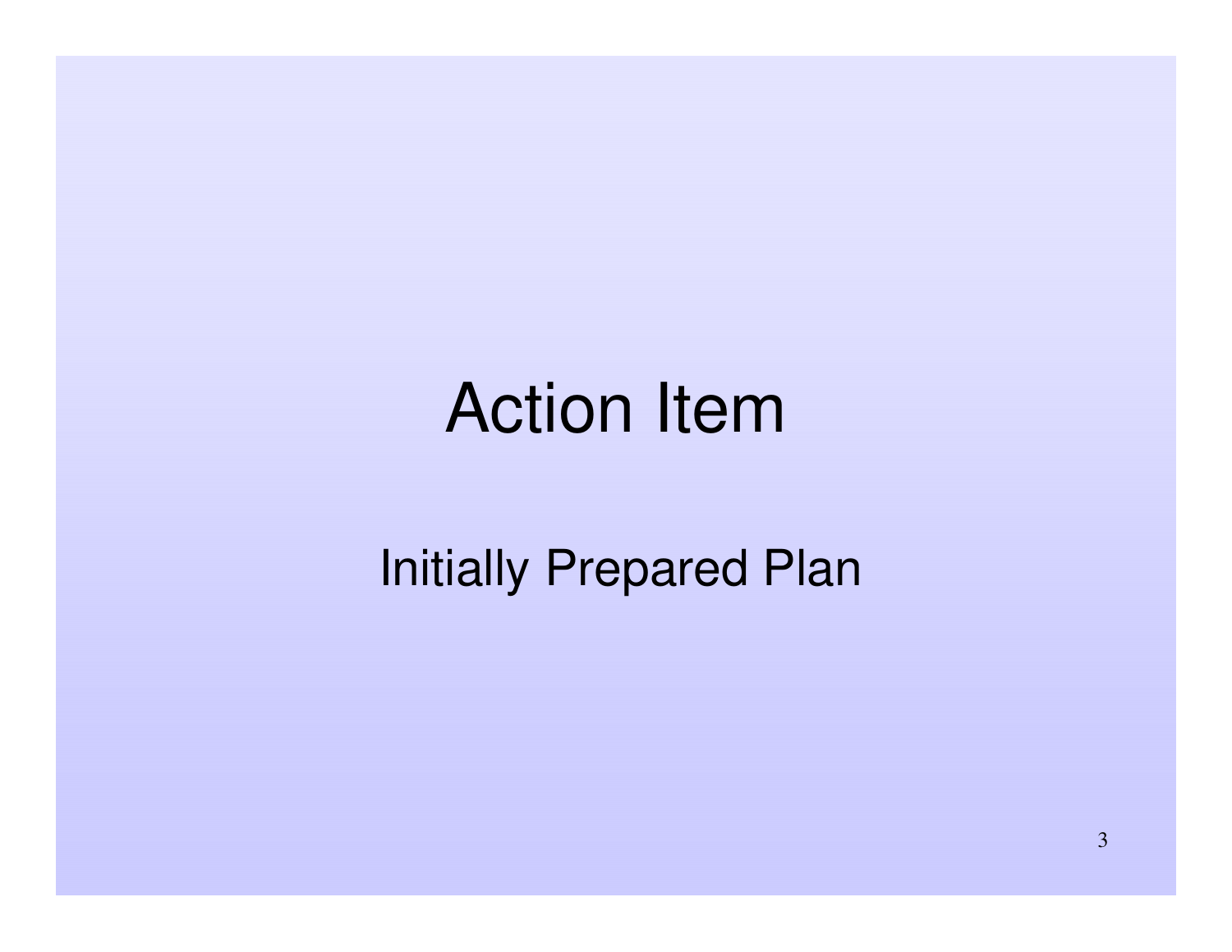# Action Item

Initially Prepared Plan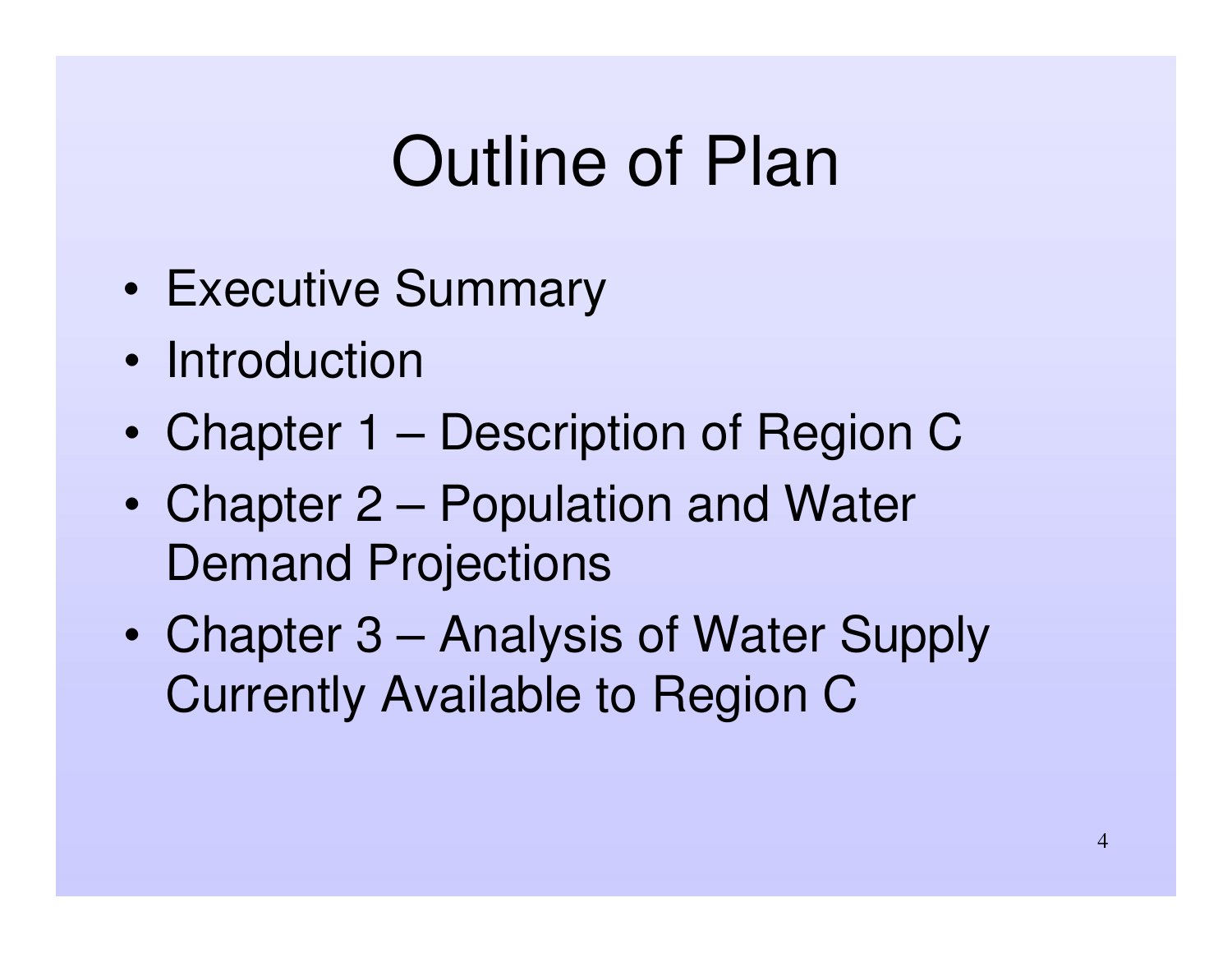# Outline of Plan

- Executive Summary
- Introduction
- Chapter 1 – Description of Region C
- Chapter 2 – Population and Water Demand Projections
- Chapter 3 – Analysis of Water Supply Currently Available to Region C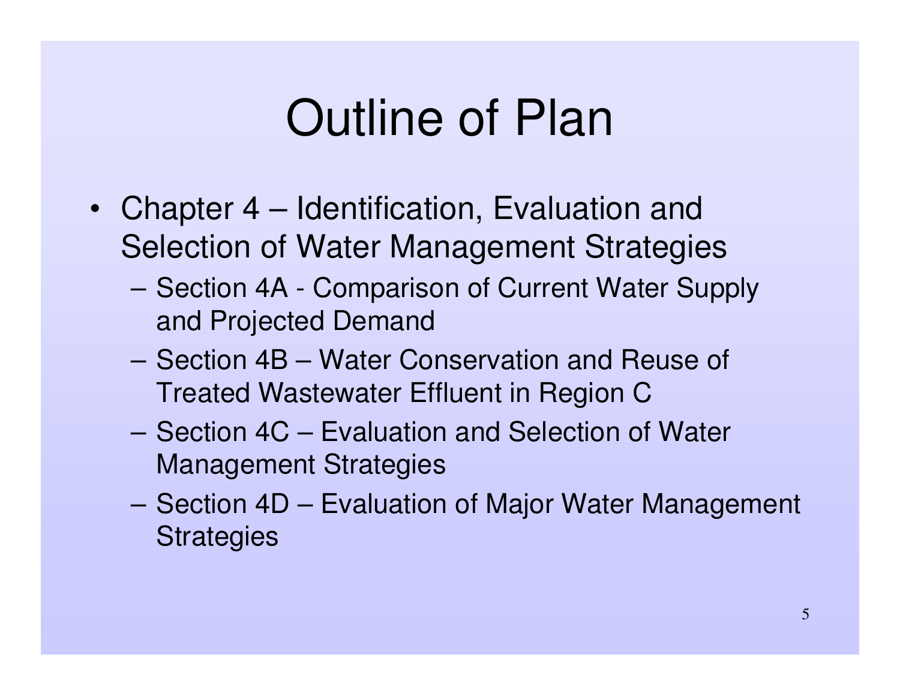# Outline of Plan

- Chapter 4 – Identification, Evaluation and Selection of Water Management Strategies
  - Section 4A - Comparison of Current Water Supply and Projected Demand
  - Section 4B – Water Conservation and Reuse of Treated Wastewater Effluent in Region C
  - Section 4C – Evaluation and Selection of Water Management Strategies
  - Section 4D – Evaluation of Major Water Management Strategies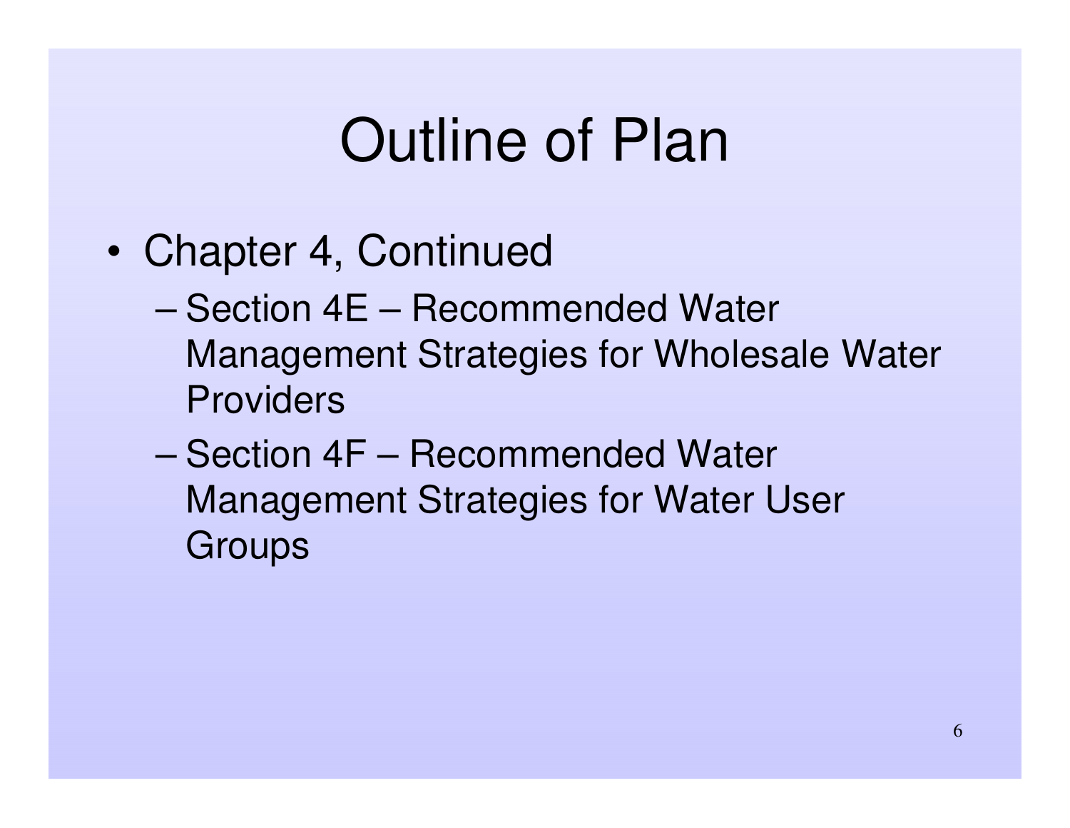# Outline of Plan

- Chapter 4, Continued
  - Section 4E – Recommended Water Management Strategies for Wholesale Water Providers
  - Section 4F – Recommended Water Management Strategies for Water User Groups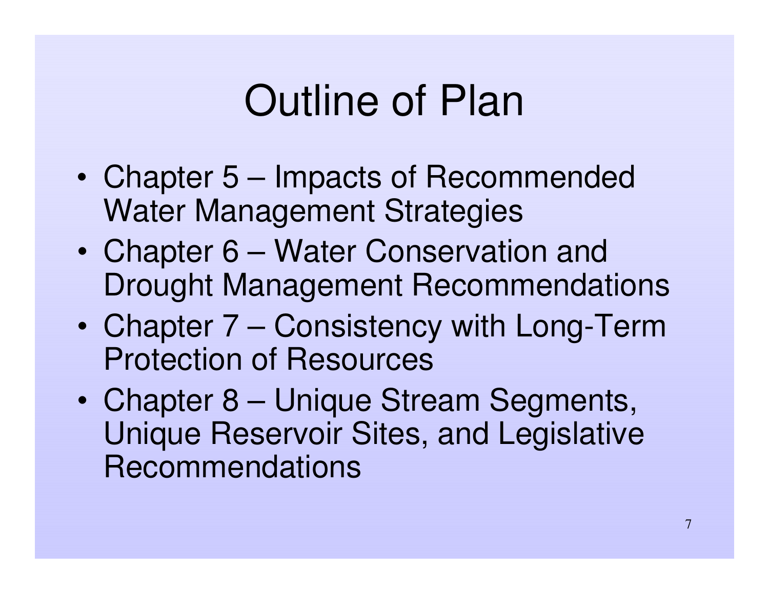# Outline of Plan

- Chapter 5 – Impacts of Recommended Water Management Strategies
- Chapter 6 – Water Conservation and Drought Management Recommendations
- Chapter 7 – Consistency with Long-Term Protection of Resources
- Chapter 8 – Unique Stream Segments, Unique Reservoir Sites, and Legislative Recommendations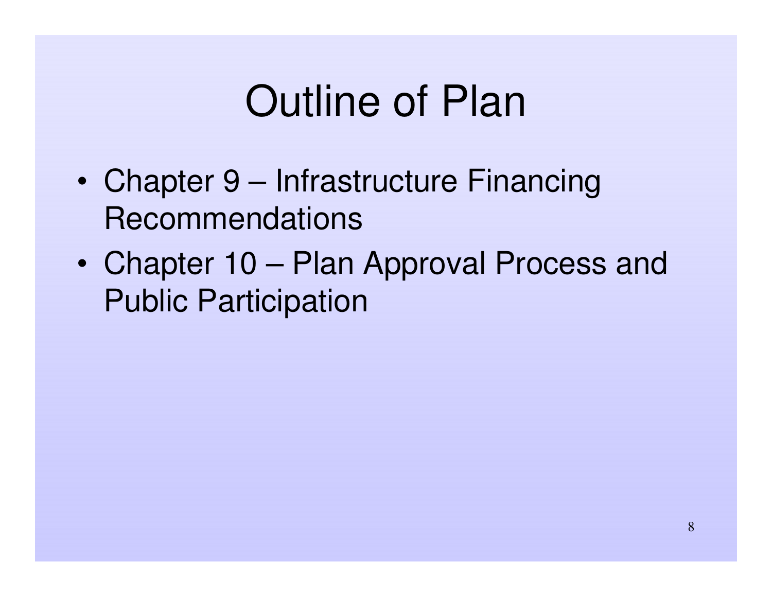# Outline of Plan

- Chapter 9 – Infrastructure Financing Recommendations
- Chapter 10 – Plan Approval Process and Public Participation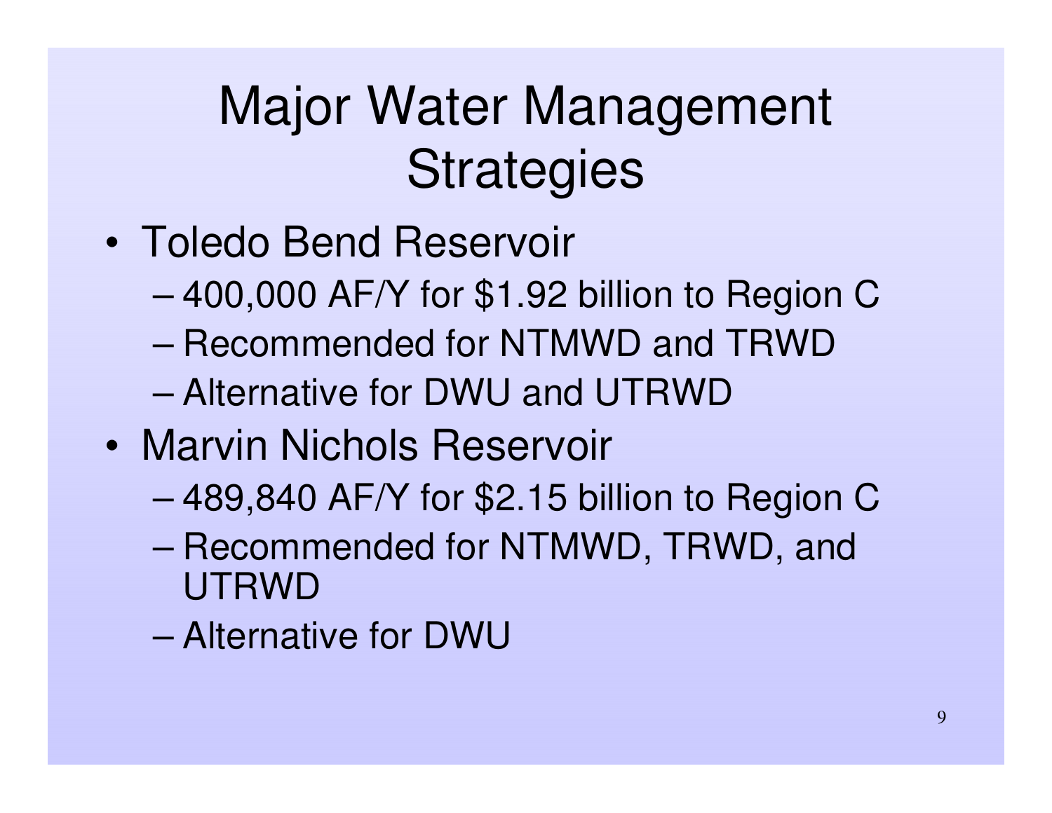# Major Water Management Strategies

- Toledo Bend Reservoir
  - 400,000 AF/Y for $1.92 billion to Region C
  - Recommended for NTMWD and TRWD
  - Alternative for DWU and UTRWD
- Marvin Nichols Reservoir
  - 489,840 AF/Y for $2.15 billion to Region C
  - Recommended for NTMWD, TRWD, and UTRWD
  - Alternative for DWU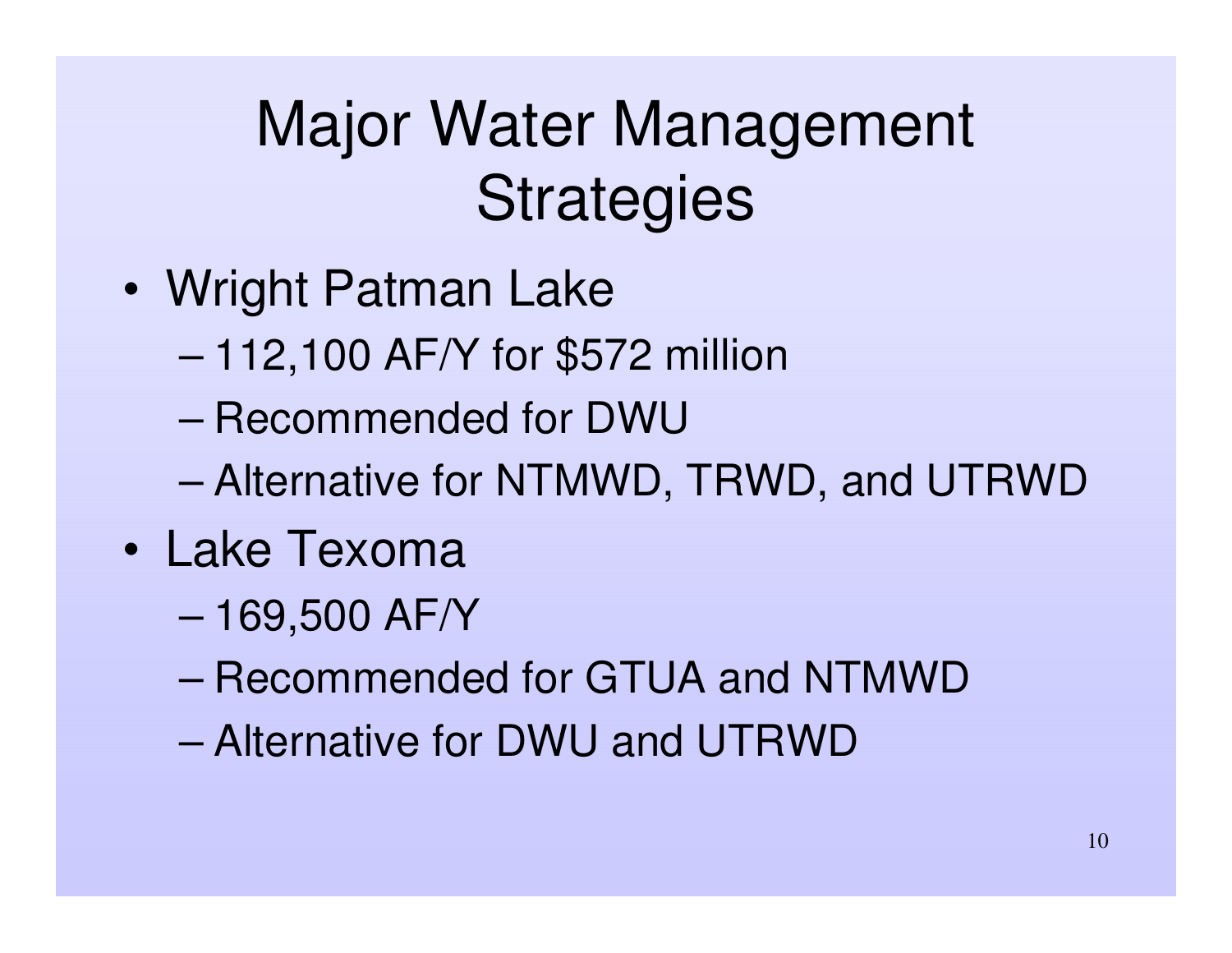# Major Water Management Strategies

- Wright Patman Lake
  - 112,100 AF/Y for $572 million
  - Recommended for DWU
  - Alternative for NTMWD, TRWD, and UTRWD
- Lake Texoma
  - 169,500 AF/Y
  - Recommended for GTUA and NTMWD
  - Alternative for DWU and UTRWD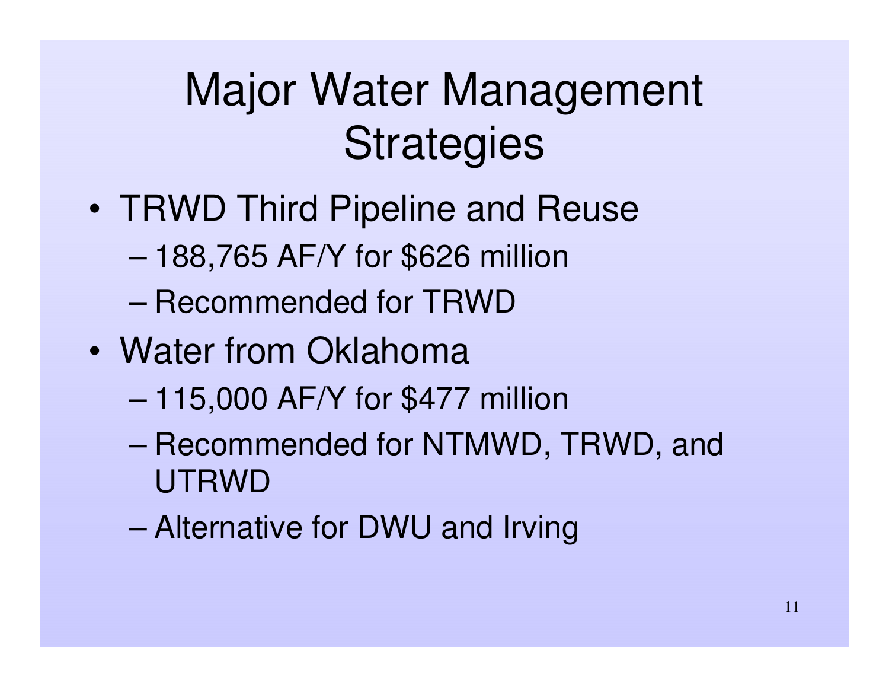# Major Water Management Strategies

- TRWD Third Pipeline and Reuse
  - 188,765 AF/Y for $626 million
  - Recommended for TRWD
- Water from Oklahoma
  - 115,000 AF/Y for $477 million
  - Recommended for NTMWD, TRWD, and UTRWD
  - Alternative for DWU and Irving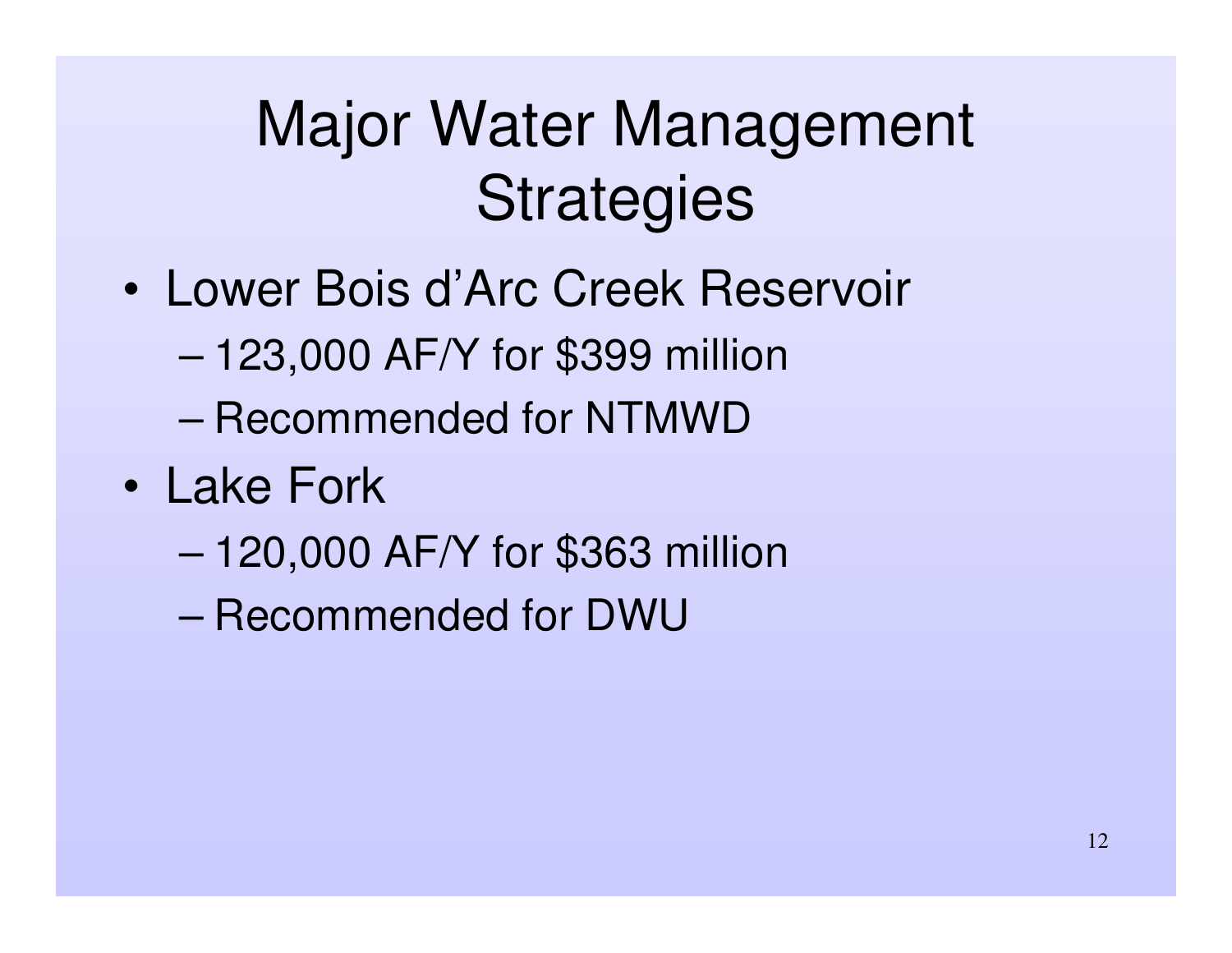# Major Water Management Strategies

- Lower Bois d'Arc Creek Reservoir
  - 123,000 AF/Y for $399 million
  - Recommended for NTMWD
- Lake Fork
  - 120,000 AF/Y for $363 million
  - Recommended for DWU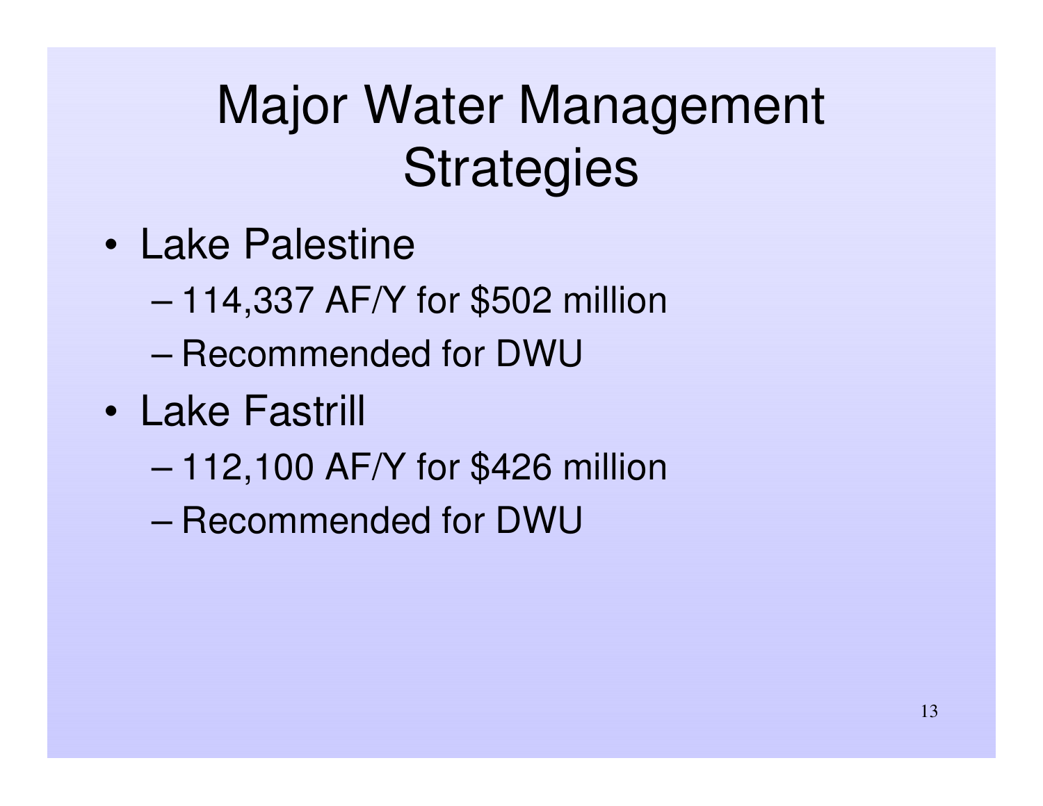# Major Water Management Strategies

- Lake Palestine
  - 114,337 AF/Y for $502 million
  - Recommended for DWU
- Lake Fastrill
  - 112,100 AF/Y for $426 million
  - Recommended for DWU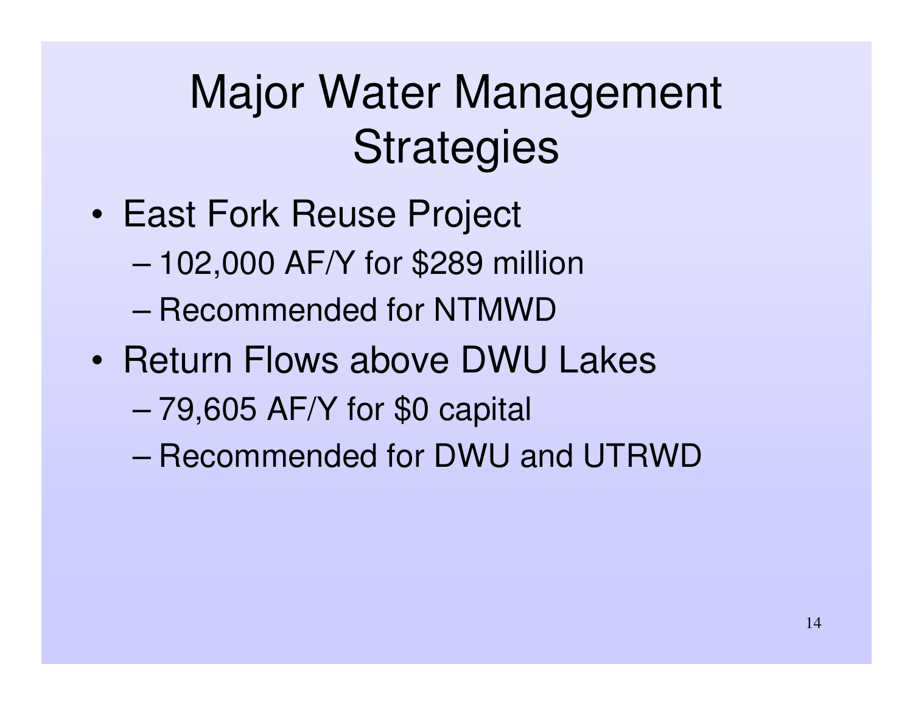# Major Water Management Strategies

- East Fork Reuse Project
  - 102,000 AF/Y for $289 million
  - Recommended for NTMWD
- Return Flows above DWU Lakes
  - 79,605 AF/Y for $0 capital
  - Recommended for DWU and UTRWD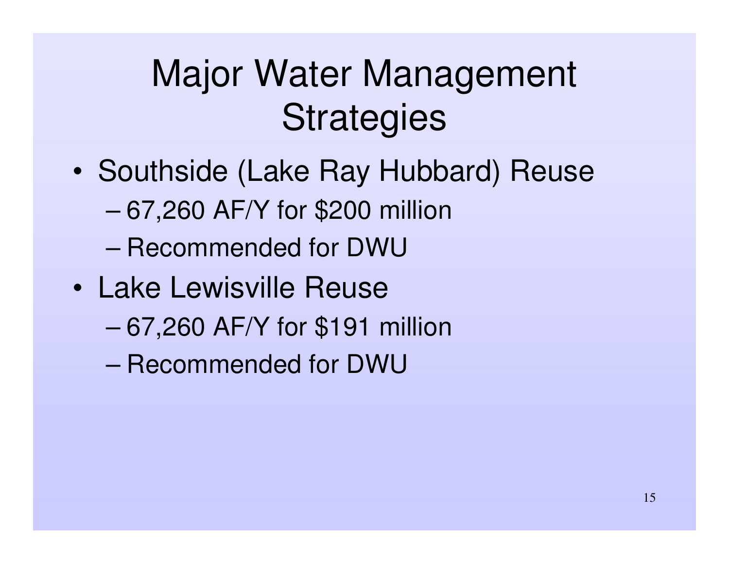# Major Water Management Strategies

- Southside (Lake Ray Hubbard) Reuse
  - 67,260 AF/Y for $200 million
  - Recommended for DWU
- Lake Lewisville Reuse
  - 67,260 AF/Y for $191 million
  - Recommended for DWU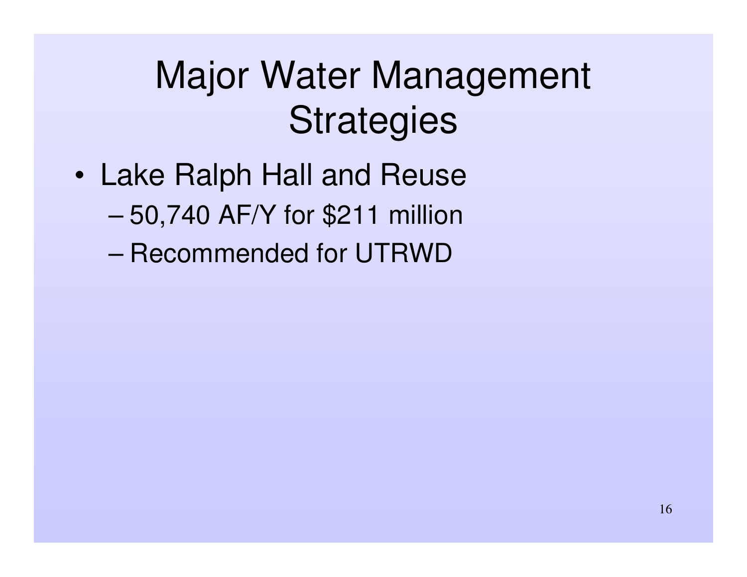# Major Water Management Strategies

- Lake Ralph Hall and Reuse
  - 50,740 AF/Y for $211 million
  - Recommended for UTRWD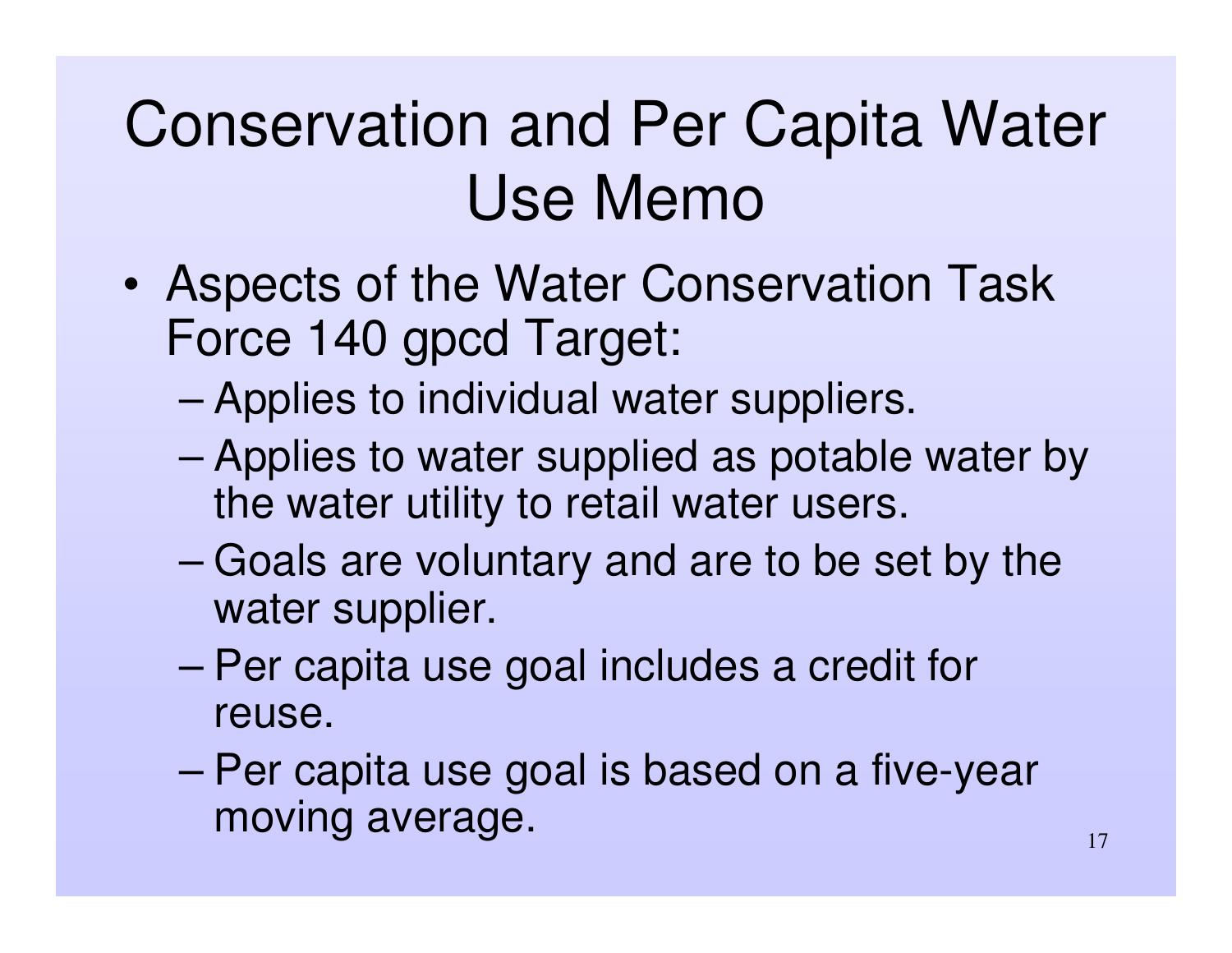# Conservation and Per Capita Water Use Memo

- Aspects of the Water Conservation Task Force 140 gpcd Target:
  - Applies to individual water suppliers.
  - Applies to water supplied as potable water by the water utility to retail water users.
  - Goals are voluntary and are to be set by the water supplier.
  - Per capita use goal includes a credit for reuse.
  - Per capita use goal is based on a five-year moving average.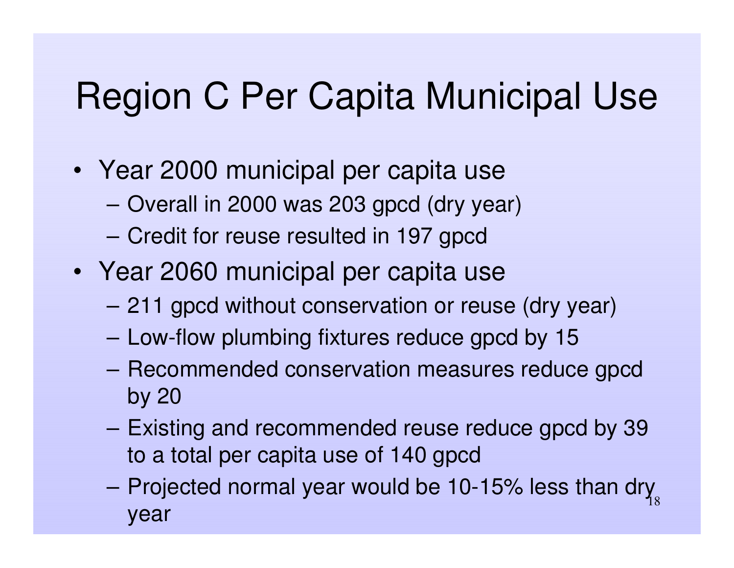# Region C Per Capita Municipal Use

- Year 2000 municipal per capita use
  - Overall in 2000 was 203 gpcd (dry year)
  - Credit for reuse resulted in 197 gpcd
- Year 2060 municipal per capita use
  - 211 gpcd without conservation or reuse (dry year)
  - Low-flow plumbing fixtures reduce gpcd by 15
  - Recommended conservation measures reduce gpcd by 20
  - Existing and recommended reuse reduce gpcd by 39 to a total per capita use of 140 gpcd
  - Projected normal year would be 10-15% less than dry year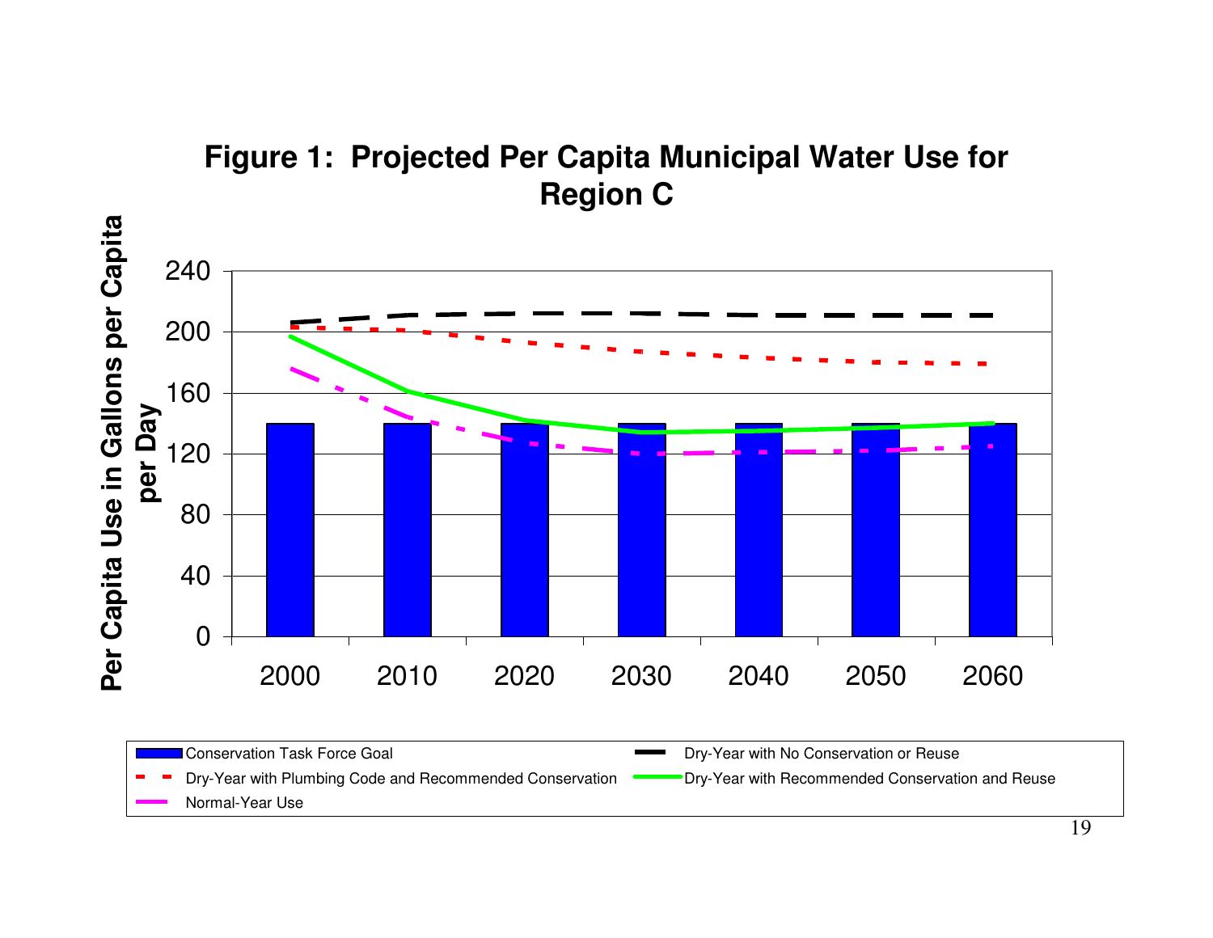**Figure 1: Projected Per Capita Municipal Water Use for Region C**

Per Capita Use in Gallons per Capita per Day

240
200
160
120
80
40
0

2000 2010 2020 2030 2040 2050 2060

Conservation Task Force Goal
Dry-Year with No Conservation or Reuse
Dry-Year with Plumbing Code and Recommended Conservation
Dry-Year with Recommended Conservation and Reuse
Normal-Year Use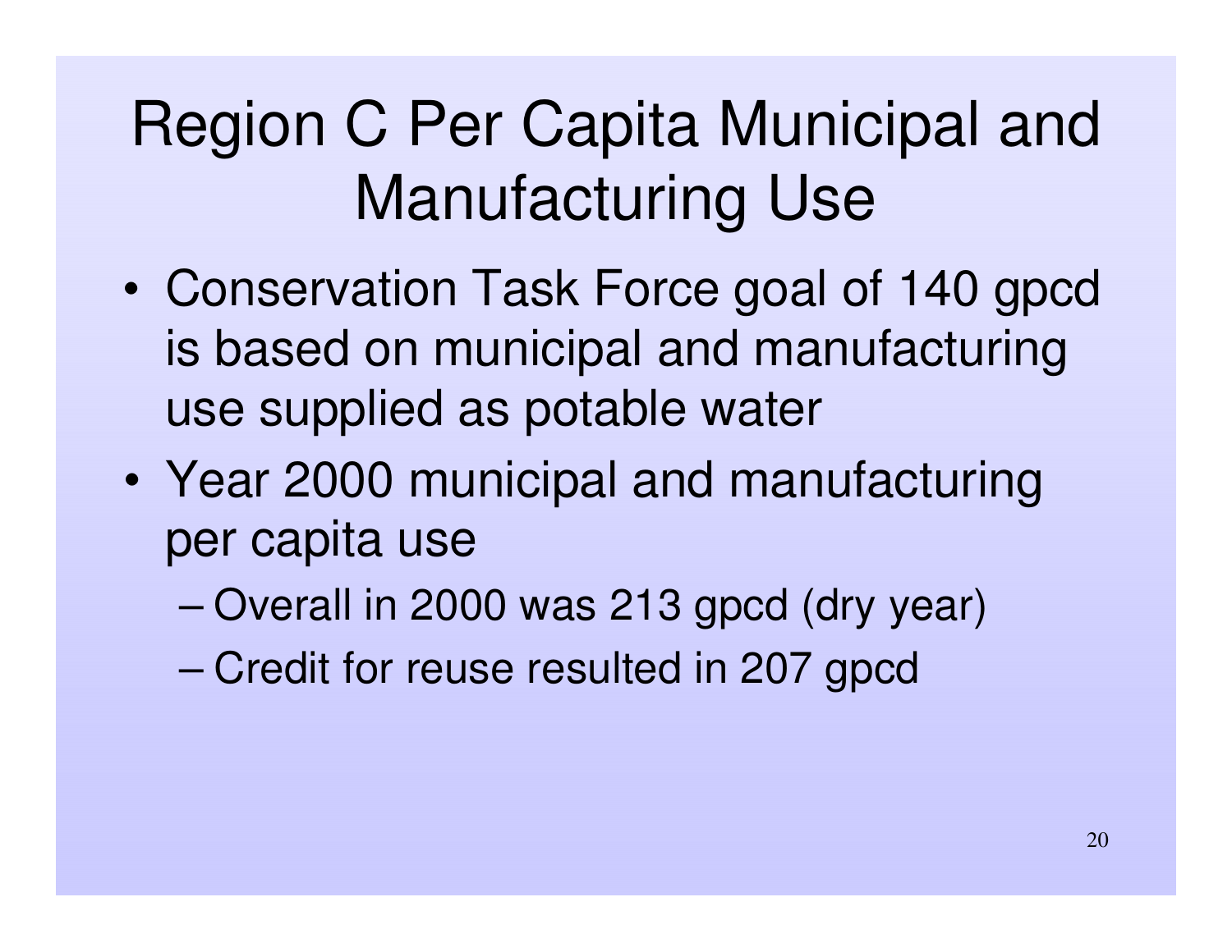# Region C Per Capita Municipal and Manufacturing Use

- Conservation Task Force goal of 140 gpcd is based on municipal and manufacturing use supplied as potable water
- Year 2000 municipal and manufacturing per capita use
  - Overall in 2000 was 213 gpcd (dry year)
  - Credit for reuse resulted in 207 gpcd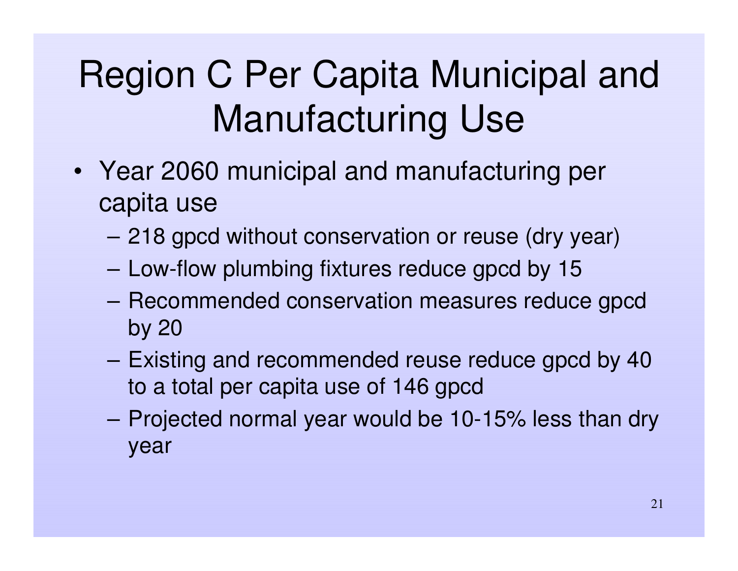# Region C Per Capita Municipal and Manufacturing Use

- Year 2060 municipal and manufacturing per capita use
  - 218 gpcd without conservation or reuse (dry year)
  - Low-flow plumbing fixtures reduce gpcd by 15
  - Recommended conservation measures reduce gpcd by 20
  - Existing and recommended reuse reduce gpcd by 40 to a total per capita use of 146 gpcd
  - Projected normal year would be 10-15% less than dry year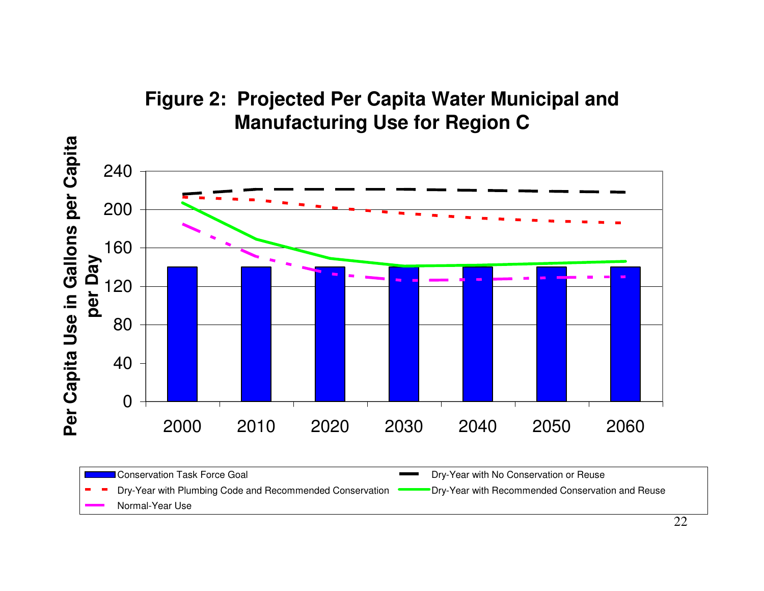**Figure 2: Projected Per Capita Water Municipal and Manufacturing Use for Region C**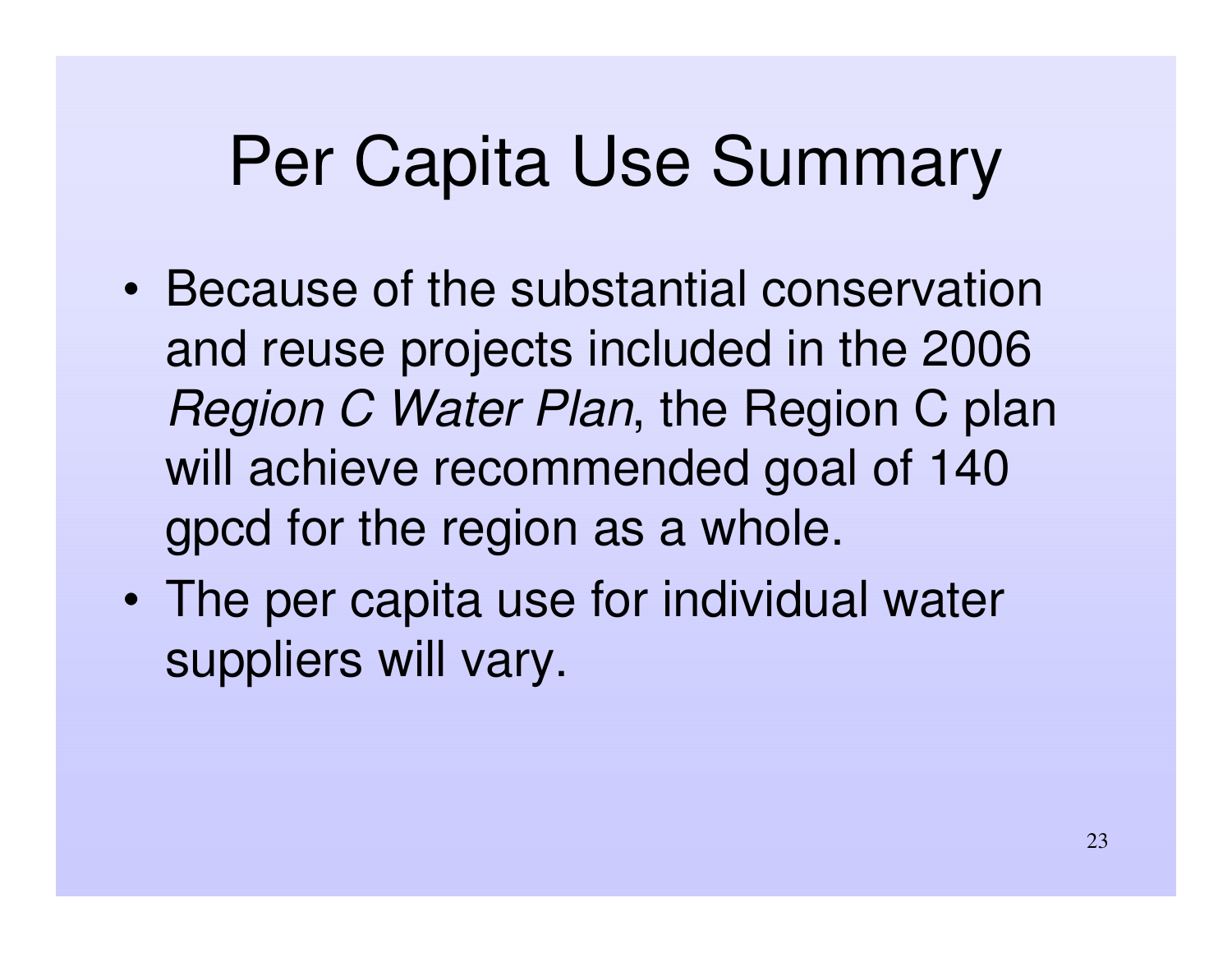# Per Capita Use Summary

- Because of the substantial conservation and reuse projects included in the 2006 *Region C Water Plan*, the Region C plan will achieve recommended goal of 140 gpcd for the region as a whole.
- The per capita use for individual water suppliers will vary.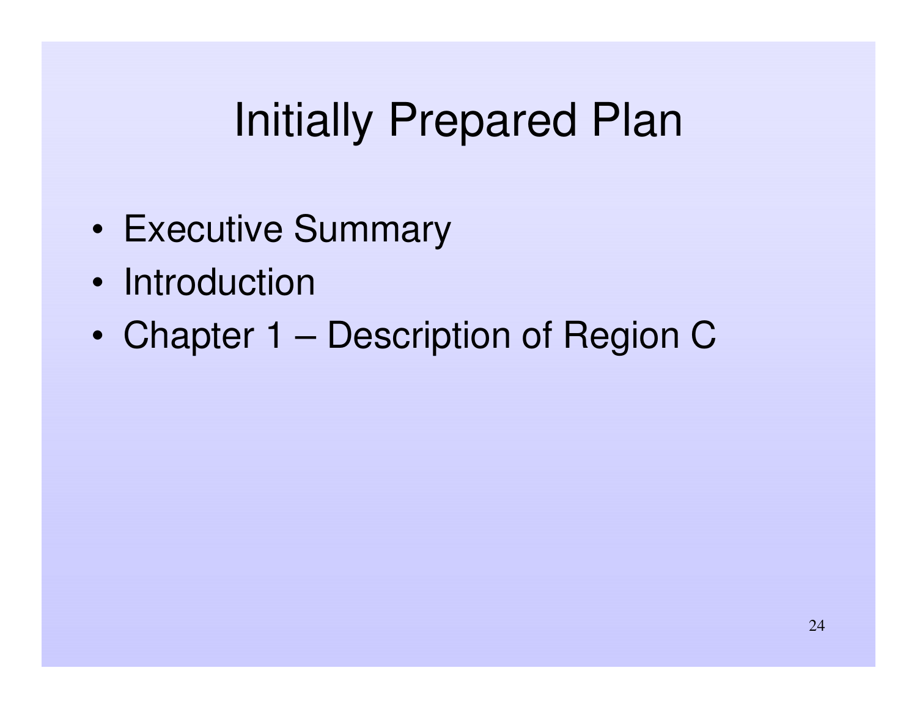# Initially Prepared Plan

- Executive Summary
- Introduction
- Chapter 1 – Description of Region C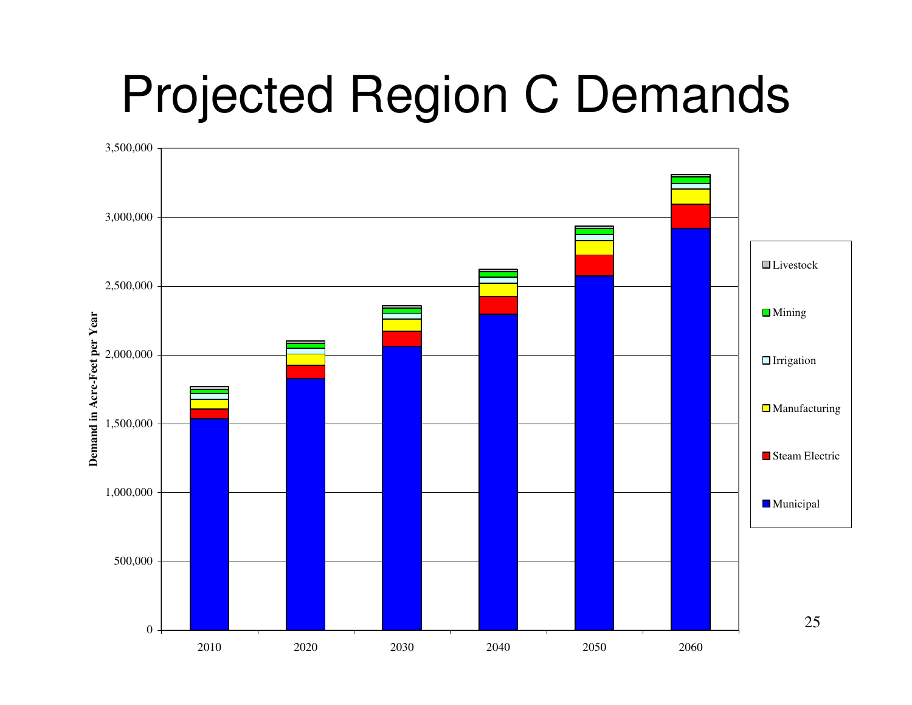# Projected Region C Demands

Demand in Acre-Feet per Year

3,500,000
3,000,000
2,500,000
2,000,000
1,500,000
1,000,000
500,000
0

2010 2020 2030 2040 2050 2060

Livestock
Mining
Irrigation
Manufacturing
Steam Electric
Municipal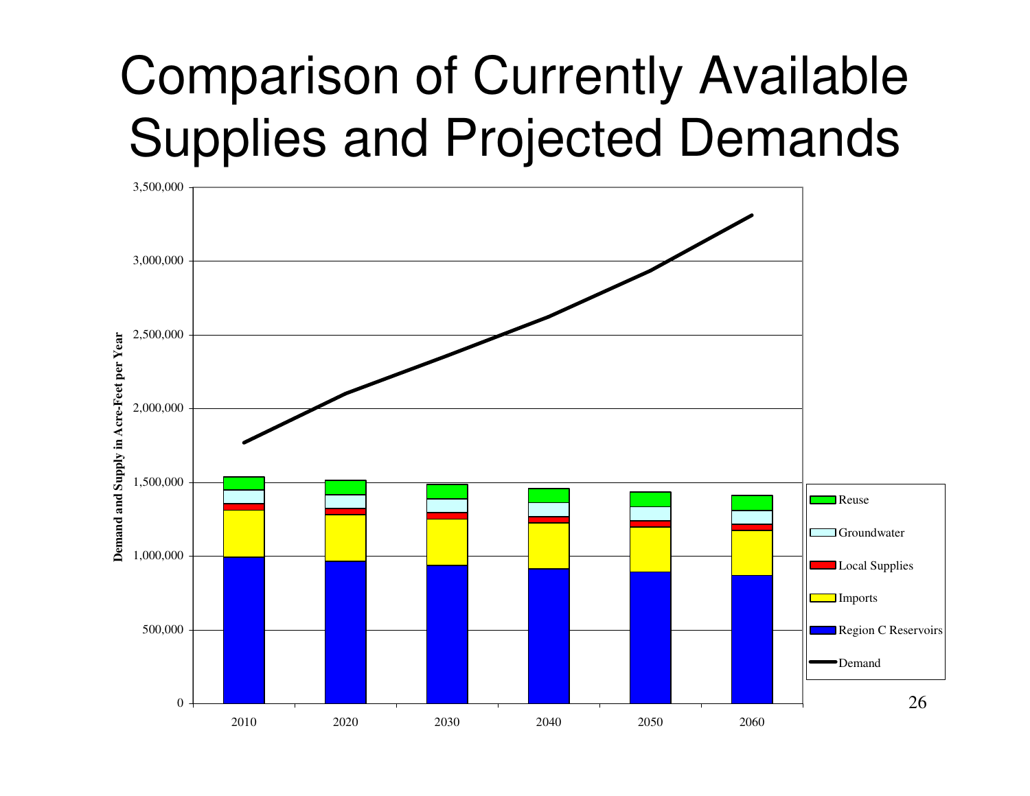# Comparison of Currently Available Supplies and Projected Demands

Demand and Supply in Acre-Feet per Year

3,500,000
3,000,000
2,500,000
2,000,000
1,500,000
1,000,000
500,000
0

2010 2020 2030 2040 2050 2060

Reuse
Groundwater
Local Supplies
Imports
Region C Reservoirs
Demand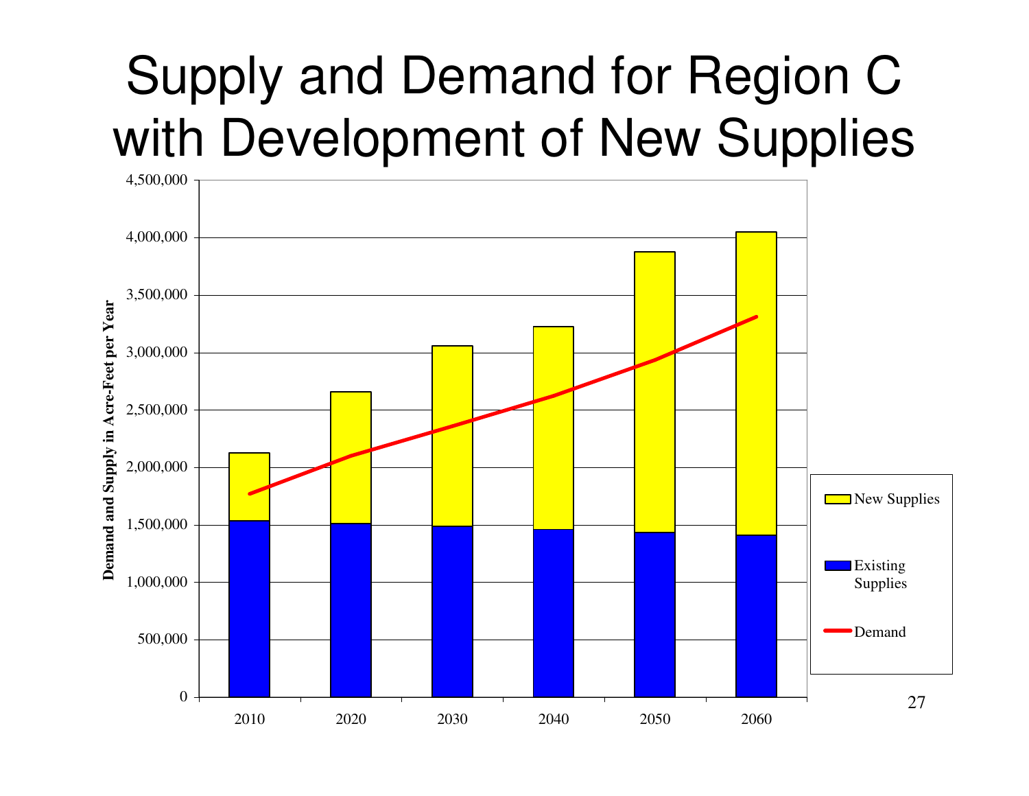# Supply and Demand for Region C with Development of New Supplies

Demand and Supply in Acre-Feet per Year

4,500,000
4,000,000
3,500,000
3,000,000
2,500,000
2,000,000
1,500,000
1,000,000
500,000
0

2010 2020 2030 2040 2050 2060

New Supplies

Existing Supplies

Demand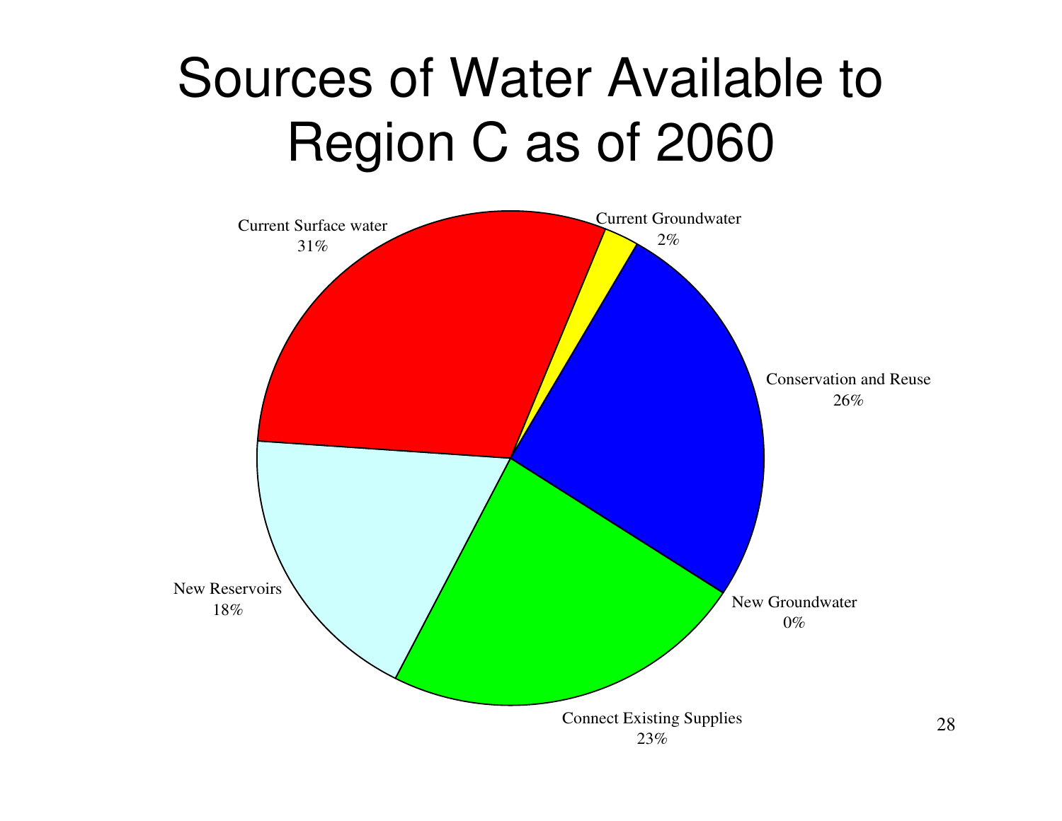# Sources of Water Available to Region C as of 2060

Current Surface water
31%

Current Groundwater
2%

Conservation and Reuse
26%

New Groundwater
0%

Connect Existing Supplies
23%

New Reservoirs
18%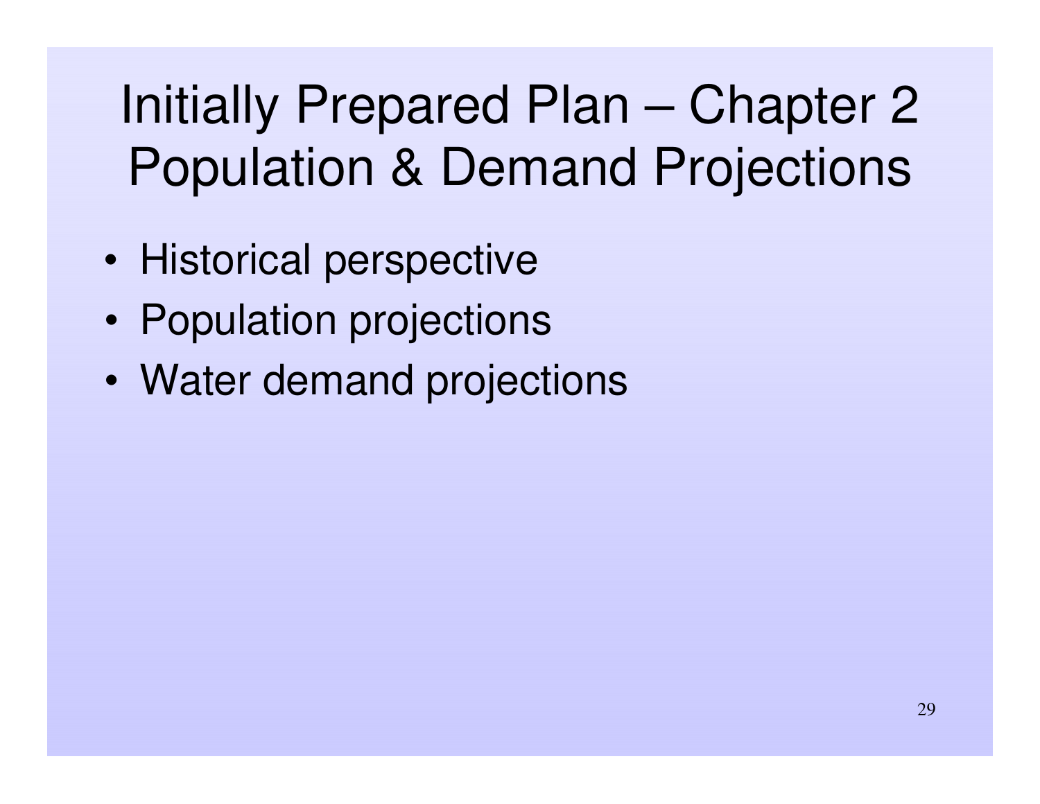# Initially Prepared Plan – Chapter 2 Population & Demand Projections

- Historical perspective
- Population projections
- Water demand projections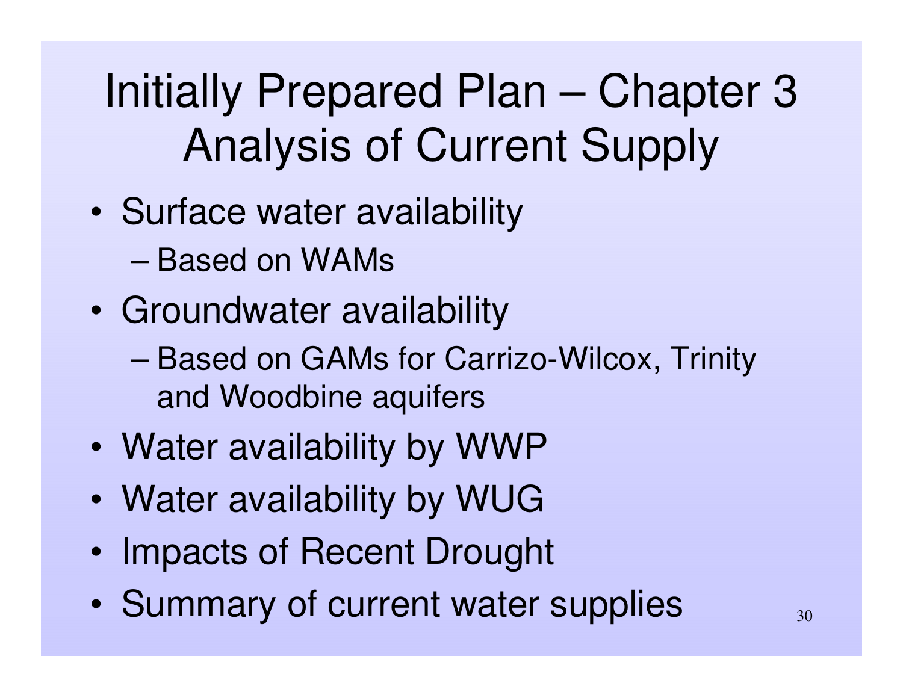# Initially Prepared Plan – Chapter 3 Analysis of Current Supply

- Surface water availability
  - Based on WAMs
- Groundwater availability
  - Based on GAMs for Carrizo-Wilcox, Trinity and Woodbine aquifers
- Water availability by WWP
- Water availability by WUG
- Impacts of Recent Drought
- Summary of current water supplies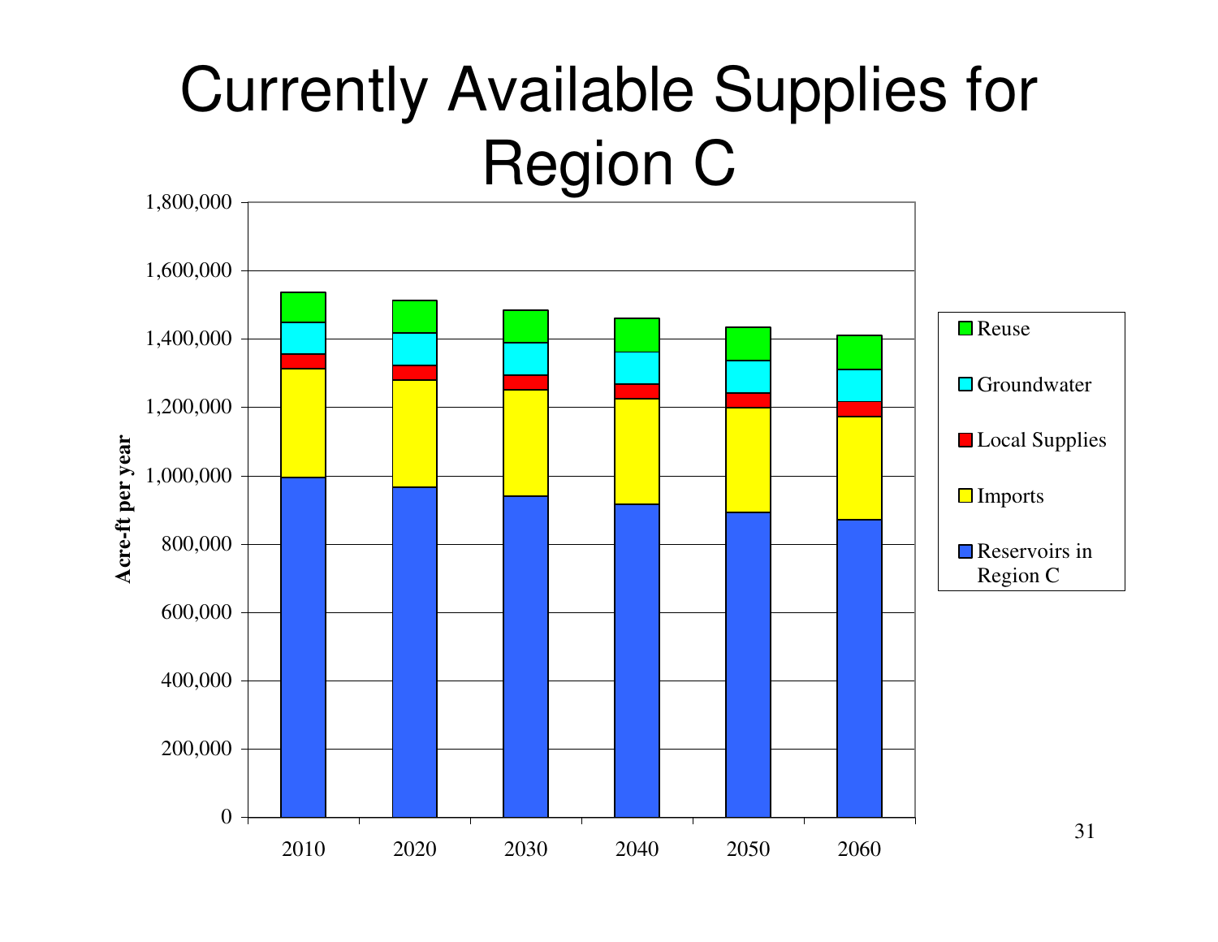# Currently Available Supplies for Region C

Acre-ft per year

1,800,000
1,600,000
1,400,000
1,200,000
1,000,000
800,000
600,000
400,000
200,000
0

2010 2020 2030 2040 2050 2060

- Reuse
- Groundwater
- Local Supplies
- Imports
- Reservoirs in Region C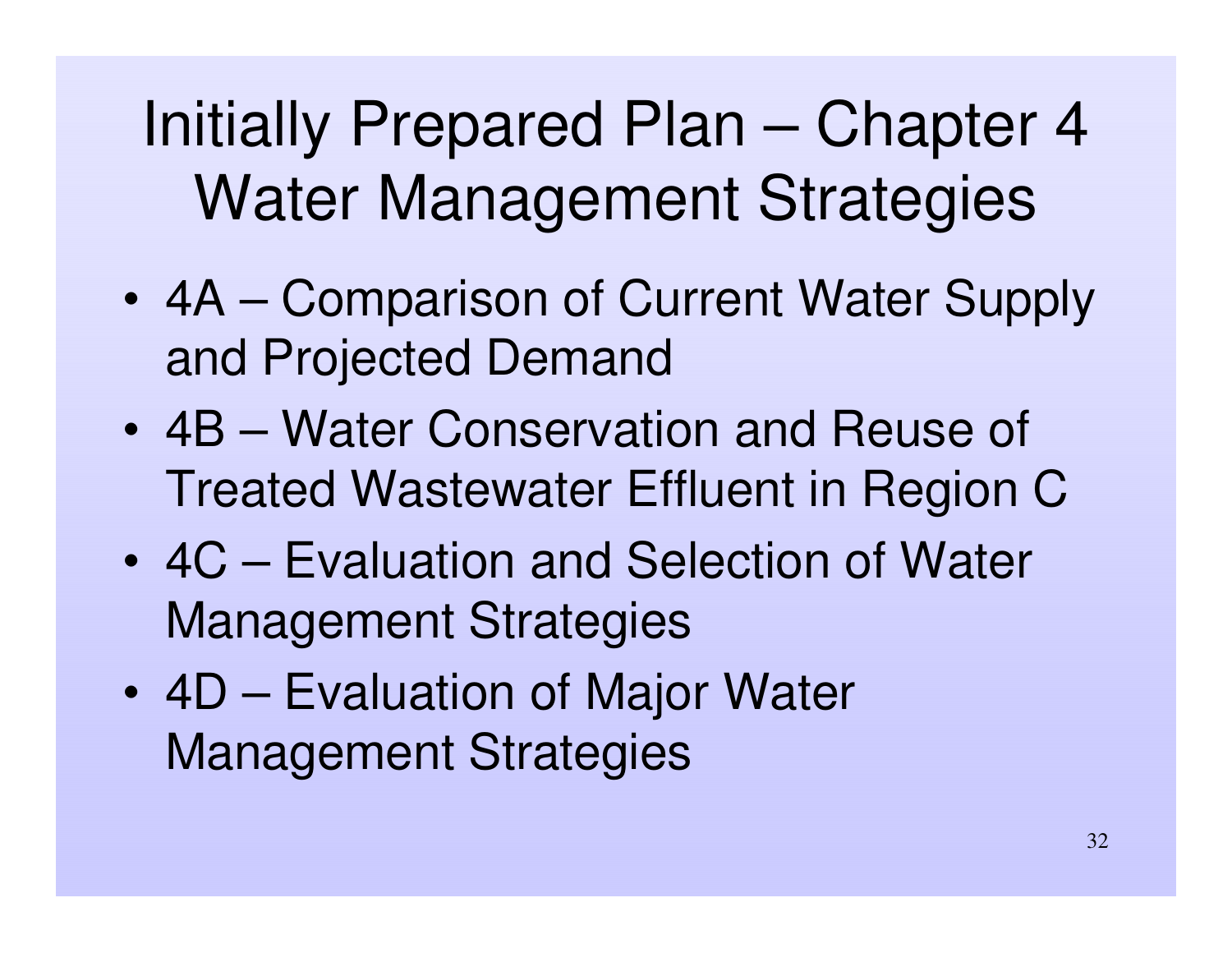# Initially Prepared Plan – Chapter 4 Water Management Strategies

- 4A – Comparison of Current Water Supply and Projected Demand
- 4B – Water Conservation and Reuse of Treated Wastewater Effluent in Region C
- 4C – Evaluation and Selection of Water Management Strategies
- 4D – Evaluation of Major Water Management Strategies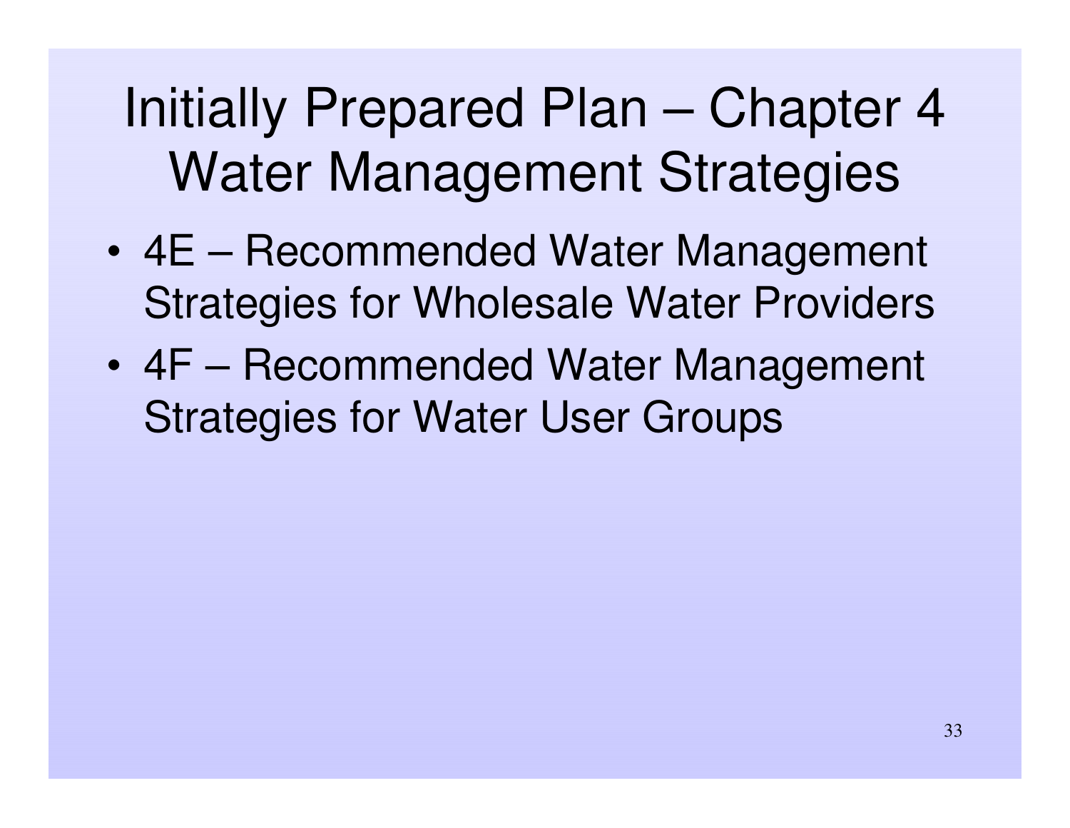# Initially Prepared Plan – Chapter 4 Water Management Strategies

- 4E – Recommended Water Management Strategies for Wholesale Water Providers
- 4F – Recommended Water Management Strategies for Water User Groups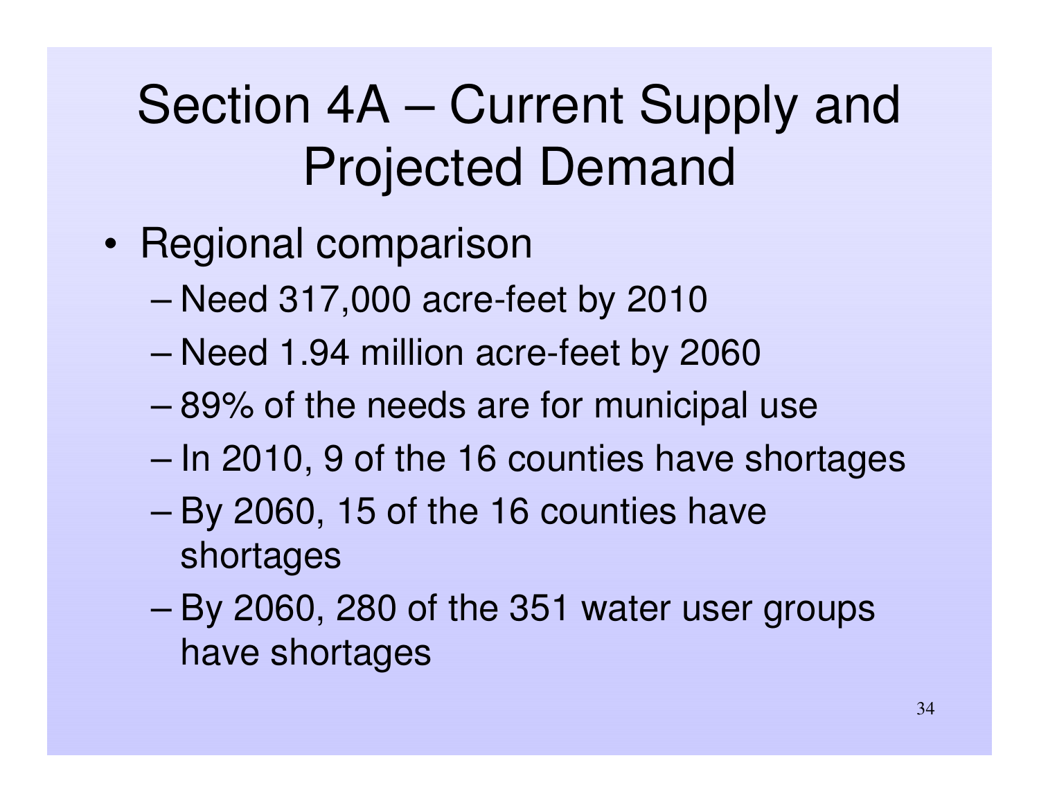# Section 4A – Current Supply and Projected Demand

- Regional comparison
  - Need 317,000 acre-feet by 2010
  - Need 1.94 million acre-feet by 2060
  - 89% of the needs are for municipal use
  - In 2010, 9 of the 16 counties have shortages
  - By 2060, 15 of the 16 counties have shortages
  - By 2060, 280 of the 351 water user groups have shortages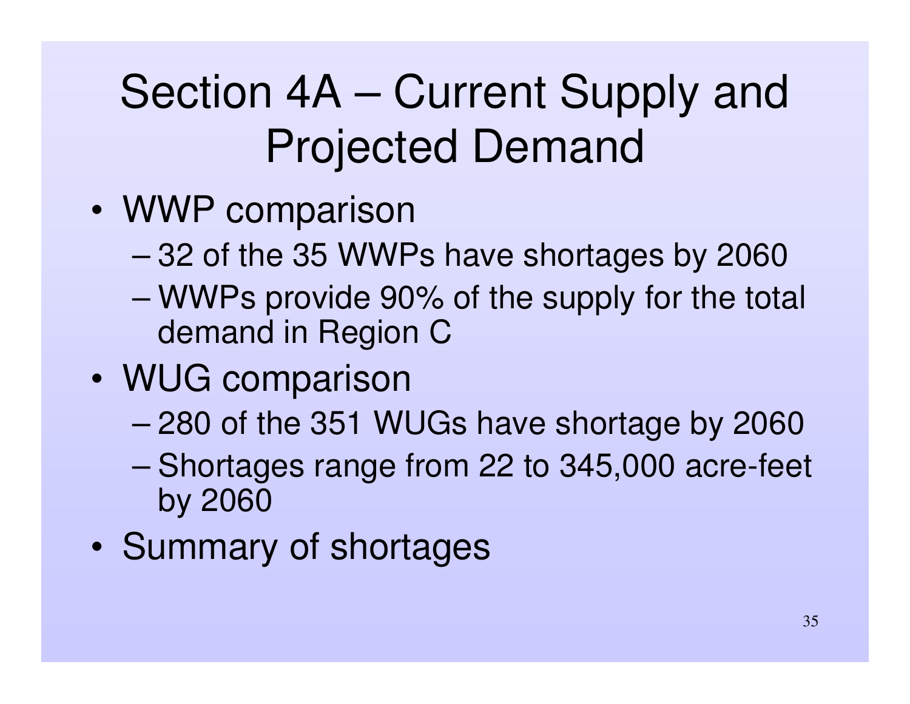# Section 4A – Current Supply and Projected Demand

- WWP comparison
  - 32 of the 35 WWPs have shortages by 2060
  - WWPs provide 90% of the supply for the total demand in Region C
- WUG comparison
  - 280 of the 351 WUGs have shortage by 2060
  - Shortages range from 22 to 345,000 acre-feet by 2060
- Summary of shortages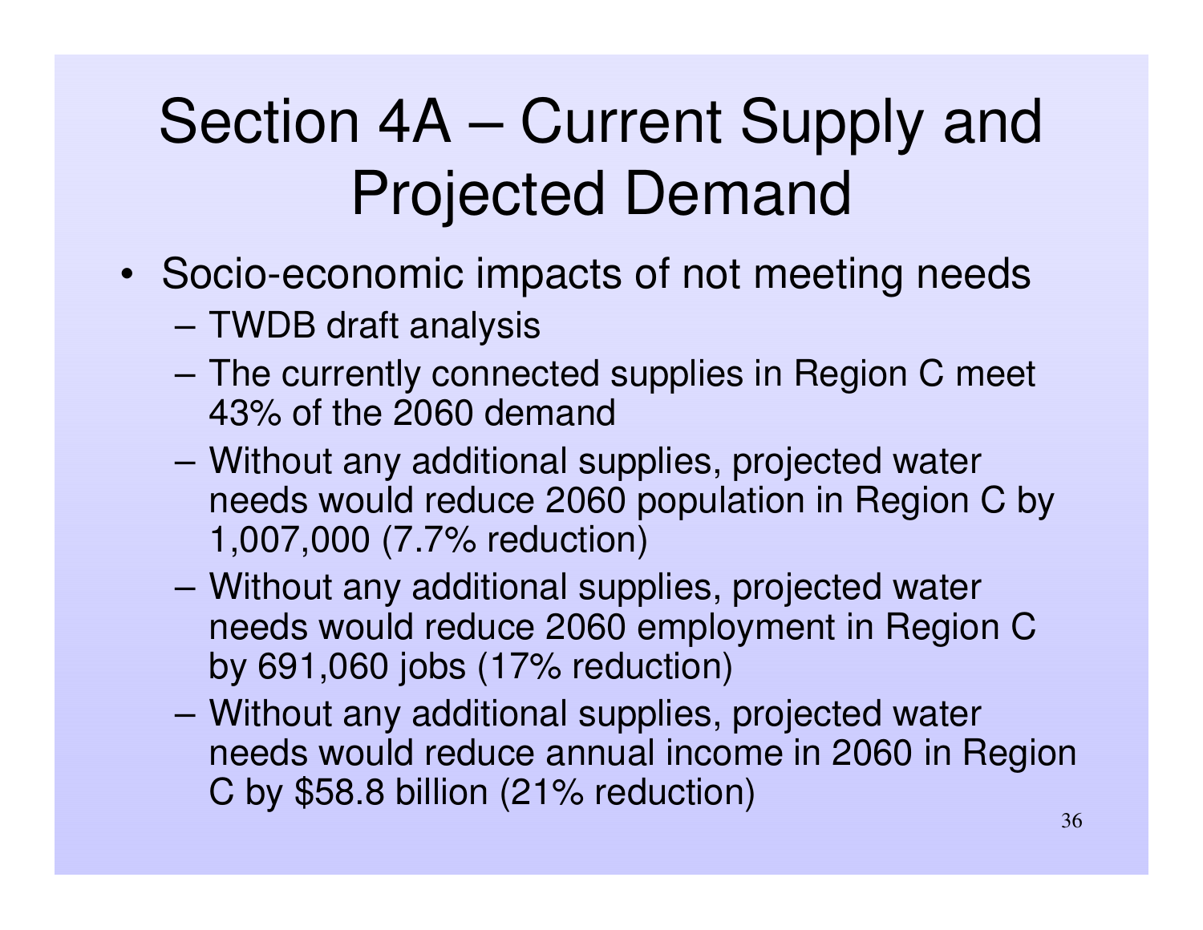# Section 4A – Current Supply and Projected Demand

- Socio-economic impacts of not meeting needs
  - TWDB draft analysis
  - The currently connected supplies in Region C meet 43% of the 2060 demand
  - Without any additional supplies, projected water needs would reduce 2060 population in Region C by 1,007,000 (7.7% reduction)
  - Without any additional supplies, projected water needs would reduce 2060 employment in Region C by 691,060 jobs (17% reduction)
  - Without any additional supplies, projected water needs would reduce annual income in 2060 in Region C by $58.8 billion (21% reduction)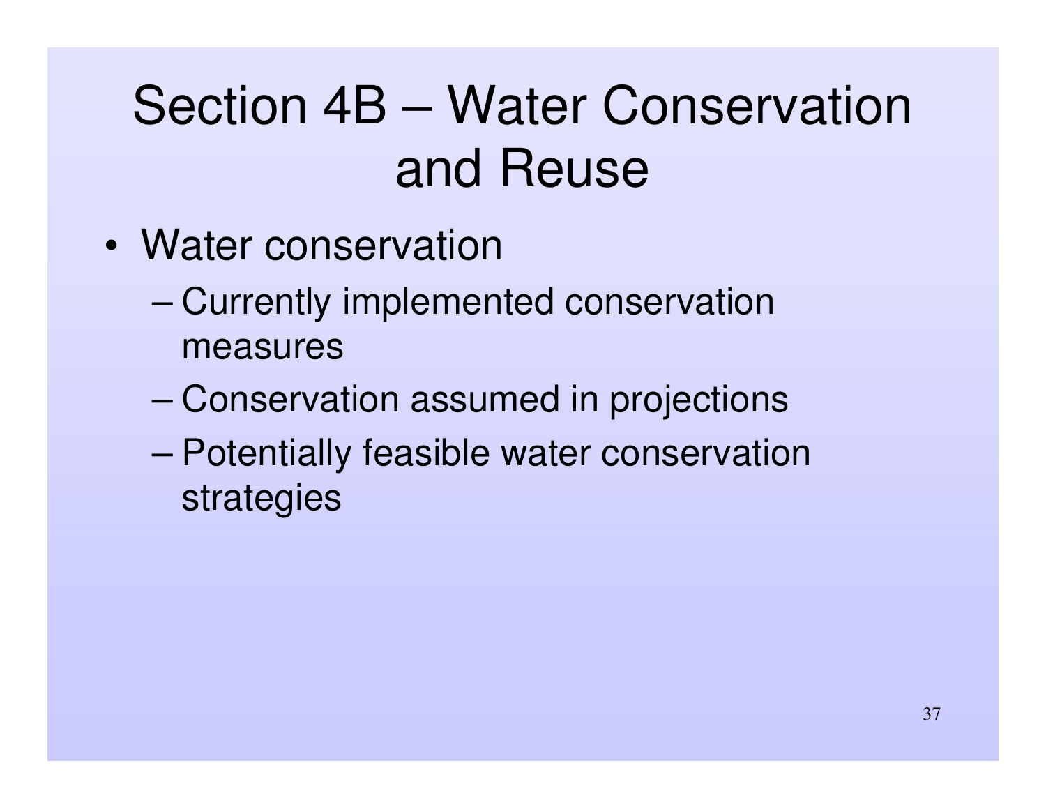# Section 4B – Water Conservation and Reuse

- Water conservation
  - Currently implemented conservation measures
  - Conservation assumed in projections
  - Potentially feasible water conservation strategies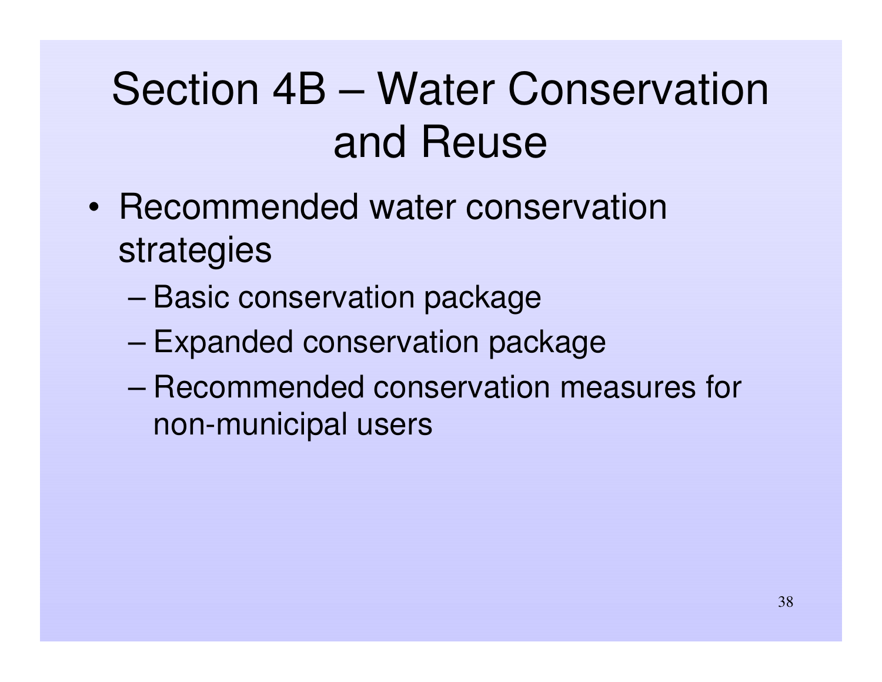# Section 4B – Water Conservation and Reuse

- Recommended water conservation strategies
  - Basic conservation package
  - Expanded conservation package
  - Recommended conservation measures for non-municipal users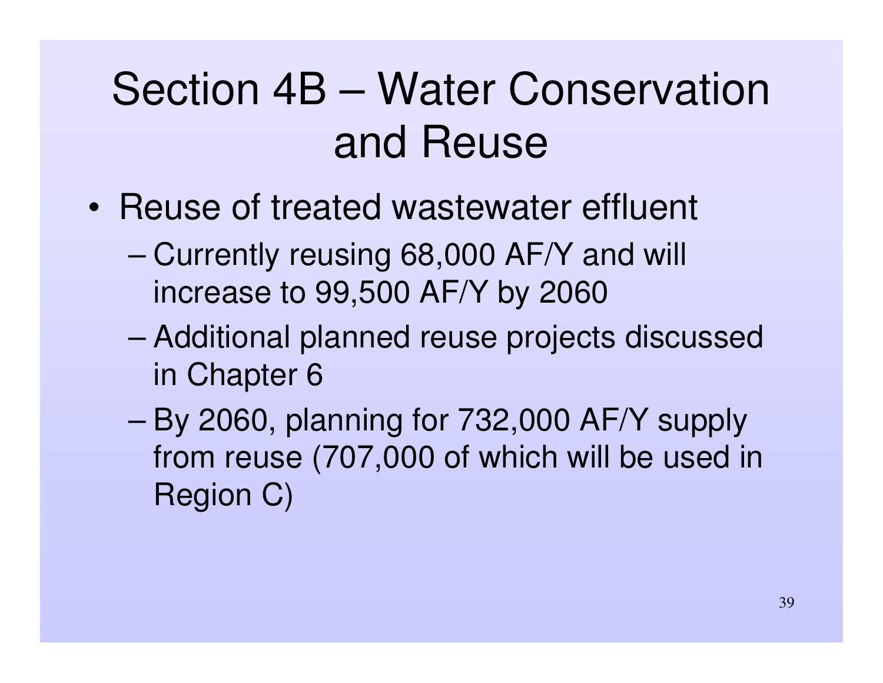# Section 4B – Water Conservation and Reuse

- Reuse of treated wastewater effluent
  - Currently reusing 68,000 AF/Y and will increase to 99,500 AF/Y by 2060
  - Additional planned reuse projects discussed in Chapter 6
  - By 2060, planning for 732,000 AF/Y supply from reuse (707,000 of which will be used in Region C)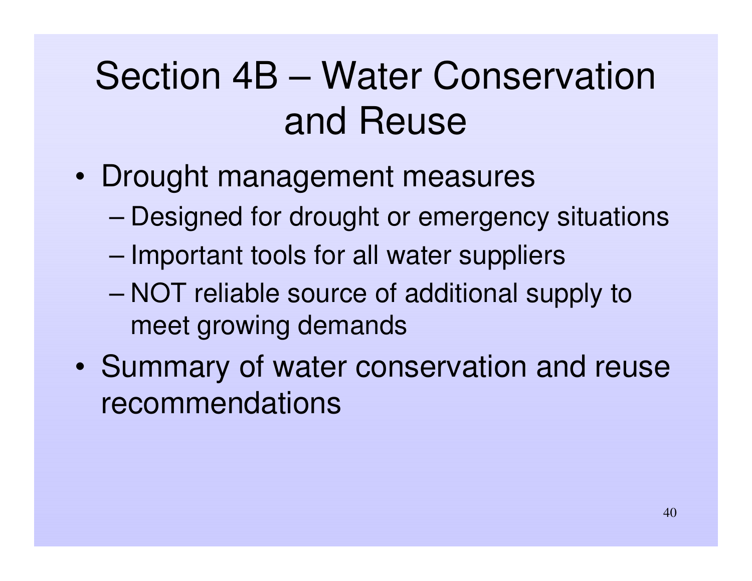# Section 4B – Water Conservation and Reuse

- Drought management measures
  - Designed for drought or emergency situations
  - Important tools for all water suppliers
  - NOT reliable source of additional supply to meet growing demands
- Summary of water conservation and reuse recommendations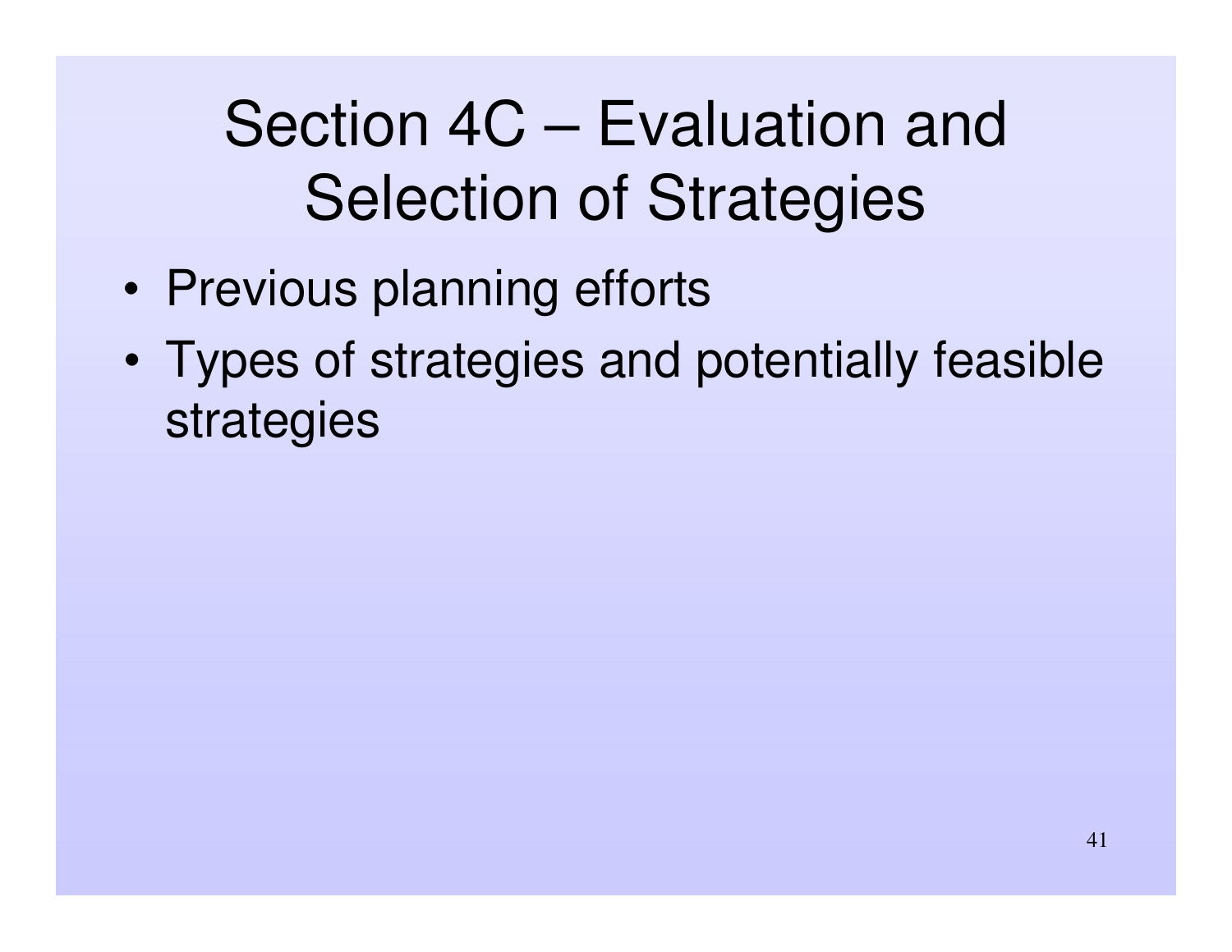# Section 4C – Evaluation and Selection of Strategies

- Previous planning efforts
- Types of strategies and potentially feasible strategies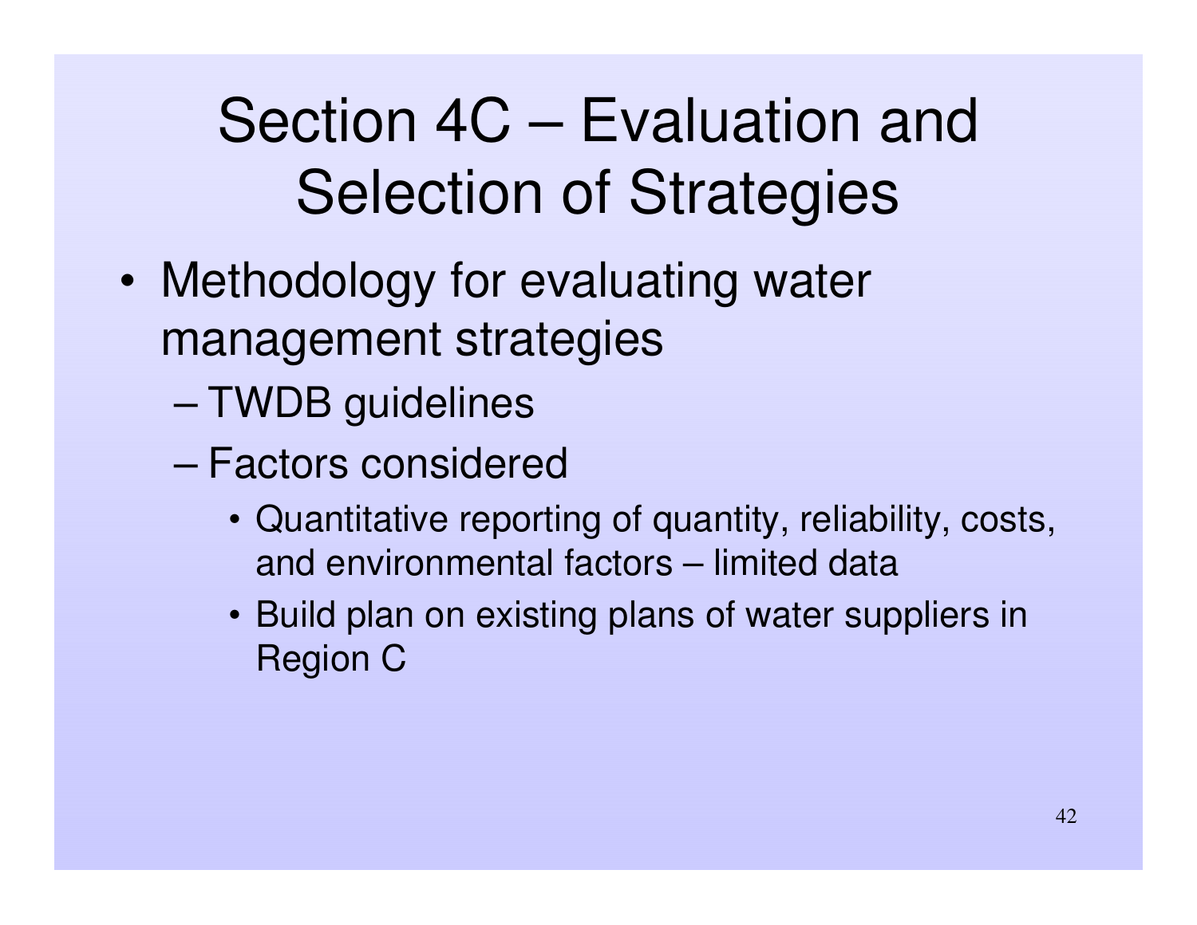# Section 4C – Evaluation and Selection of Strategies

- Methodology for evaluating water management strategies
  - TWDB guidelines
  - Factors considered
    - Quantitative reporting of quantity, reliability, costs, and environmental factors – limited data
    - Build plan on existing plans of water suppliers in Region C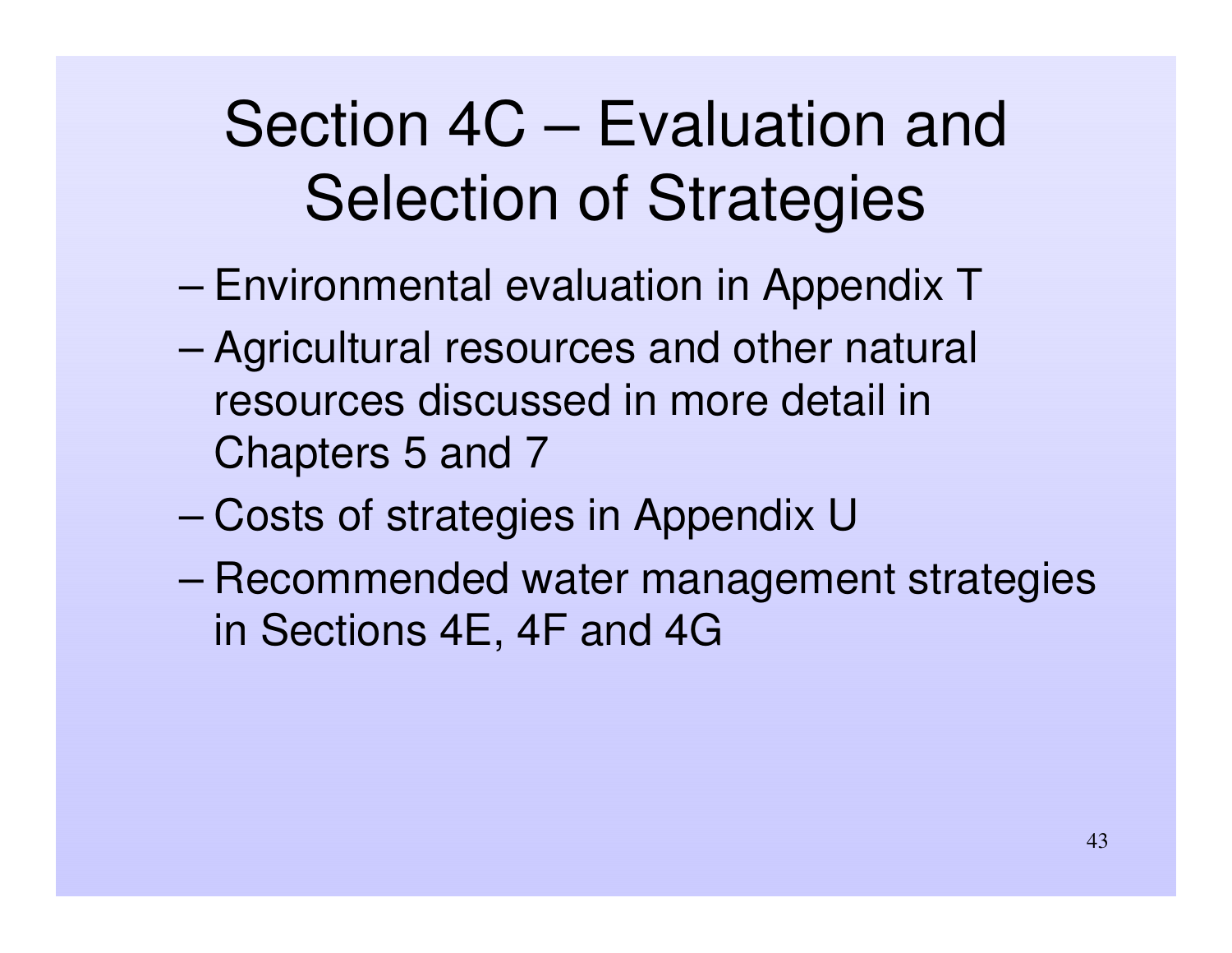# Section 4C – Evaluation and Selection of Strategies

- Environmental evaluation in Appendix T
- Agricultural resources and other natural resources discussed in more detail in Chapters 5 and 7
- Costs of strategies in Appendix U
- Recommended water management strategies in Sections 4E, 4F and 4G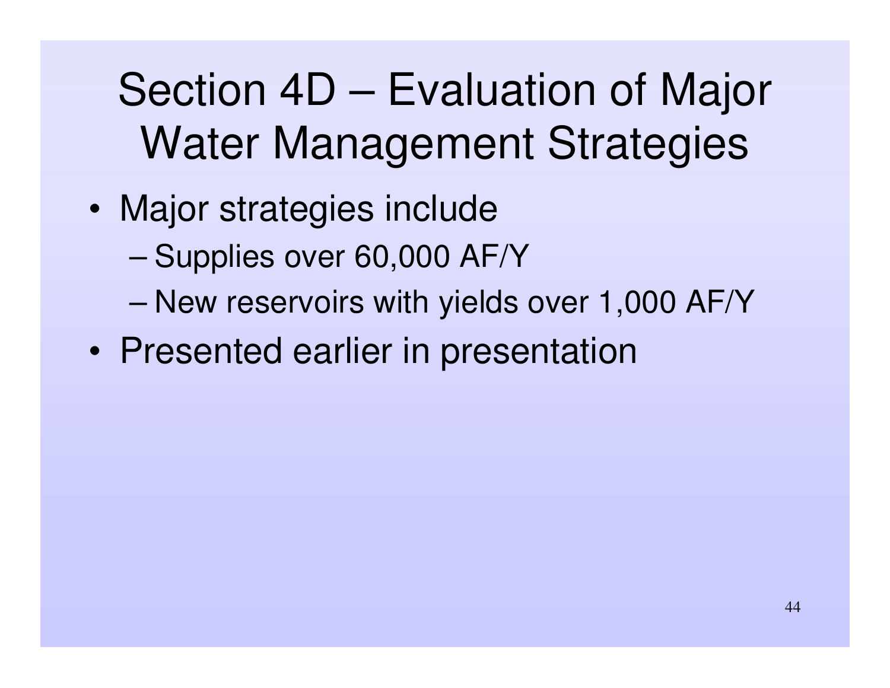# Section 4D – Evaluation of Major Water Management Strategies

- Major strategies include
  - Supplies over 60,000 AF/Y
  - New reservoirs with yields over 1,000 AF/Y
- Presented earlier in presentation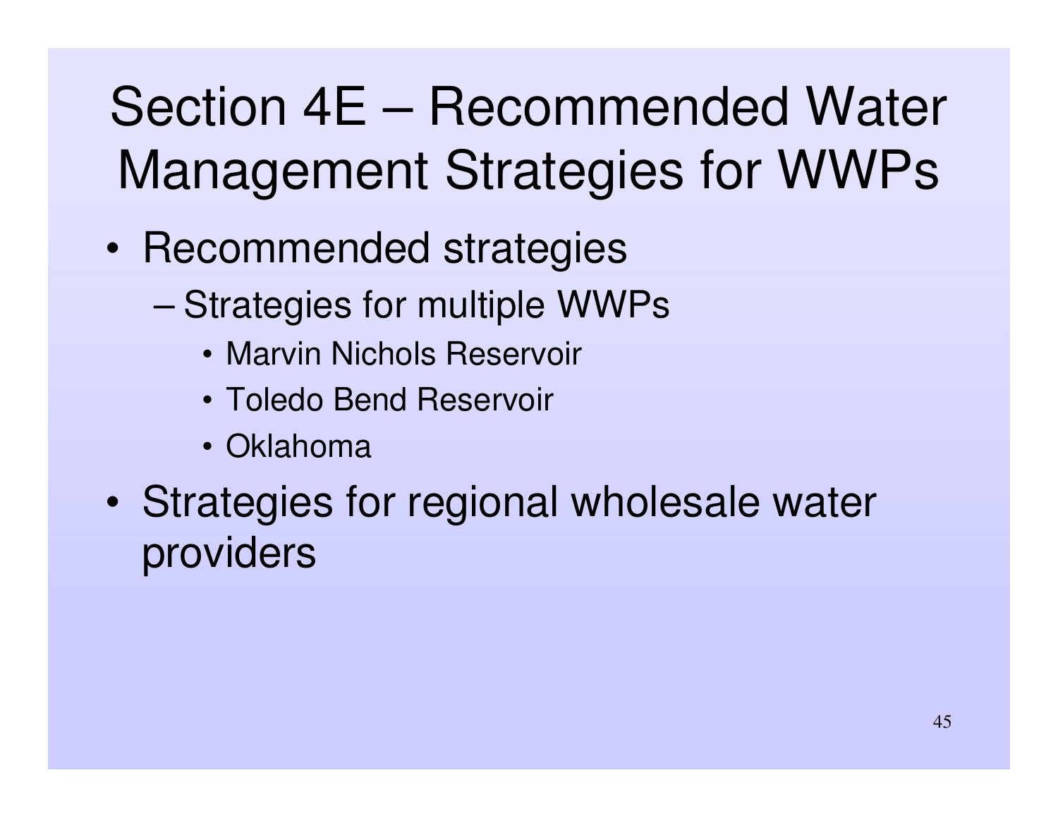# Section 4E – Recommended Water Management Strategies for WWPs

- Recommended strategies
  - Strategies for multiple WWPs
    - Marvin Nichols Reservoir
    - Toledo Bend Reservoir
    - Oklahoma
- Strategies for regional wholesale water providers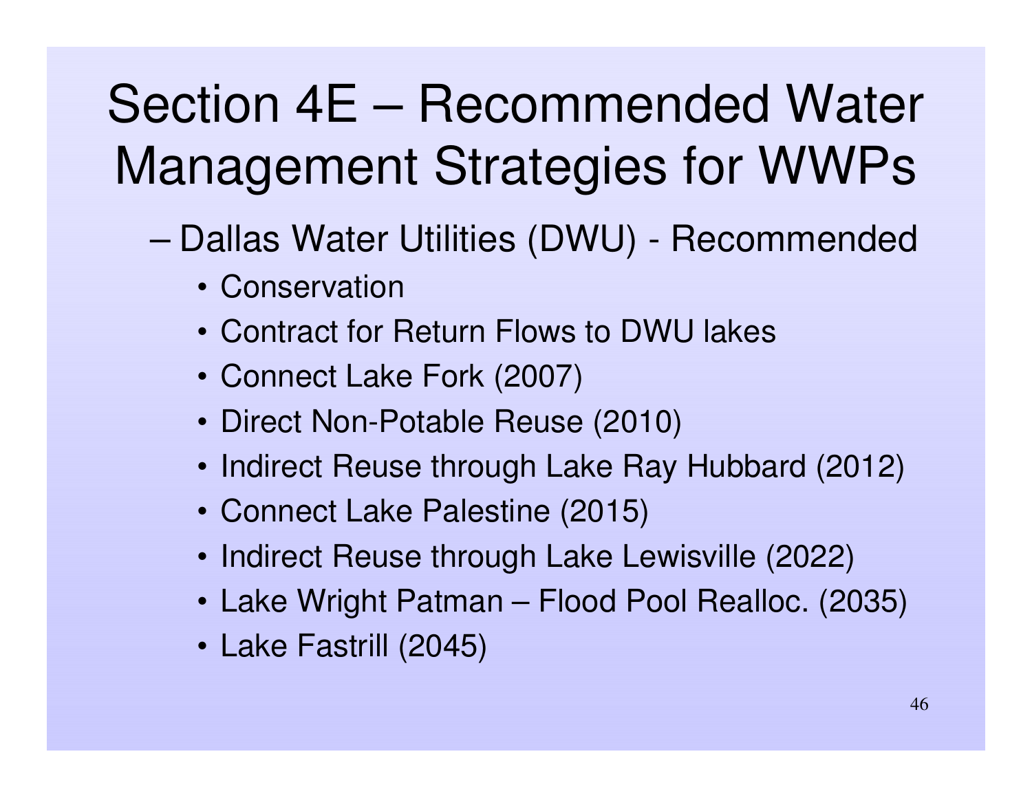# Section 4E – Recommended Water Management Strategies for WWPs

- Dallas Water Utilities (DWU) - Recommended
  - Conservation
  - Contract for Return Flows to DWU lakes
  - Connect Lake Fork (2007)
  - Direct Non-Potable Reuse (2010)
  - Indirect Reuse through Lake Ray Hubbard (2012)
  - Connect Lake Palestine (2015)
  - Indirect Reuse through Lake Lewisville (2022)
  - Lake Wright Patman – Flood Pool Realloc. (2035)
  - Lake Fastrill (2045)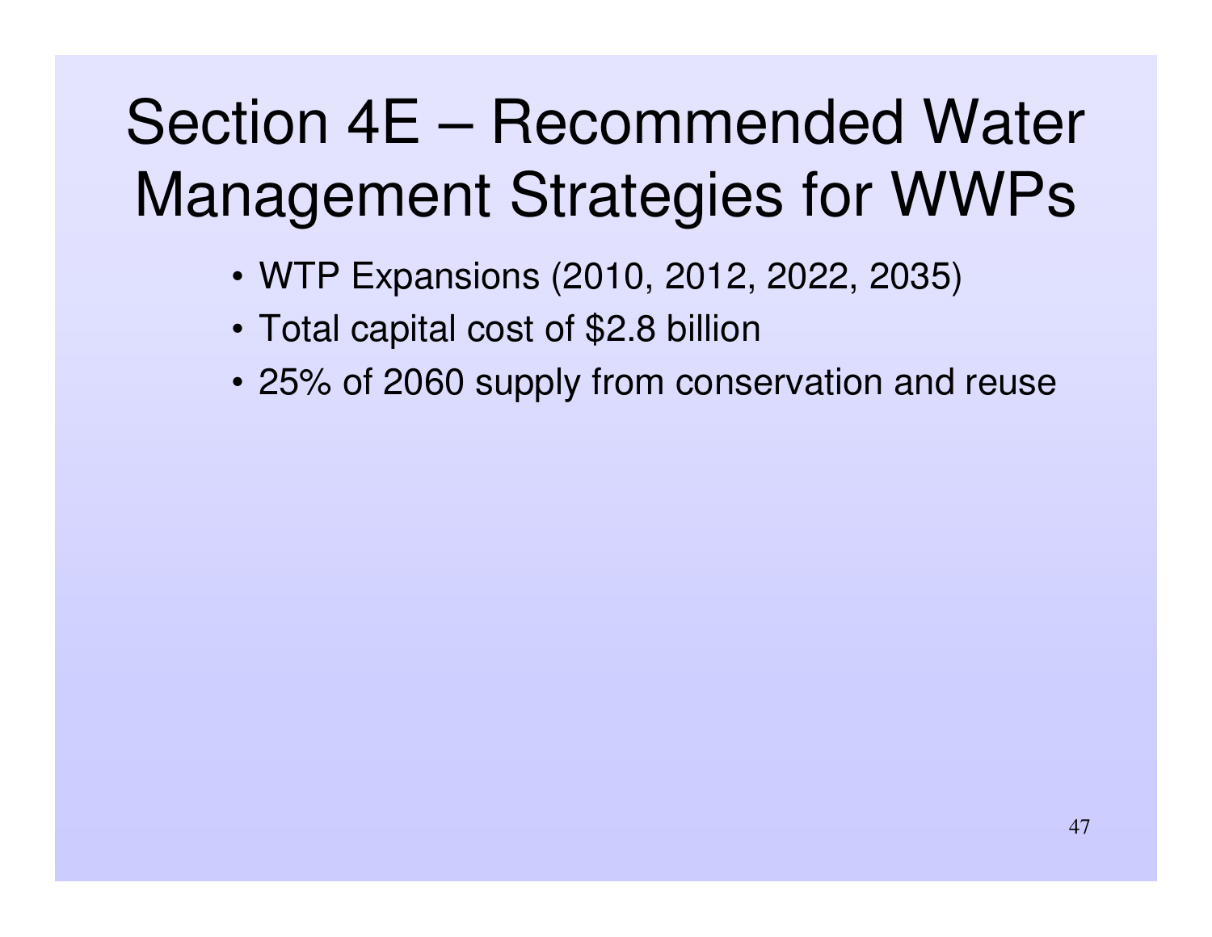# Section 4E – Recommended Water Management Strategies for WWPs

- WTP Expansions (2010, 2012, 2022, 2035)
- Total capital cost of $2.8 billion
- 25% of 2060 supply from conservation and reuse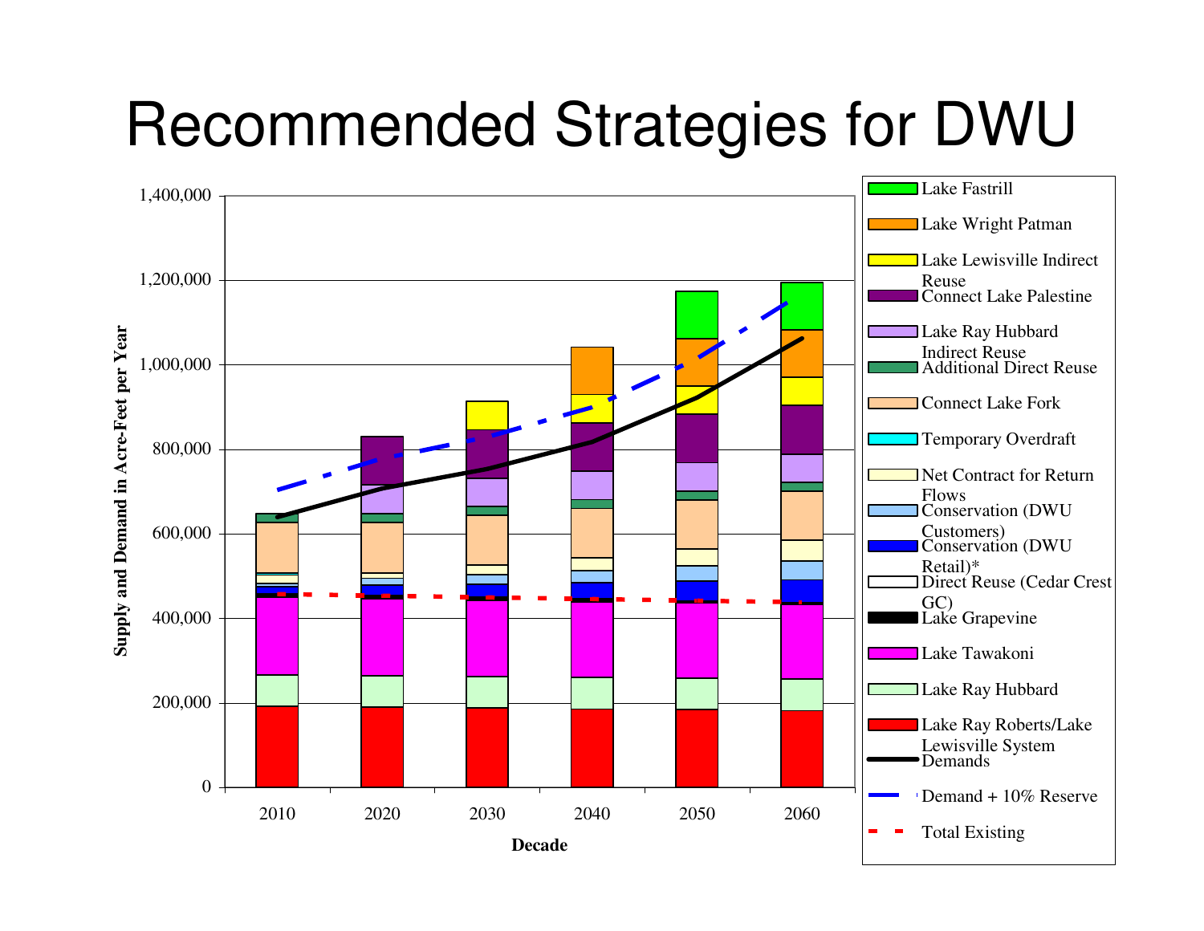# Recommended Strategies for DWU

Supply and Demand in Acre-Feet per Year

1,400,000
1,200,000
1,000,000
800,000
600,000
400,000
200,000
0

2010 2020 2030 2040 2050 2060

Decade

- Lake Fastrill
- Lake Wright Patman
- Lake Lewisville Indirect Reuse
- Connect Lake Palestine
- Lake Ray Hubbard Indirect Reuse
- Additional Direct Reuse
- Connect Lake Fork
- Temporary Overdraft
- Net Contract for Return Flows
- Conservation (DWU Customers)
- Conservation (DWU Retail)*
- Direct Reuse (Cedar Crest GC)
- Lake Grapevine
- Lake Tawakoni
- Lake Ray Hubbard
- Lake Ray Roberts/Lake Lewisville System
- Demands
- Demand + 10% Reserve
- Total Existing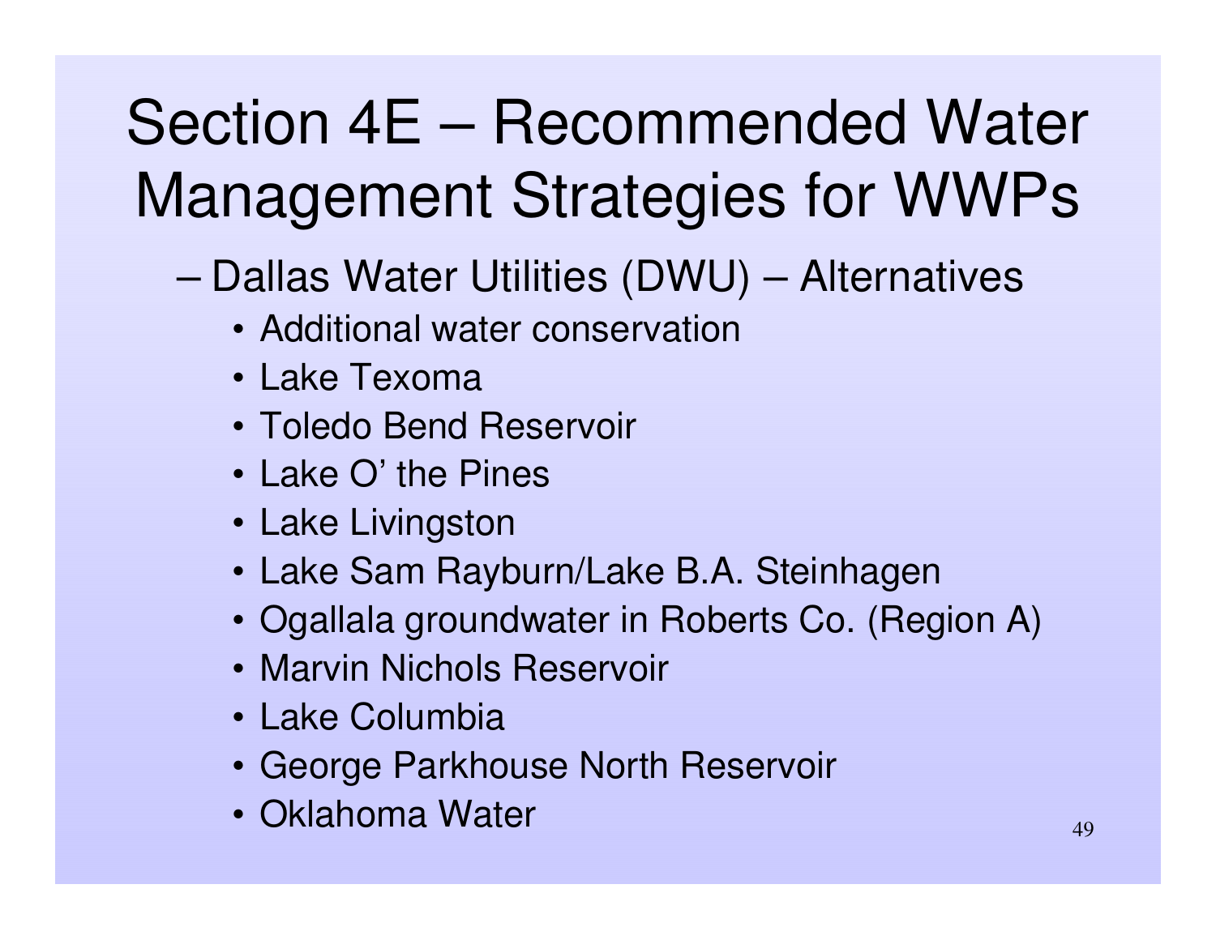# Section 4E – Recommended Water Management Strategies for WWPs

- Dallas Water Utilities (DWU) – Alternatives
  - Additional water conservation
  - Lake Texoma
  - Toledo Bend Reservoir
  - Lake O' the Pines
  - Lake Livingston
  - Lake Sam Rayburn/Lake B.A. Steinhagen
  - Ogallala groundwater in Roberts Co. (Region A)
  - Marvin Nichols Reservoir
  - Lake Columbia
  - George Parkhouse North Reservoir
  - Oklahoma Water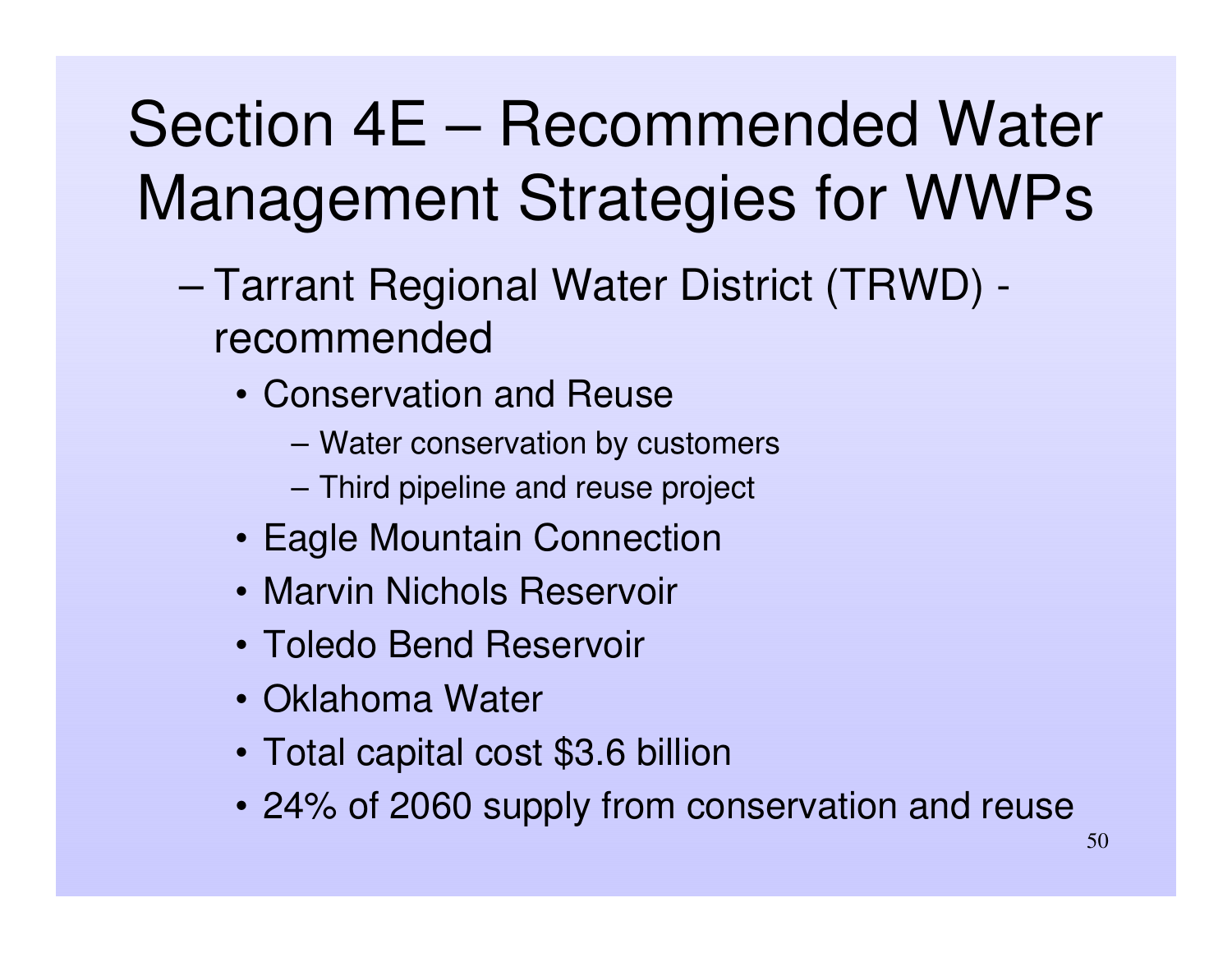# Section 4E – Recommended Water Management Strategies for WWPs

- Tarrant Regional Water District (TRWD) - recommended
  - Conservation and Reuse
    - Water conservation by customers
    - Third pipeline and reuse project
  - Eagle Mountain Connection
  - Marvin Nichols Reservoir
  - Toledo Bend Reservoir
  - Oklahoma Water
  - Total capital cost $3.6 billion
  - 24% of 2060 supply from conservation and reuse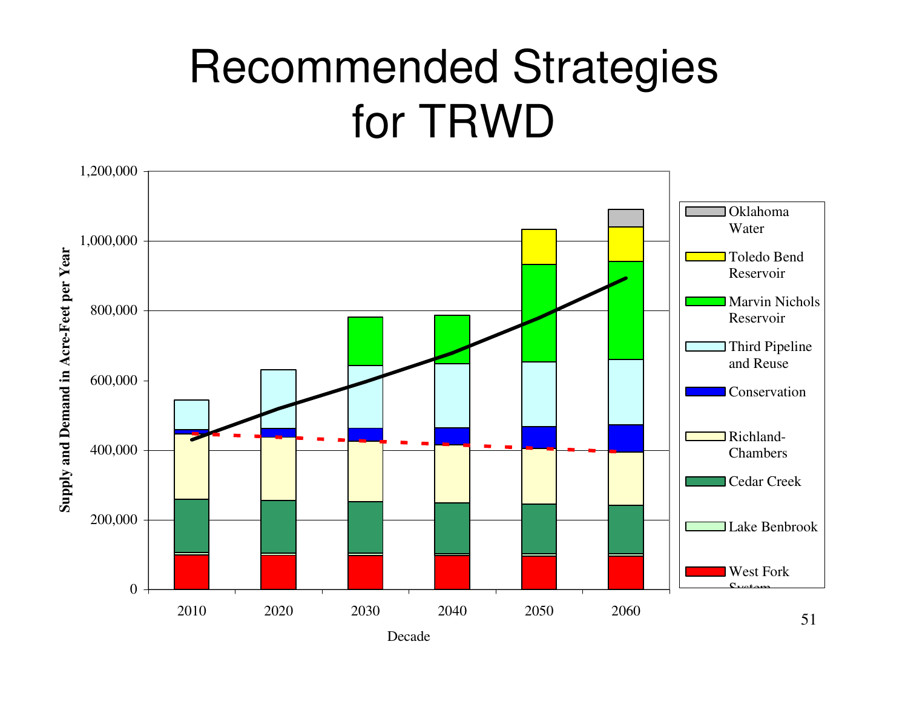# Recommended Strategies for TRWD

Supply and Demand in Acre-Feet per Year

1,200,000
1,000,000
800,000
600,000
400,000
200,000
0

2010 2020 2030 2040 2050 2060

Decade

- Oklahoma Water
- Toledo Bend Reservoir
- Marvin Nichols Reservoir
- Third Pipeline and Reuse
- Conservation
- Richland-Chambers
- Cedar Creek
- Lake Benbrook
- West Fork System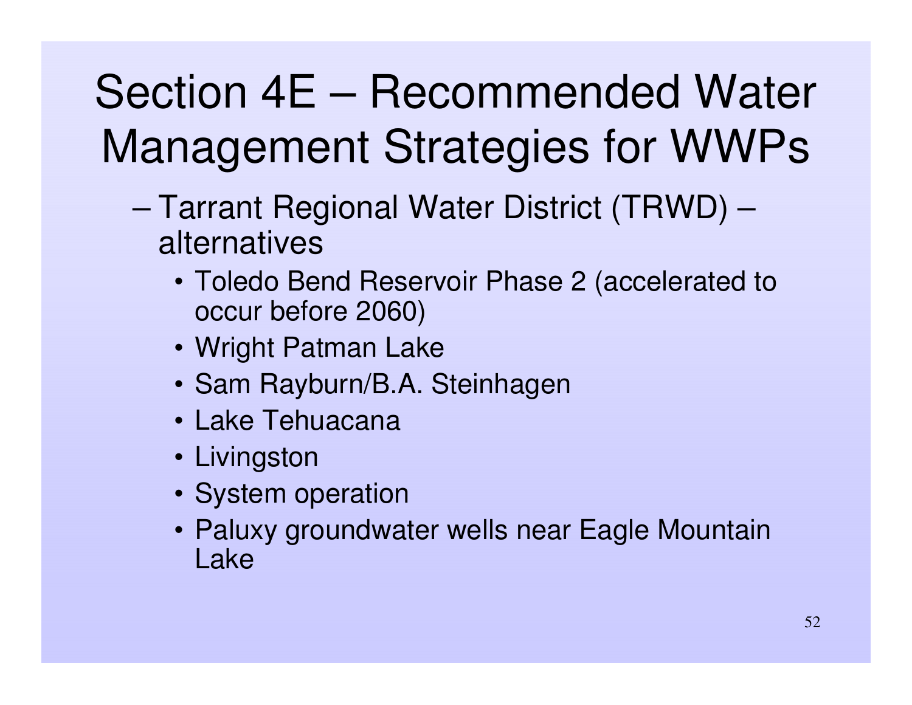# Section 4E – Recommended Water Management Strategies for WWPs

- Tarrant Regional Water District (TRWD) – alternatives
  - Toledo Bend Reservoir Phase 2 (accelerated to occur before 2060)
  - Wright Patman Lake
  - Sam Rayburn/B.A. Steinhagen
  - Lake Tehuacana
  - Livingston
  - System operation
  - Paluxy groundwater wells near Eagle Mountain Lake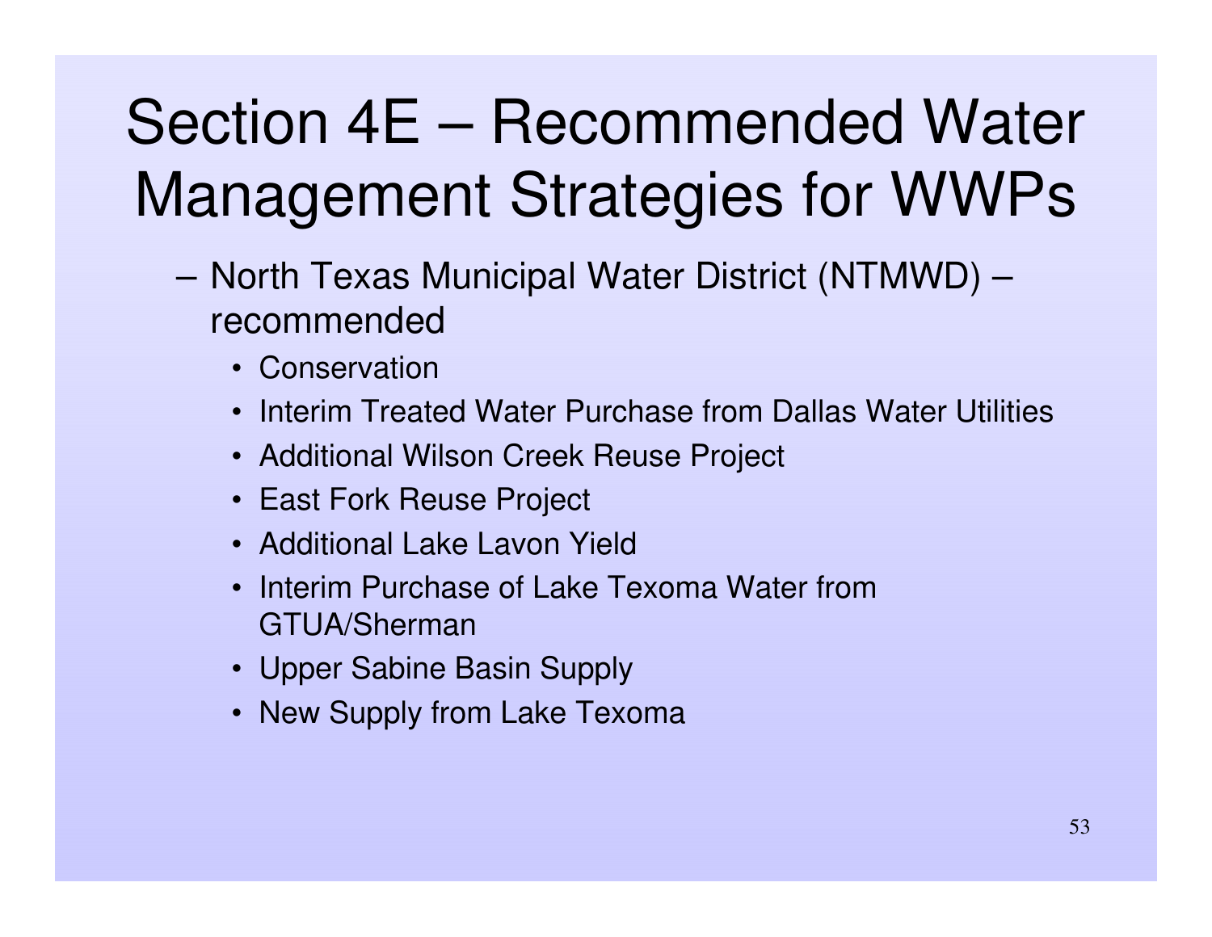# Section 4E – Recommended Water Management Strategies for WWPs

- North Texas Municipal Water District (NTMWD) – recommended
  - Conservation
  - Interim Treated Water Purchase from Dallas Water Utilities
  - Additional Wilson Creek Reuse Project
  - East Fork Reuse Project
  - Additional Lake Lavon Yield
  - Interim Purchase of Lake Texoma Water from GTUA/Sherman
  - Upper Sabine Basin Supply
  - New Supply from Lake Texoma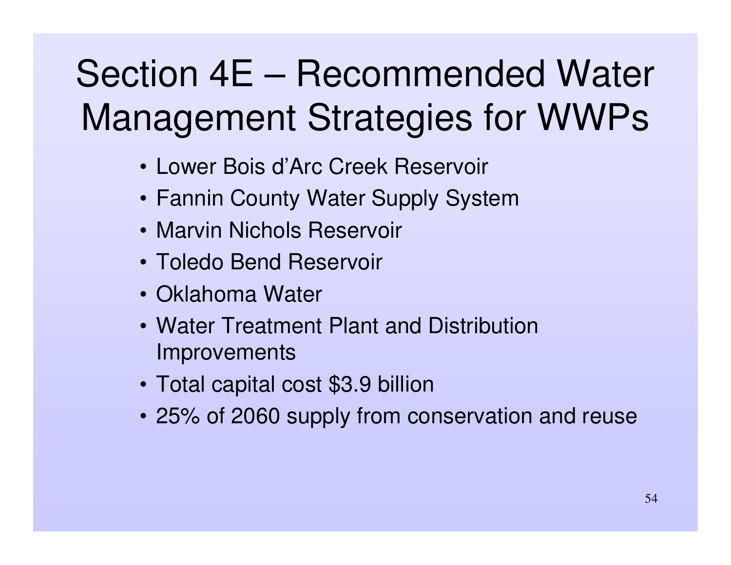# Section 4E – Recommended Water Management Strategies for WWPs

- Lower Bois d'Arc Creek Reservoir
- Fannin County Water Supply System
- Marvin Nichols Reservoir
- Toledo Bend Reservoir
- Oklahoma Water
- Water Treatment Plant and Distribution Improvements
- Total capital cost $3.9 billion
- 25% of 2060 supply from conservation and reuse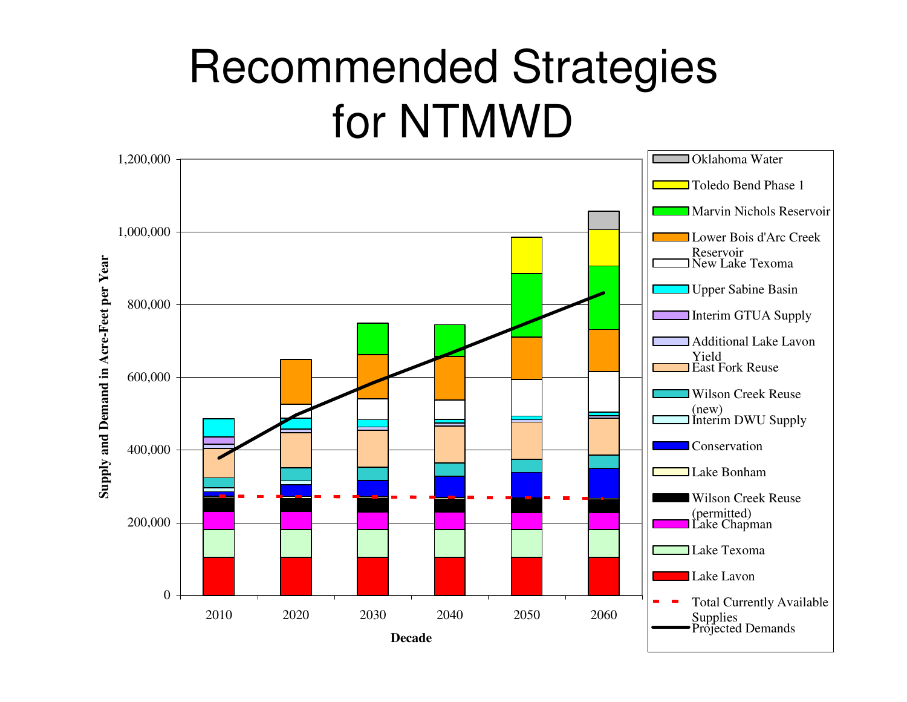# Recommended Strategies for NTMWD

Supply and Demand in Acre-Feet per Year

1,200,000
1,000,000
800,000
600,000
400,000
200,000
0

2010 2020 2030 2040 2050 2060

Decade

- Oklahoma Water
- Toledo Bend Phase 1
- Marvin Nichols Reservoir
- Lower Bois d'Arc Creek Reservoir
- New Lake Texoma
- Upper Sabine Basin
- Interim GTUA Supply
- Additional Lake Lavon Yield
- East Fork Reuse
- Wilson Creek Reuse (new)
- Interim DWU Supply
- Conservation
- Lake Bonham
- Wilson Creek Reuse (permitted)
- Lake Chapman
- Lake Texoma
- Lake Lavon
- Total Currently Available Supplies
- Projected Demands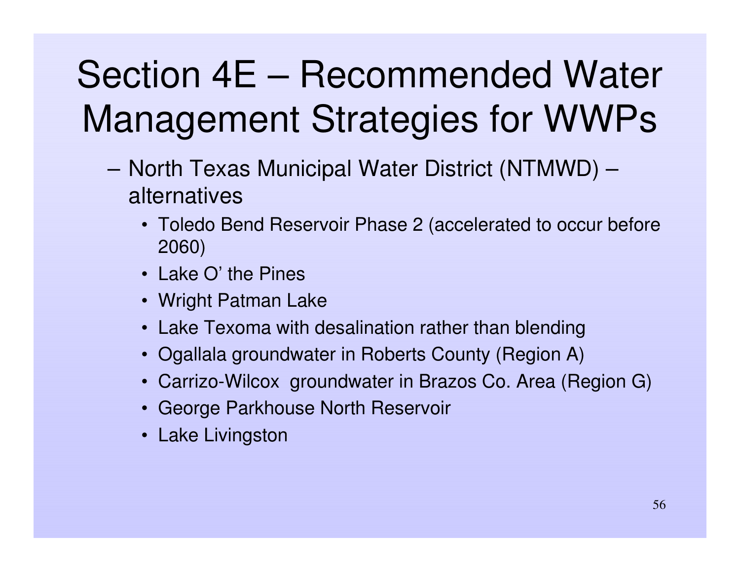# Section 4E – Recommended Water Management Strategies for WWPs

- North Texas Municipal Water District (NTMWD) – alternatives
  - Toledo Bend Reservoir Phase 2 (accelerated to occur before 2060)
  - Lake O' the Pines
  - Wright Patman Lake
  - Lake Texoma with desalination rather than blending
  - Ogallala groundwater in Roberts County (Region A)
  - Carrizo-Wilcox groundwater in Brazos Co. Area (Region G)
  - George Parkhouse North Reservoir
  - Lake Livingston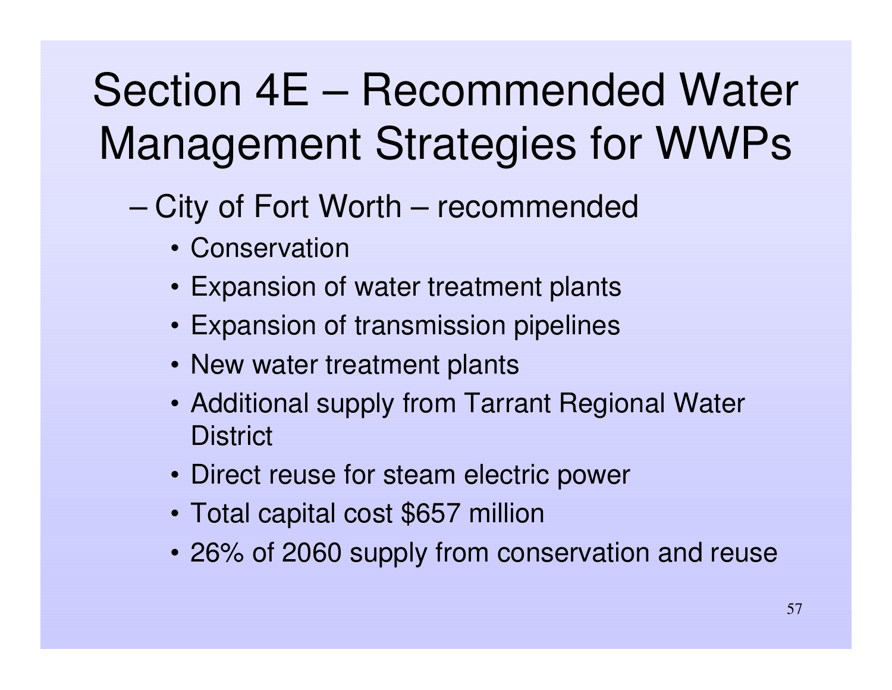# Section 4E – Recommended Water Management Strategies for WWPs

- City of Fort Worth – recommended
  - Conservation
  - Expansion of water treatment plants
  - Expansion of transmission pipelines
  - New water treatment plants
  - Additional supply from Tarrant Regional Water District
  - Direct reuse for steam electric power
  - Total capital cost $657 million
  - 26% of 2060 supply from conservation and reuse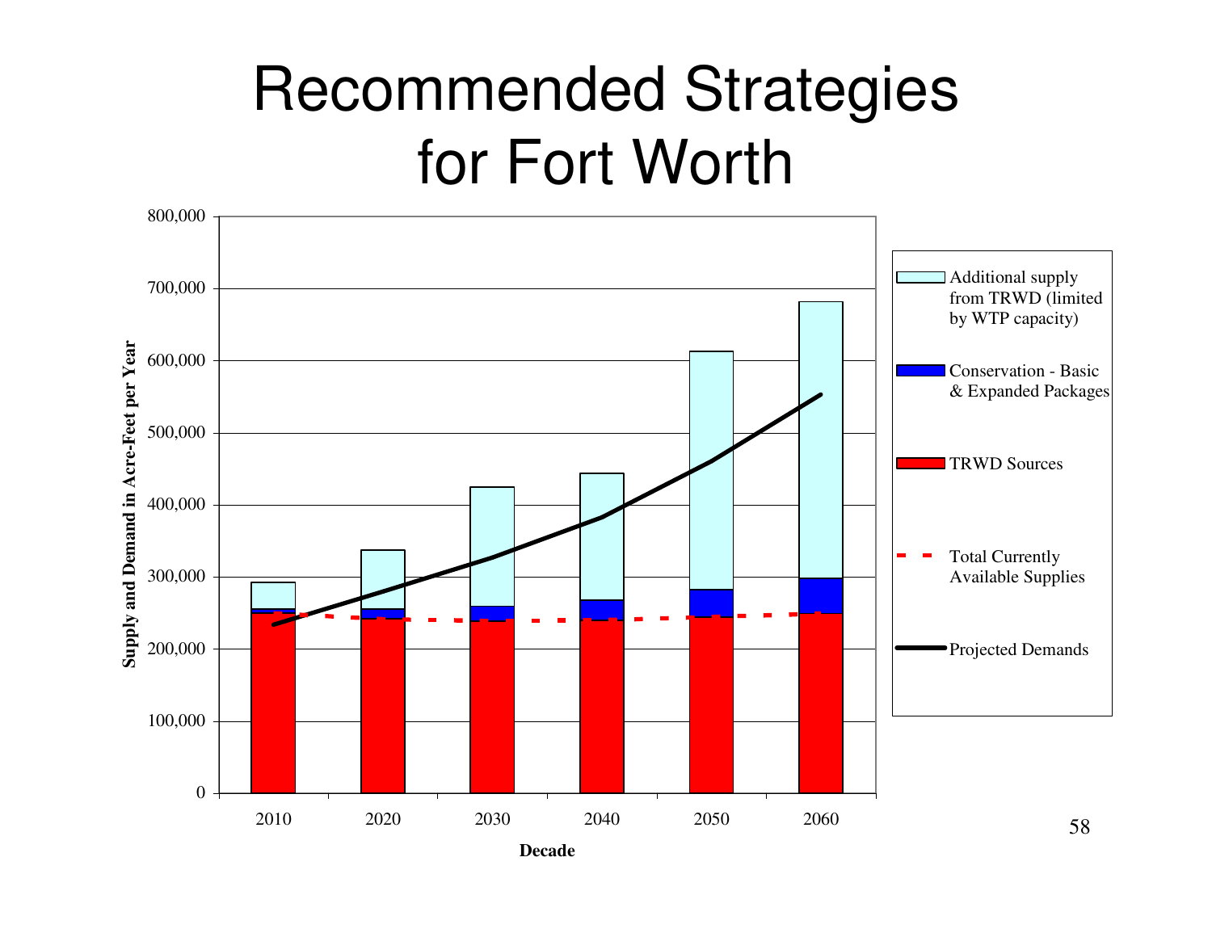# Recommended Strategies for Fort Worth

Supply and Demand in Acre-Feet per Year

800,000
700,000
600,000
500,000
400,000
300,000
200,000
100,000
0

2010 2020 2030 2040 2050 2060

Decade

- Additional supply from TRWD (limited by WTP capacity)
- Conservation - Basic & Expanded Packages
- TRWD Sources
- Total Currently Available Supplies
- Projected Demands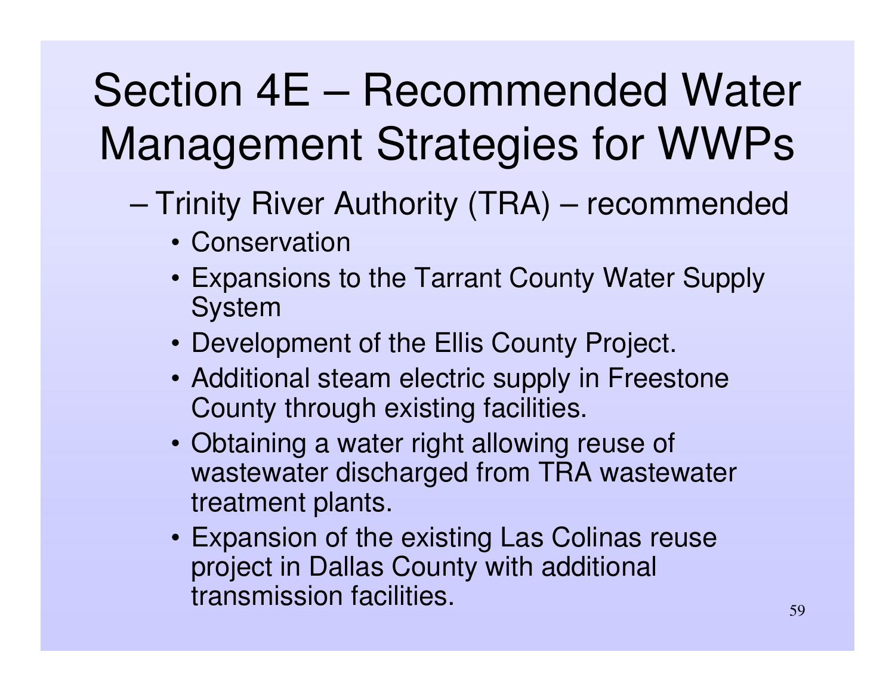# Section 4E – Recommended Water Management Strategies for WWPs

- Trinity River Authority (TRA) – recommended
  - Conservation
  - Expansions to the Tarrant County Water Supply System
  - Development of the Ellis County Project.
  - Additional steam electric supply in Freestone County through existing facilities.
  - Obtaining a water right allowing reuse of wastewater discharged from TRA wastewater treatment plants.
  - Expansion of the existing Las Colinas reuse project in Dallas County with additional transmission facilities.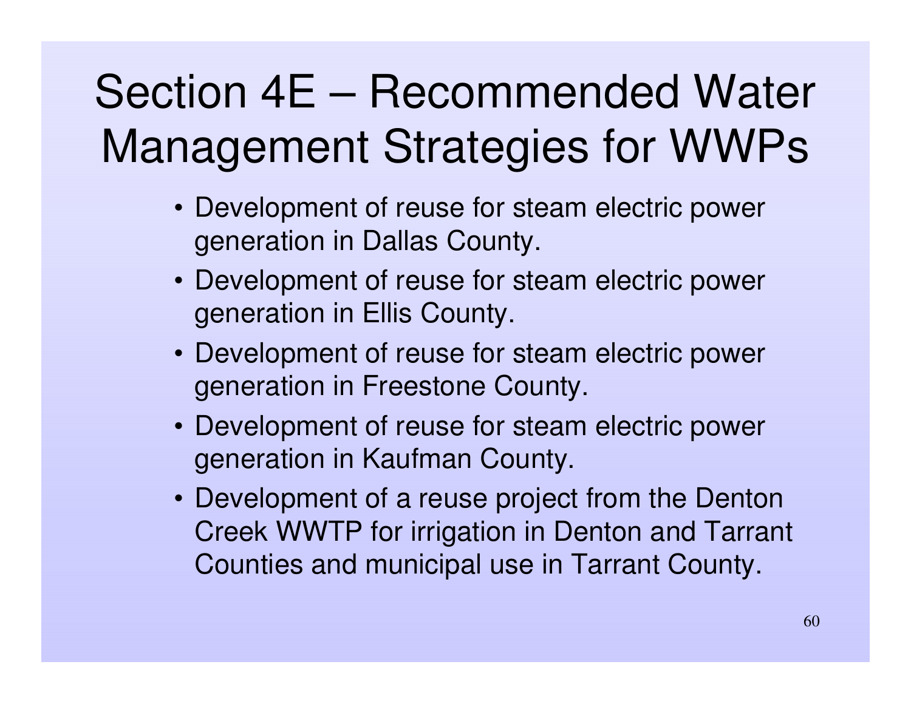# Section 4E – Recommended Water Management Strategies for WWPs

- Development of reuse for steam electric power generation in Dallas County.
- Development of reuse for steam electric power generation in Ellis County.
- Development of reuse for steam electric power generation in Freestone County.
- Development of reuse for steam electric power generation in Kaufman County.
- Development of a reuse project from the Denton Creek WWTP for irrigation in Denton and Tarrant Counties and municipal use in Tarrant County.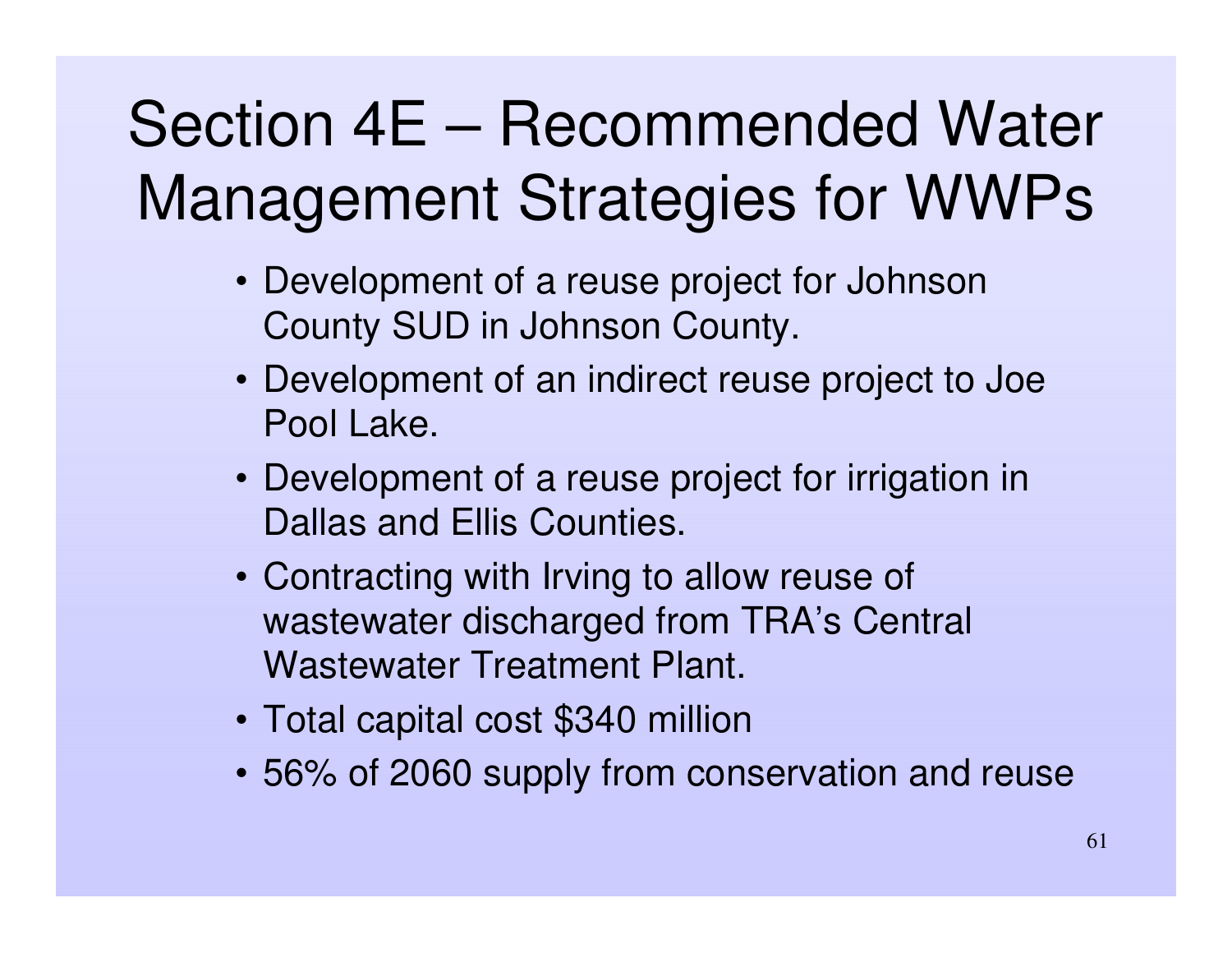# Section 4E – Recommended Water Management Strategies for WWPs

- Development of a reuse project for Johnson County SUD in Johnson County.
- Development of an indirect reuse project to Joe Pool Lake.
- Development of a reuse project for irrigation in Dallas and Ellis Counties.
- Contracting with Irving to allow reuse of wastewater discharged from TRA's Central Wastewater Treatment Plant.
- Total capital cost $340 million
- 56% of 2060 supply from conservation and reuse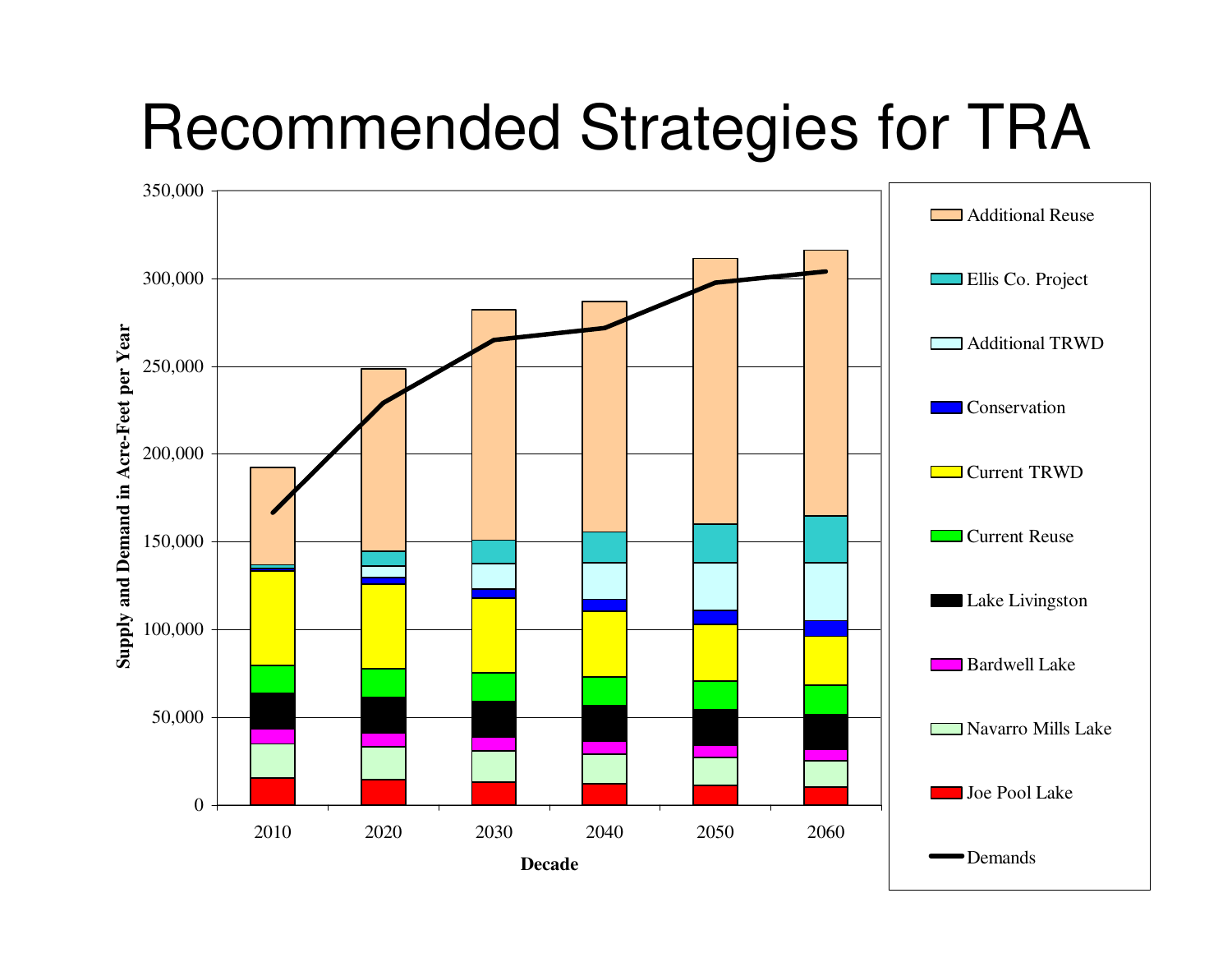# Recommended Strategies for TRA

Supply and Demand in Acre-Feet per Year

350,000
300,000
250,000
200,000
150,000
100,000
50,000
0

2010 2020 2030 2040 2050 2060

Decade

- Additional Reuse
- Ellis Co. Project
- Additional TRWD
- Conservation
- Current TRWD
- Current Reuse
- Lake Livingston
- Bardwell Lake
- Navarro Mills Lake
- Joe Pool Lake
- Demands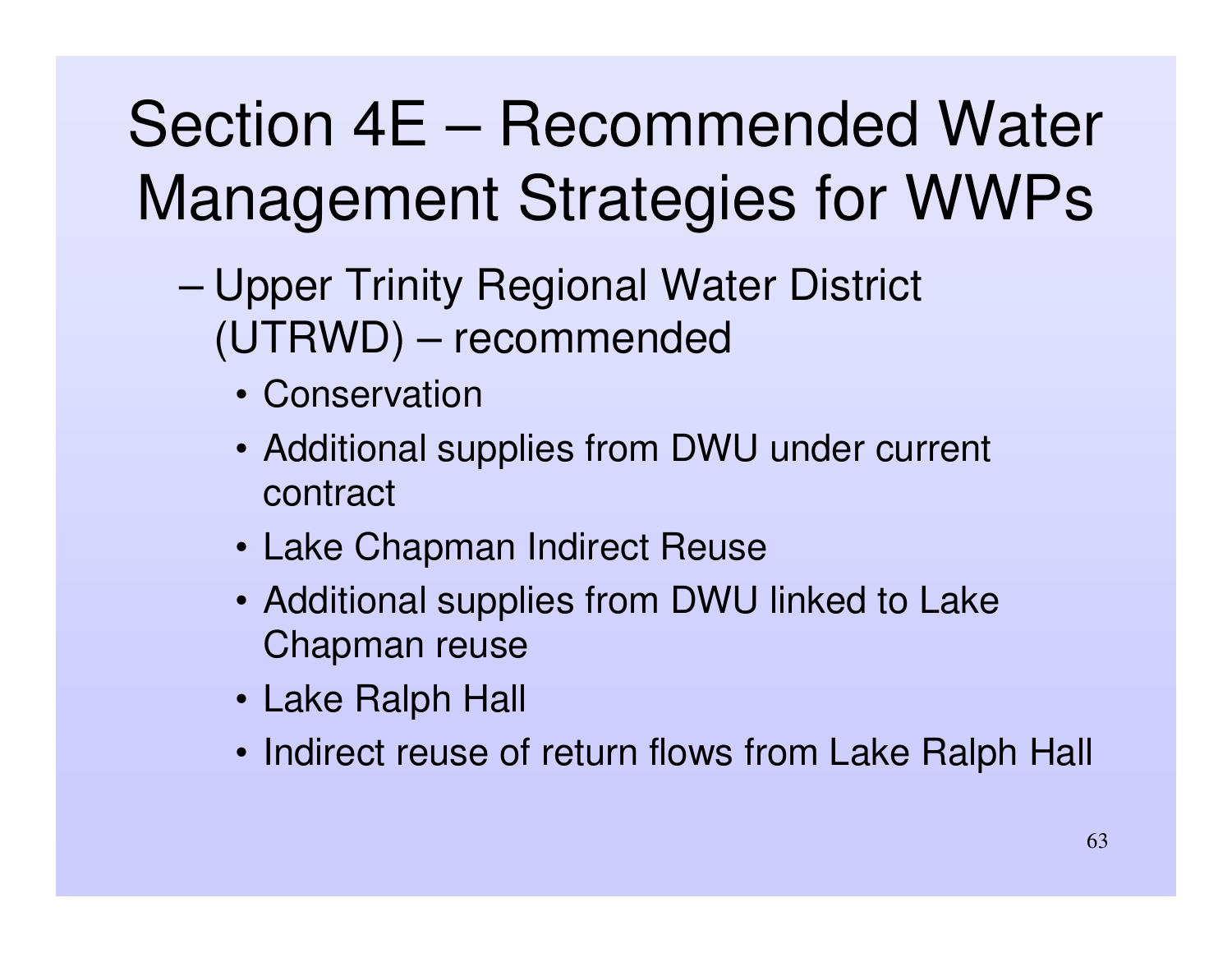# Section 4E – Recommended Water Management Strategies for WWPs

- Upper Trinity Regional Water District (UTRWD) – recommended
  - Conservation
  - Additional supplies from DWU under current contract
  - Lake Chapman Indirect Reuse
  - Additional supplies from DWU linked to Lake Chapman reuse
  - Lake Ralph Hall
  - Indirect reuse of return flows from Lake Ralph Hall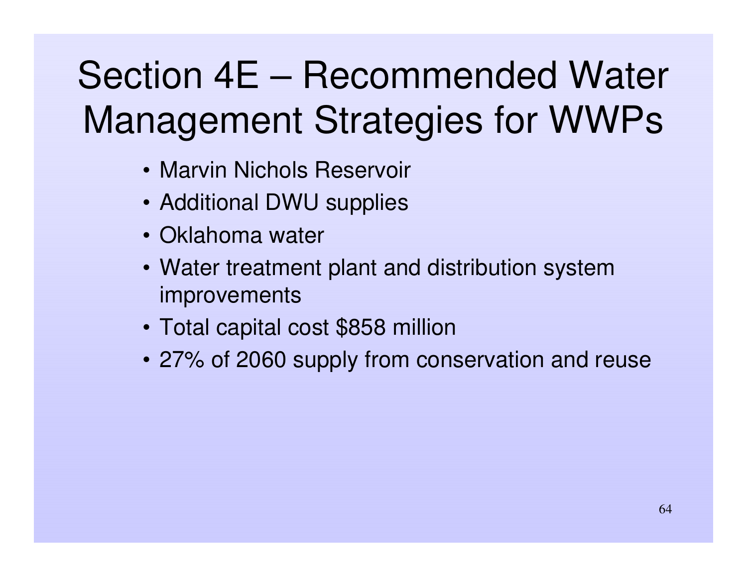# Section 4E – Recommended Water Management Strategies for WWPs

- Marvin Nichols Reservoir
- Additional DWU supplies
- Oklahoma water
- Water treatment plant and distribution system improvements
- Total capital cost $858 million
- 27% of 2060 supply from conservation and reuse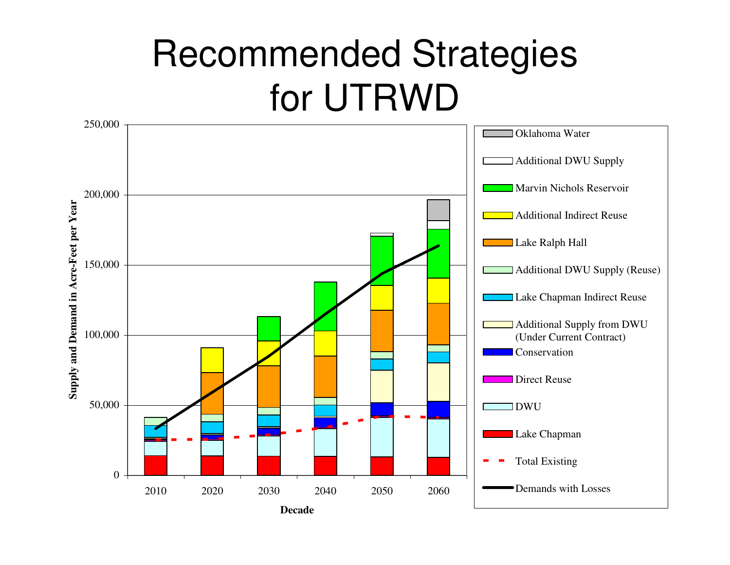# Recommended Strategies for UTRWD

Supply and Demand in Acre-Feet per Year

250,000
200,000
150,000
100,000
50,000
0

2010 2020 2030 2040 2050 2060

Decade

- Oklahoma Water
- Additional DWU Supply
- Marvin Nichols Reservoir
- Additional Indirect Reuse
- Lake Ralph Hall
- Additional DWU Supply (Reuse)
- Lake Chapman Indirect Reuse
- Additional Supply from DWU (Under Current Contract)
- Conservation
- Direct Reuse
- DWU
- Lake Chapman
- Total Existing
- Demands with Losses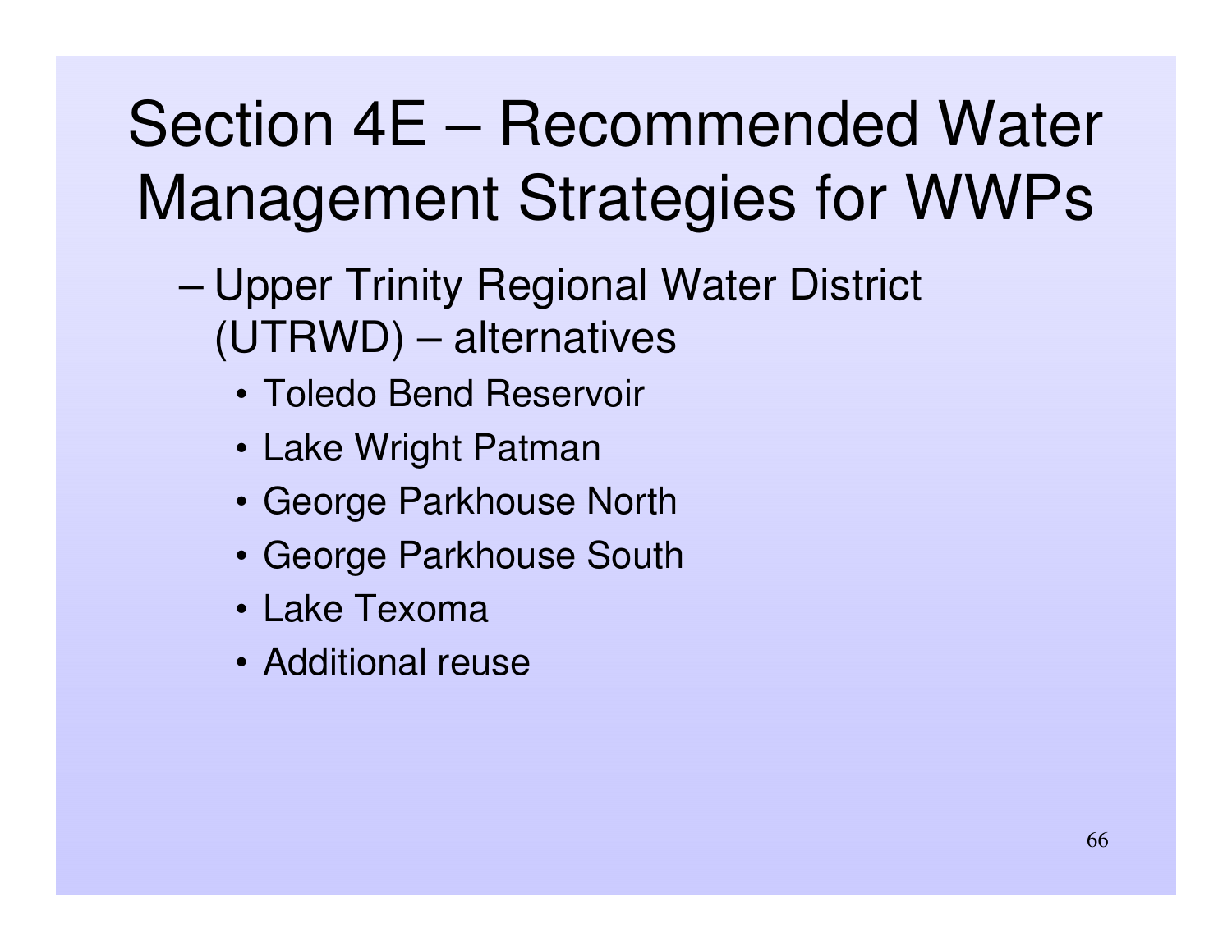# Section 4E – Recommended Water Management Strategies for WWPs

- Upper Trinity Regional Water District (UTRWD) – alternatives
  - Toledo Bend Reservoir
  - Lake Wright Patman
  - George Parkhouse North
  - George Parkhouse South
  - Lake Texoma
  - Additional reuse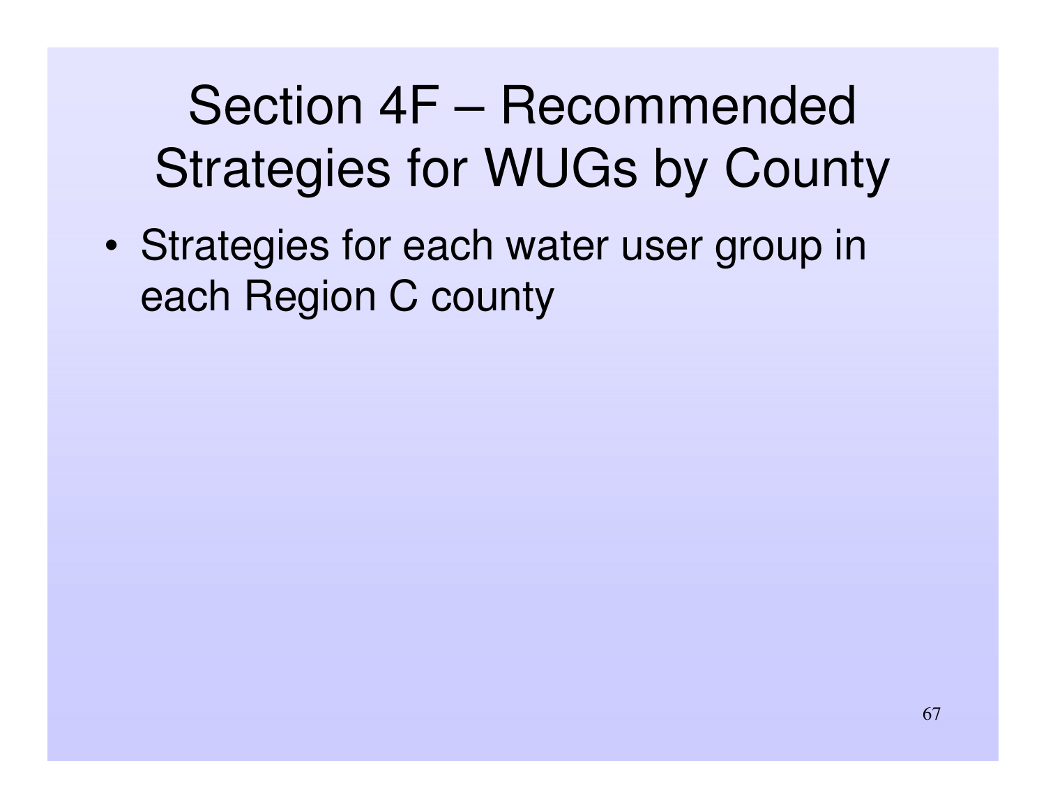# Section 4F – Recommended Strategies for WUGs by County

- Strategies for each water user group in each Region C county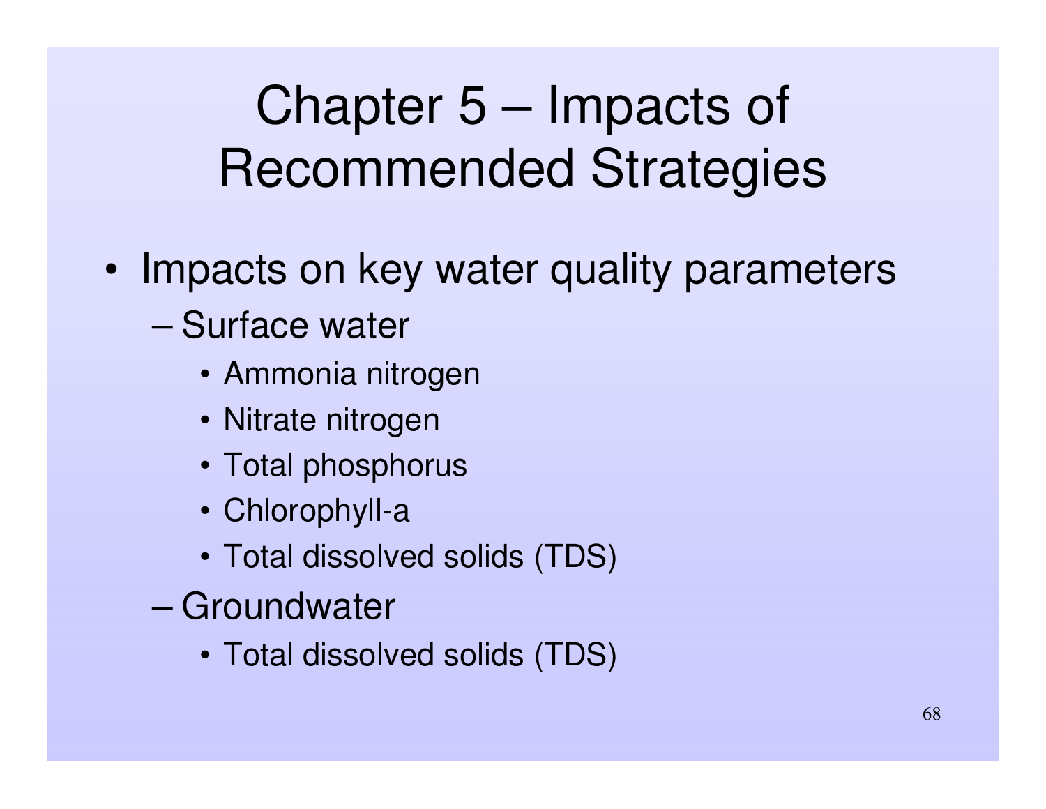# Chapter 5 – Impacts of Recommended Strategies

- Impacts on key water quality parameters
  - Surface water
    - Ammonia nitrogen
    - Nitrate nitrogen
    - Total phosphorus
    - Chlorophyll-a
    - Total dissolved solids (TDS)
  - Groundwater
    - Total dissolved solids (TDS)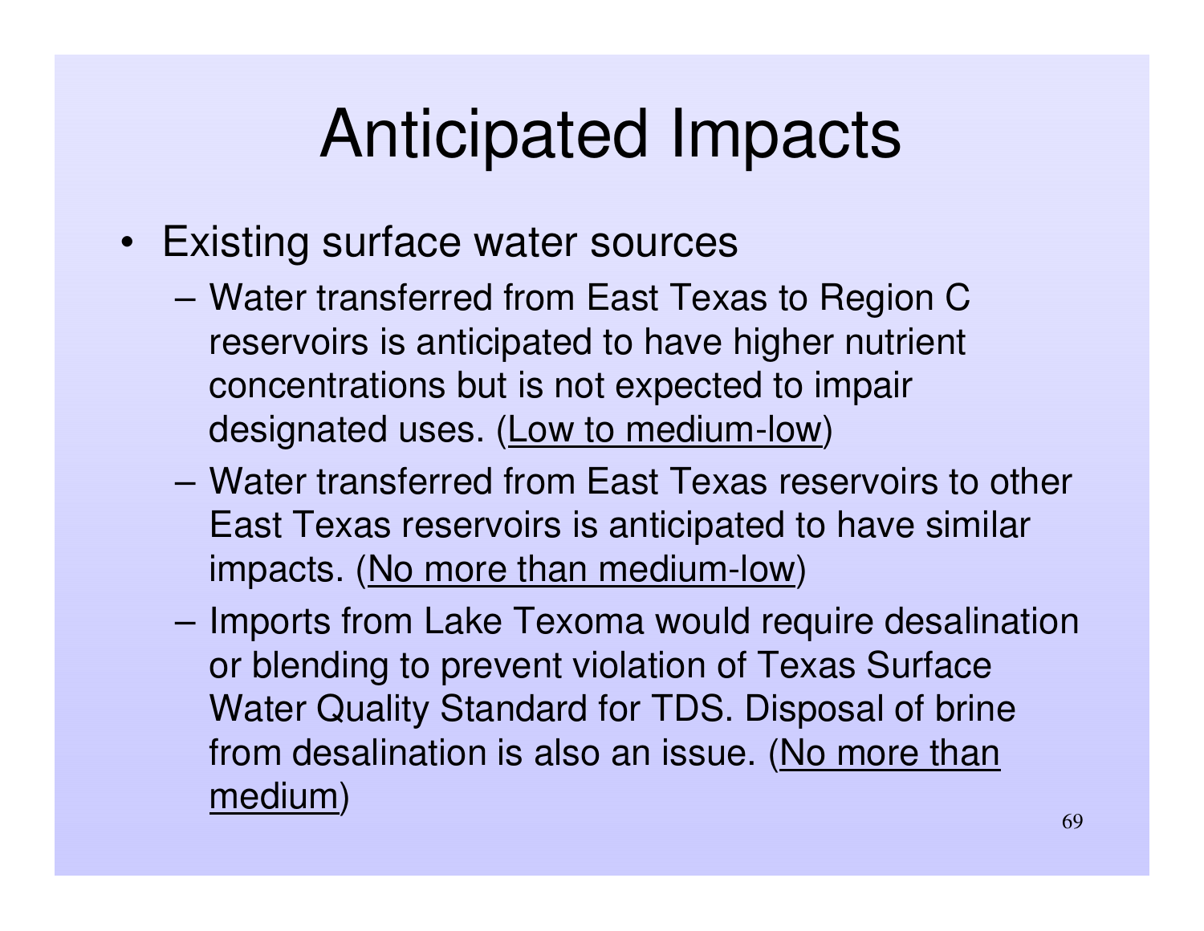# Anticipated Impacts

- Existing surface water sources
  - Water transferred from East Texas to Region C reservoirs is anticipated to have higher nutrient concentrations but is not expected to impair designated uses. (<u>Low to medium-low</u>)
  - Water transferred from East Texas reservoirs to other East Texas reservoirs is anticipated to have similar impacts. (<u>No more than medium-low</u>)
  - Imports from Lake Texoma would require desalination or blending to prevent violation of Texas Surface Water Quality Standard for TDS. Disposal of brine from desalination is also an issue. (<u>No more than medium</u>)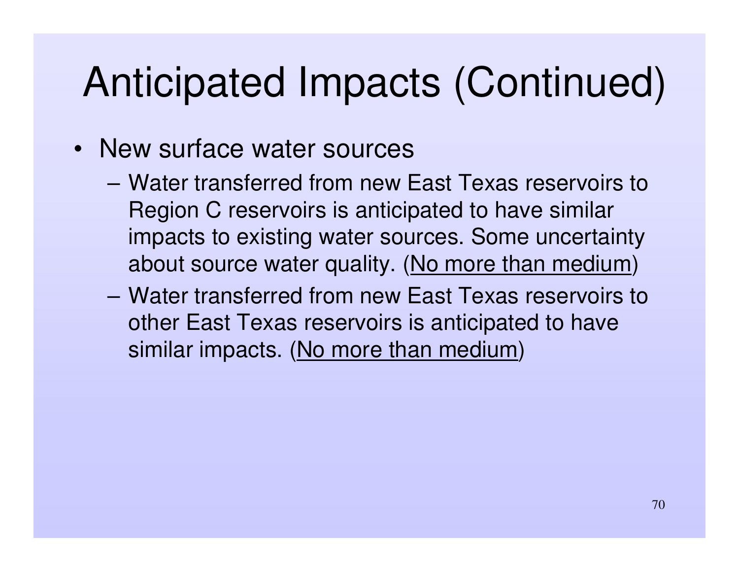# Anticipated Impacts (Continued)

- New surface water sources
  - Water transferred from new East Texas reservoirs to Region C reservoirs is anticipated to have similar impacts to existing water sources. Some uncertainty about source water quality. (<u>No more than medium</u>)
  - Water transferred from new East Texas reservoirs to other East Texas reservoirs is anticipated to have similar impacts. (<u>No more than medium</u>)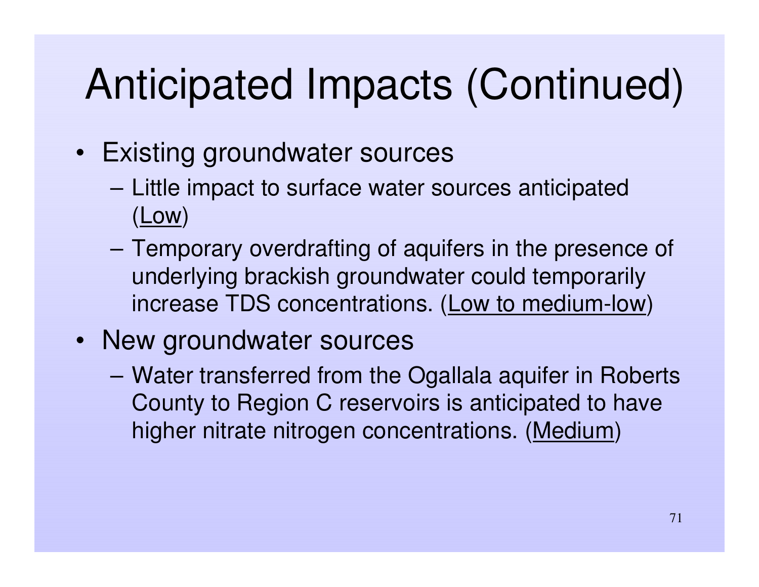# Anticipated Impacts (Continued)

- Existing groundwater sources
  - Little impact to surface water sources anticipated (<u>Low</u>)
  - Temporary overdrafting of aquifers in the presence of underlying brackish groundwater could temporarily increase TDS concentrations. (<u>Low to medium-low</u>)
- New groundwater sources
  - Water transferred from the Ogallala aquifer in Roberts County to Region C reservoirs is anticipated to have higher nitrate nitrogen concentrations. (<u>Medium</u>)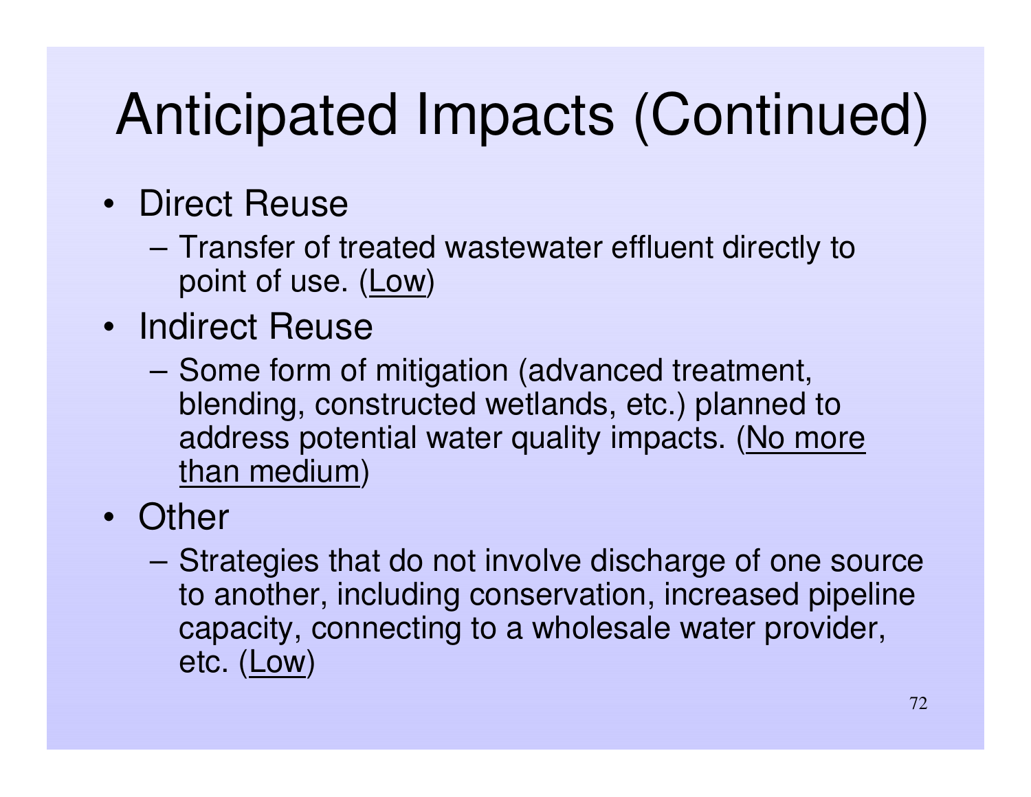# Anticipated Impacts (Continued)

- Direct Reuse
  - Transfer of treated wastewater effluent directly to point of use. (Low)
- Indirect Reuse
  - Some form of mitigation (advanced treatment, blending, constructed wetlands, etc.) planned to address potential water quality impacts. (No more than medium)
- Other
  - Strategies that do not involve discharge of one source to another, including conservation, increased pipeline capacity, connecting to a wholesale water provider, etc. (Low)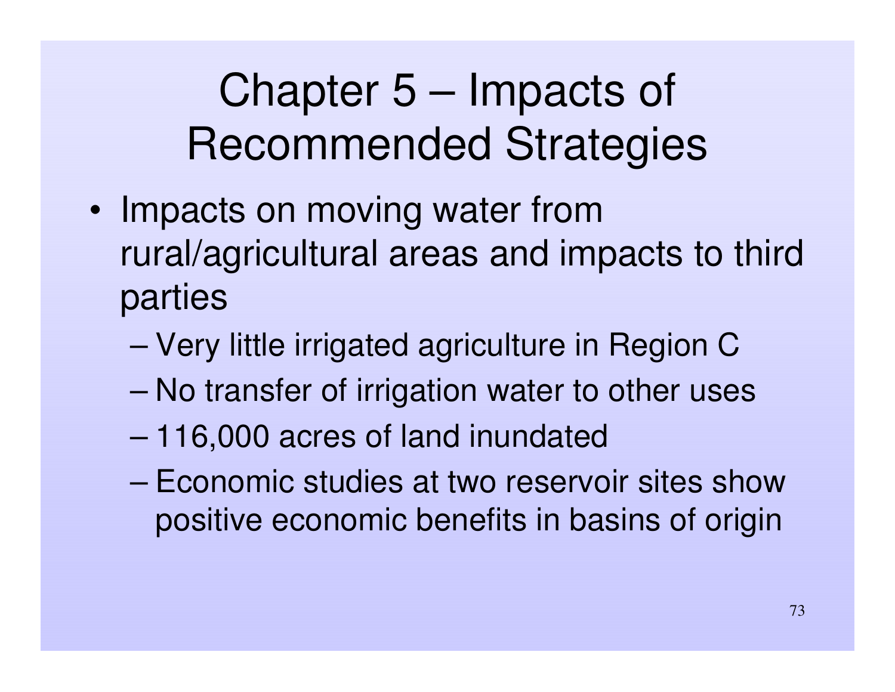# Chapter 5 – Impacts of Recommended Strategies

- Impacts on moving water from rural/agricultural areas and impacts to third parties
  - Very little irrigated agriculture in Region C
  - No transfer of irrigation water to other uses
  - 116,000 acres of land inundated
  - Economic studies at two reservoir sites show positive economic benefits in basins of origin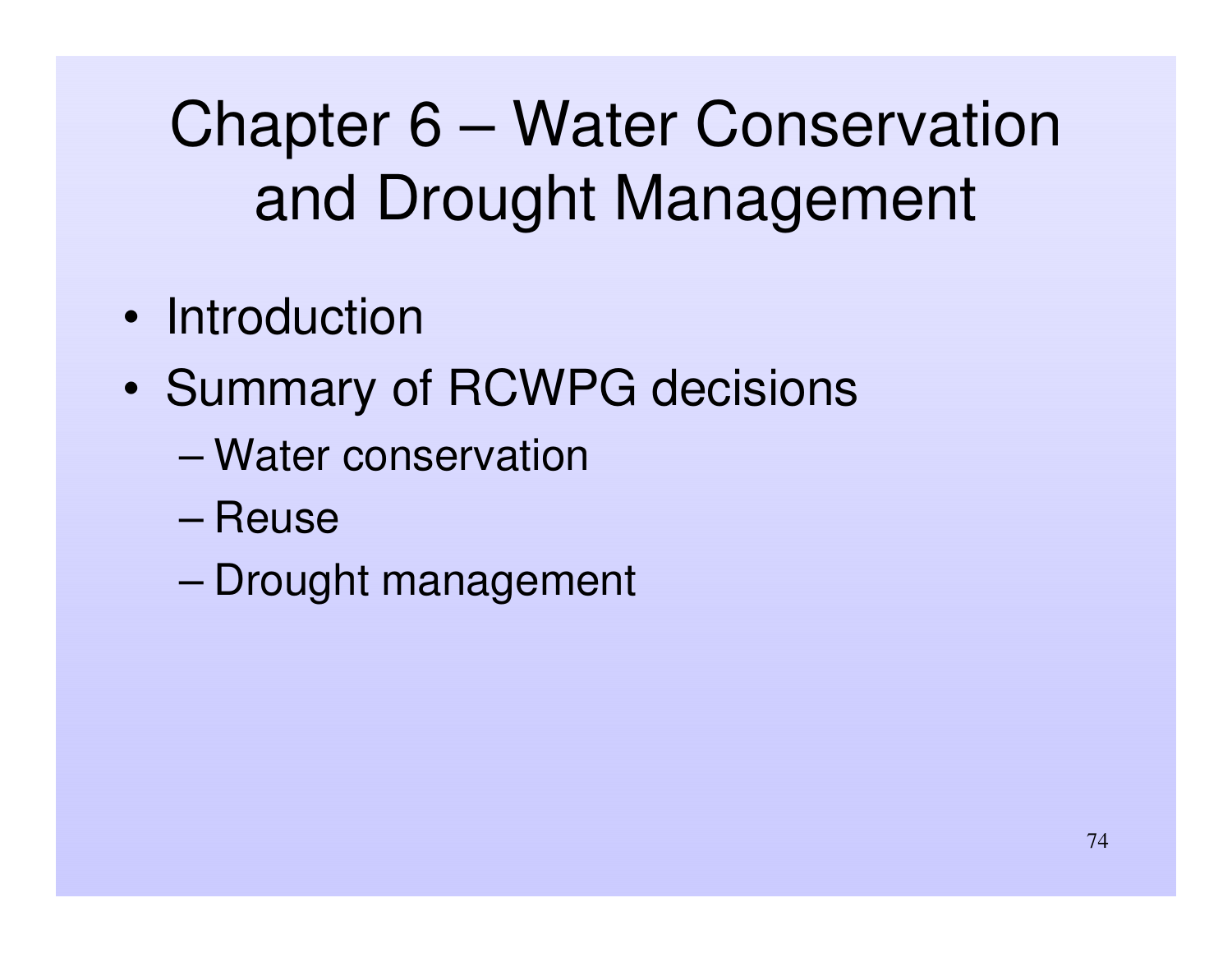# Chapter 6 – Water Conservation and Drought Management

- Introduction
- Summary of RCWPG decisions
  - Water conservation
  - Reuse
  - Drought management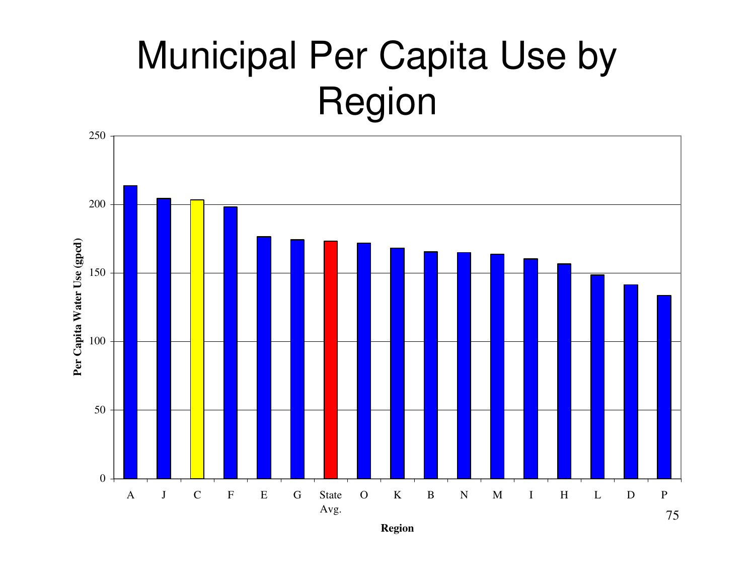# Municipal Per Capita Use by Region

Per Capita Water Use (gpcd)

250
200
150
100
50
0

A J C F E G State Avg. O K B N M I H L D P

Region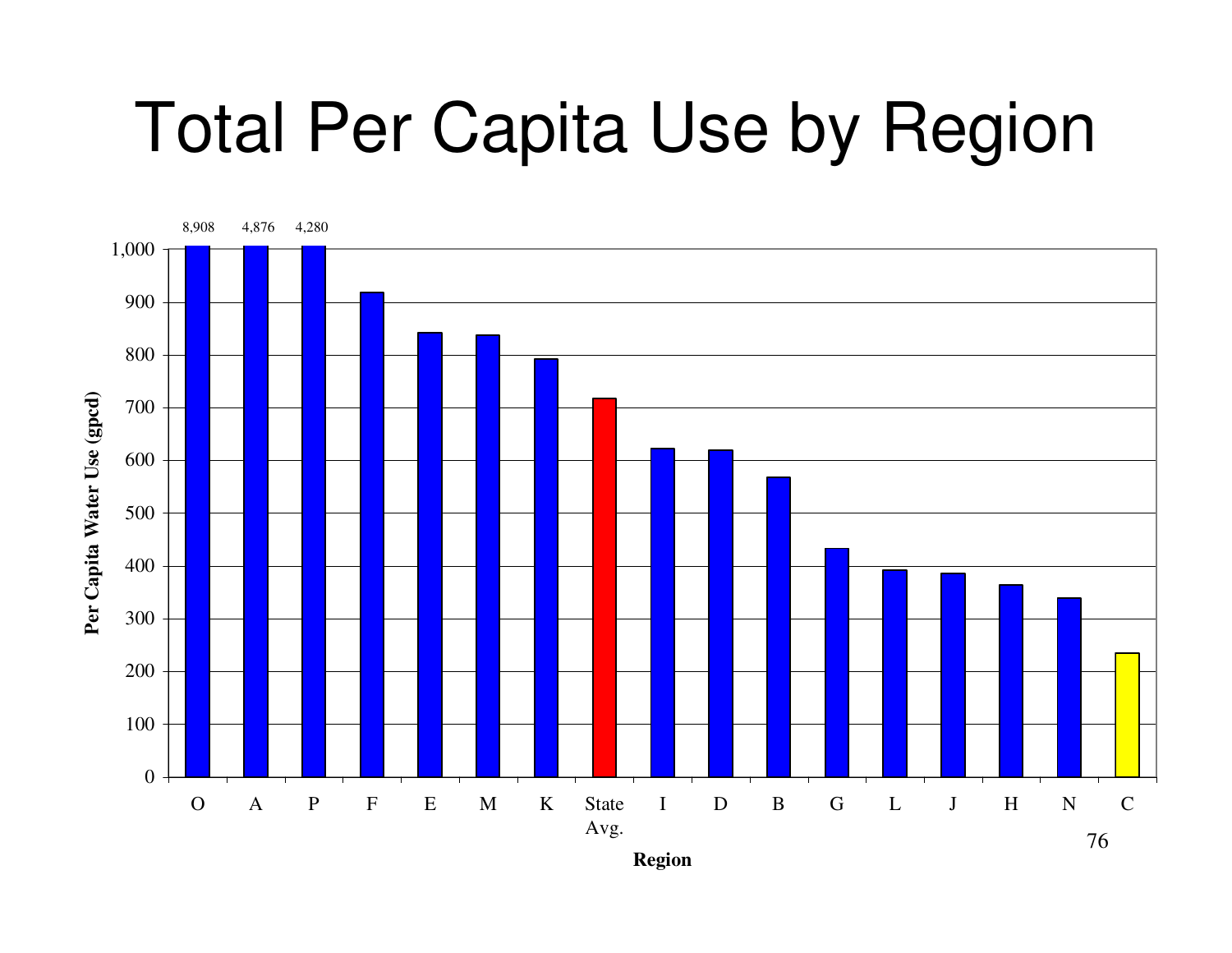# Total Per Capita Use by Region

| Region | Per Capita Water Use (gpcd) |
|---|---|
| O | 8,908 |
| A | 4,876 |
| P | 4,280 |
| F | ~920 |
| E | ~843 |
| M | ~838 |
| K | ~793 |
| State Avg. | ~718 |
| I | ~623 |
| D | ~620 |
| B | ~568 |
| G | ~433 |
| L | ~392 |
| J | ~386 |
| H | ~364 |
| N | ~340 |
| C | ~235 |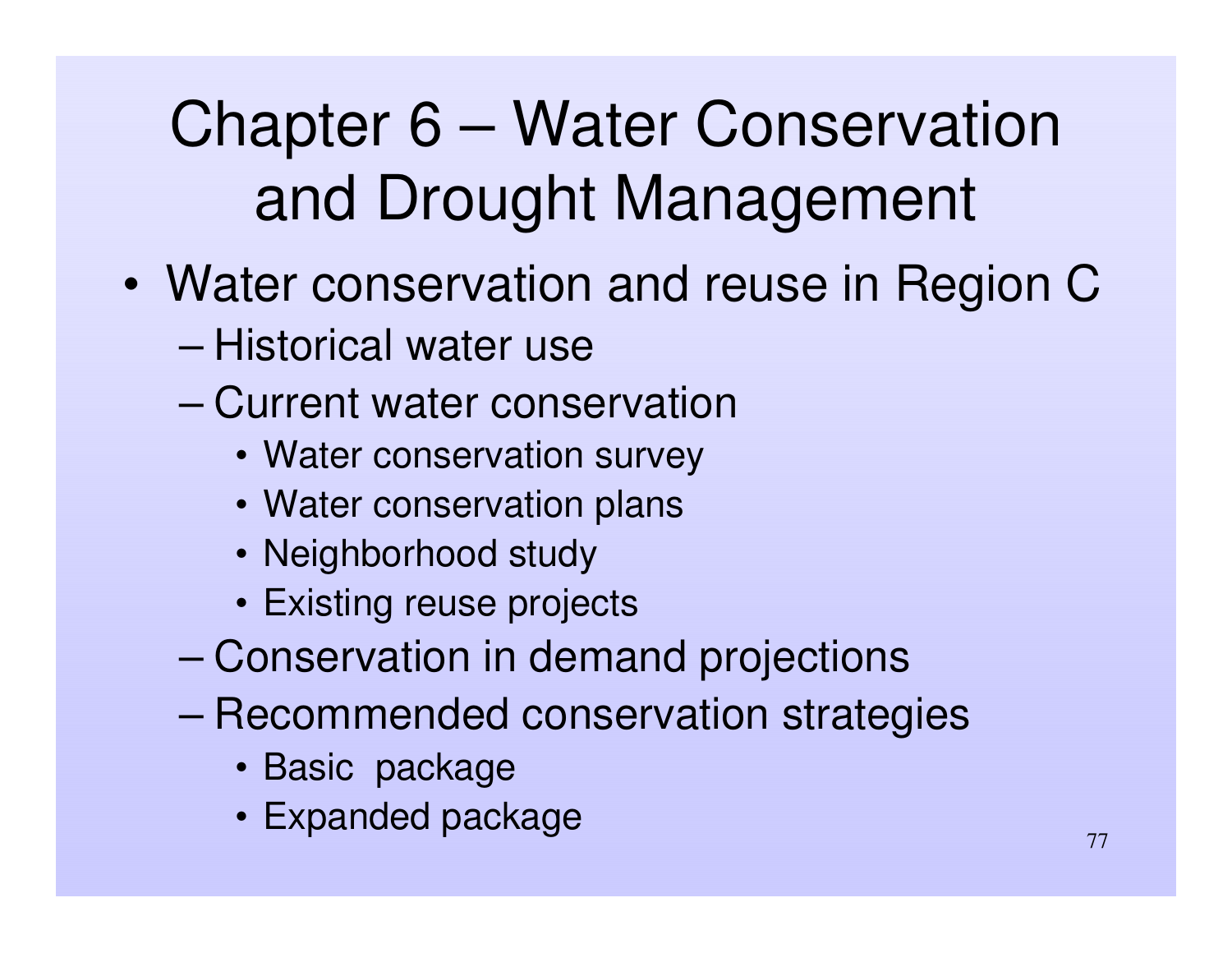# Chapter 6 – Water Conservation and Drought Management

- Water conservation and reuse in Region C
  - Historical water use
  - Current water conservation
    - Water conservation survey
    - Water conservation plans
    - Neighborhood study
    - Existing reuse projects
  - Conservation in demand projections
  - Recommended conservation strategies
    - Basic package
    - Expanded package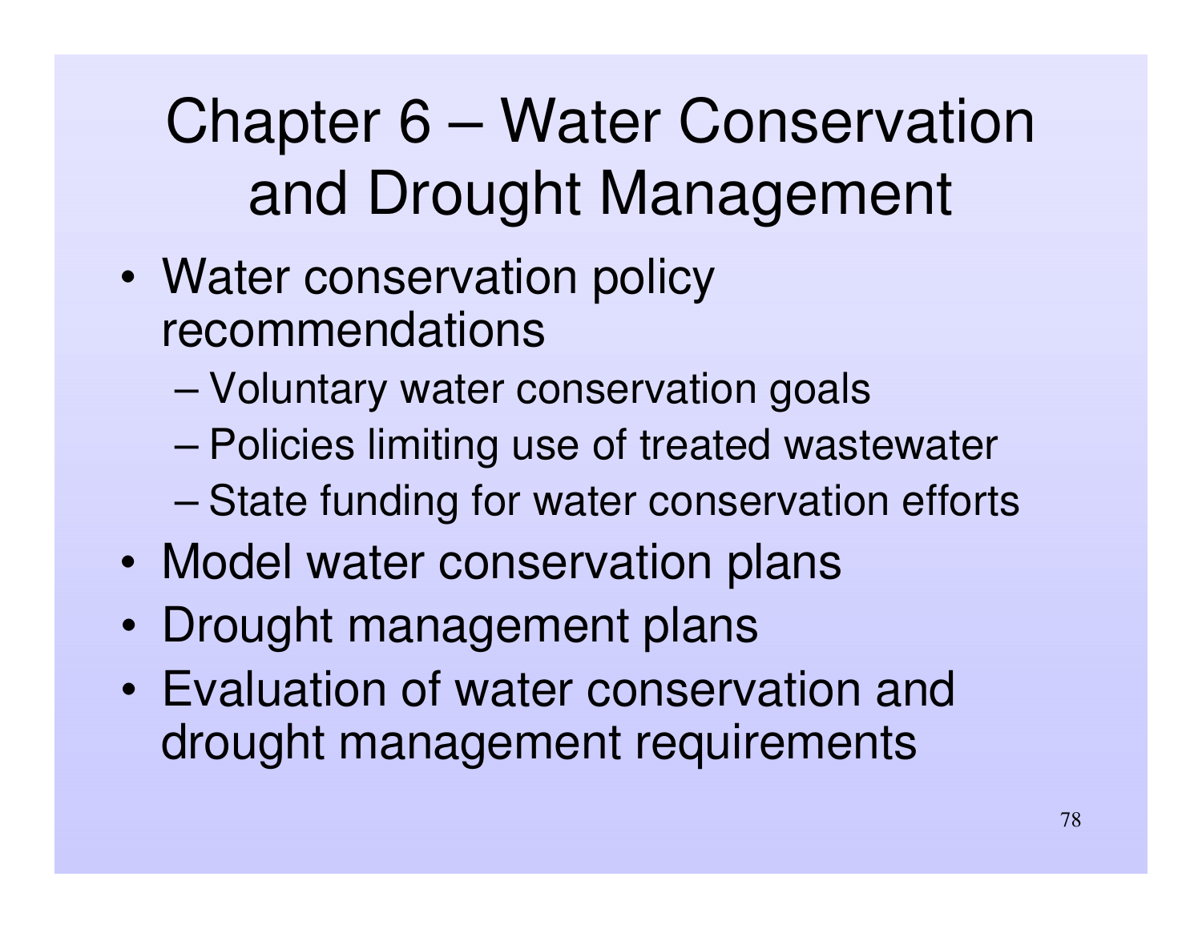# Chapter 6 – Water Conservation and Drought Management

- Water conservation policy recommendations
  - Voluntary water conservation goals
  - Policies limiting use of treated wastewater
  - State funding for water conservation efforts
- Model water conservation plans
- Drought management plans
- Evaluation of water conservation and drought management requirements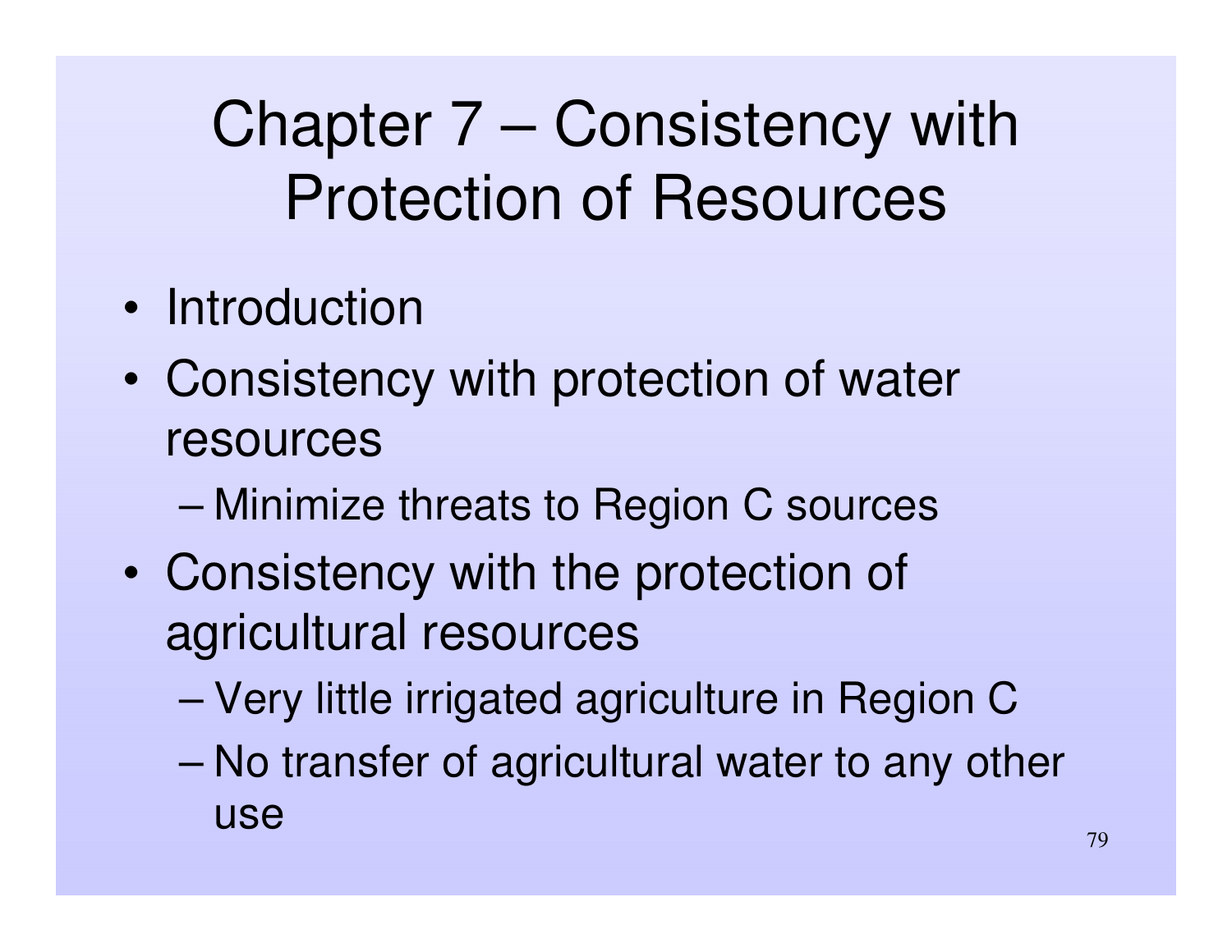# Chapter 7 – Consistency with Protection of Resources

- Introduction
- Consistency with protection of water resources
  - Minimize threats to Region C sources
- Consistency with the protection of agricultural resources
  - Very little irrigated agriculture in Region C
  - No transfer of agricultural water to any other use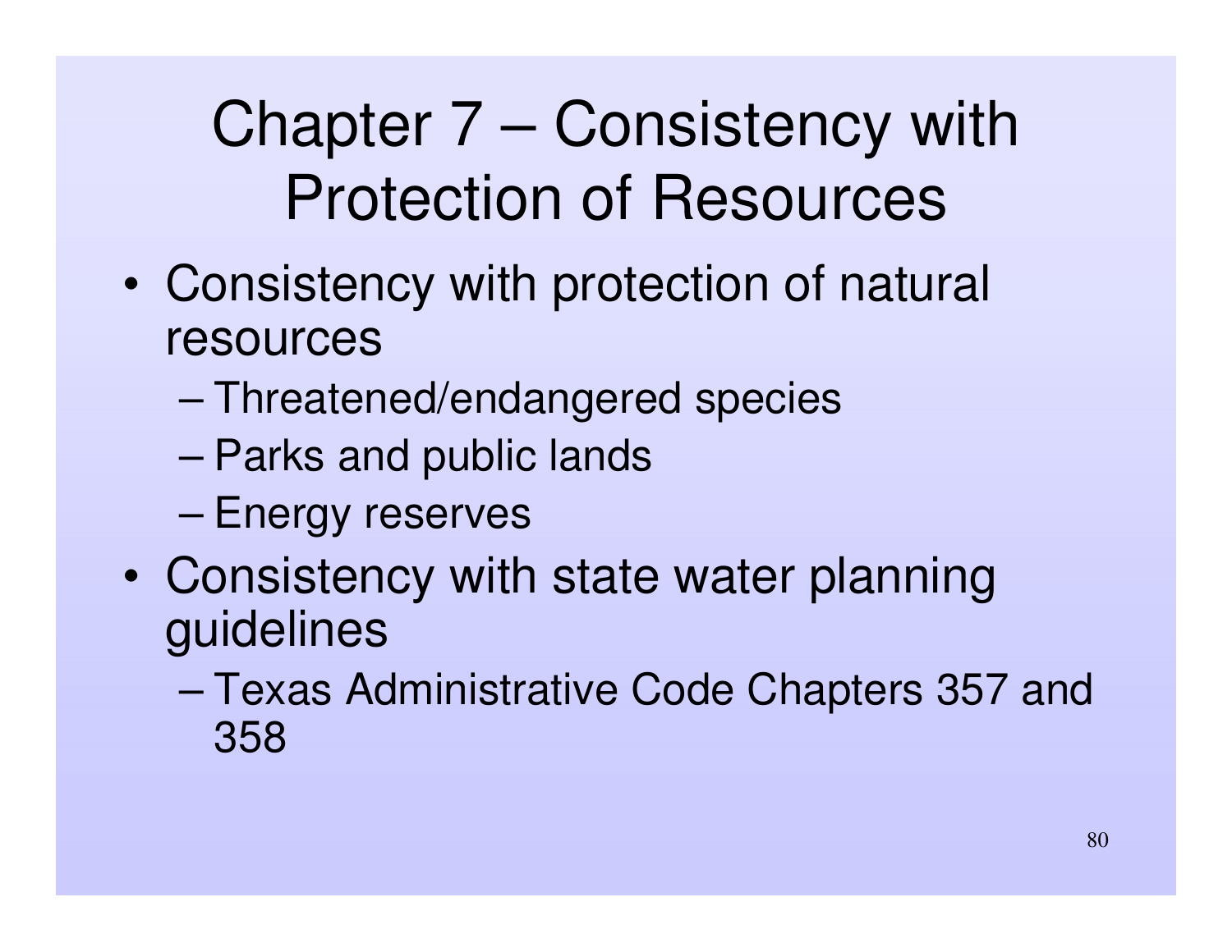# Chapter 7 – Consistency with Protection of Resources

- Consistency with protection of natural resources
  - Threatened/endangered species
  - Parks and public lands
  - Energy reserves
- Consistency with state water planning guidelines
  - Texas Administrative Code Chapters 357 and 358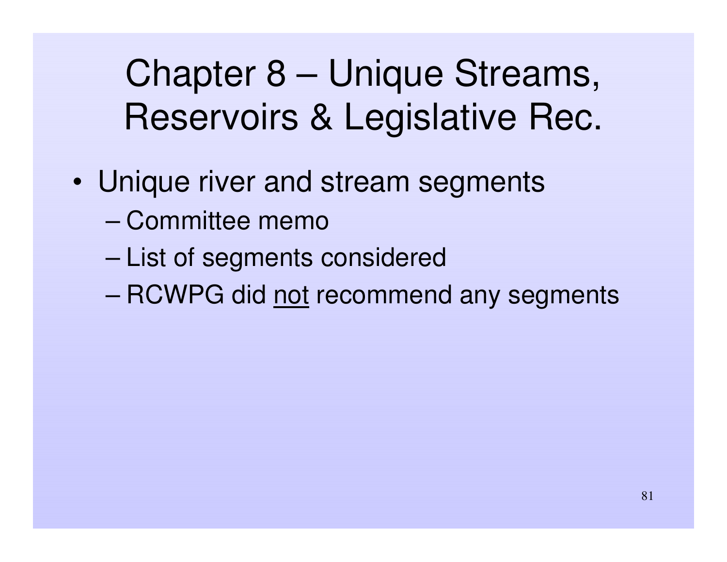# Chapter 8 – Unique Streams, Reservoirs & Legislative Rec.

- Unique river and stream segments
  - Committee memo
  - List of segments considered
  - RCWPG did <u>not</u> recommend any segments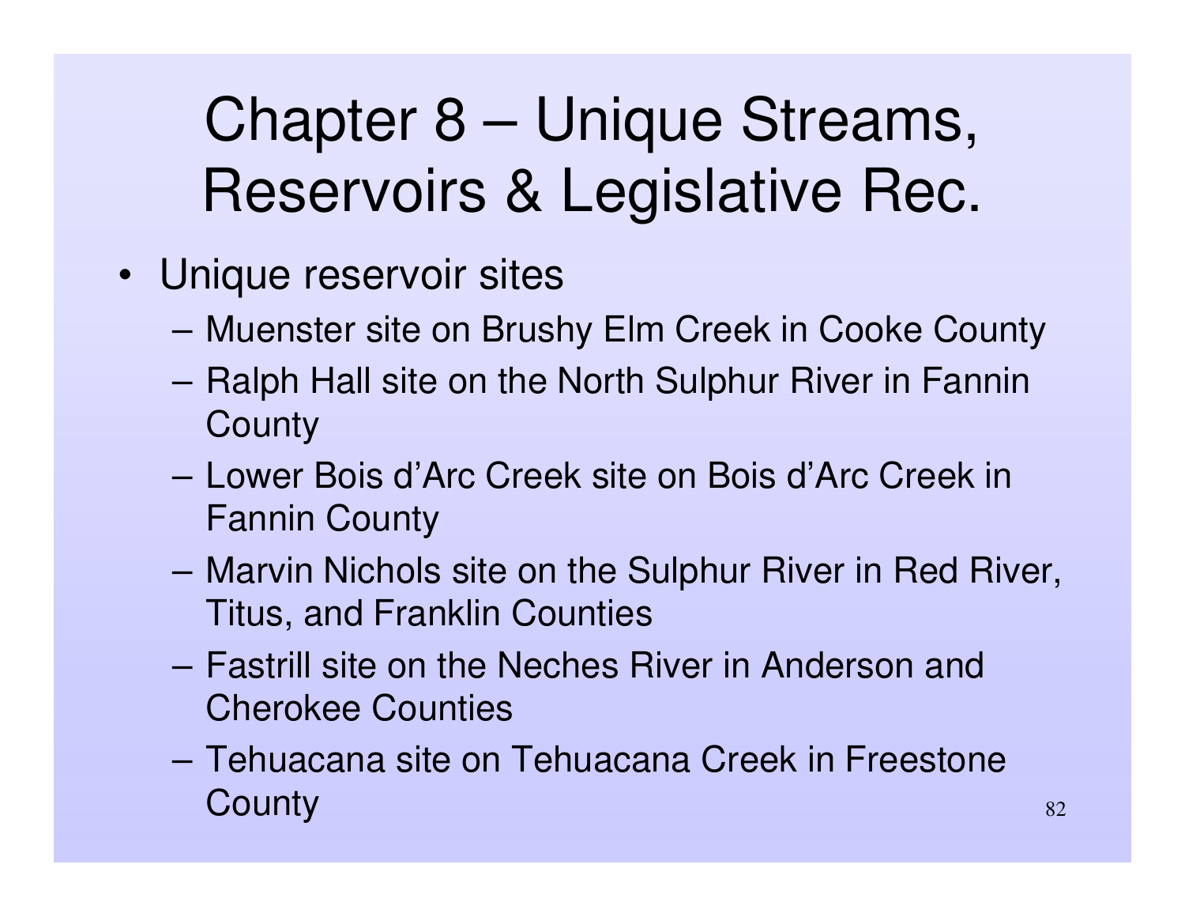# Chapter 8 – Unique Streams, Reservoirs & Legislative Rec.

- Unique reservoir sites
  - Muenster site on Brushy Elm Creek in Cooke County
  - Ralph Hall site on the North Sulphur River in Fannin County
  - Lower Bois d'Arc Creek site on Bois d'Arc Creek in Fannin County
  - Marvin Nichols site on the Sulphur River in Red River, Titus, and Franklin Counties
  - Fastrill site on the Neches River in Anderson and Cherokee Counties
  - Tehuacana site on Tehuacana Creek in Freestone County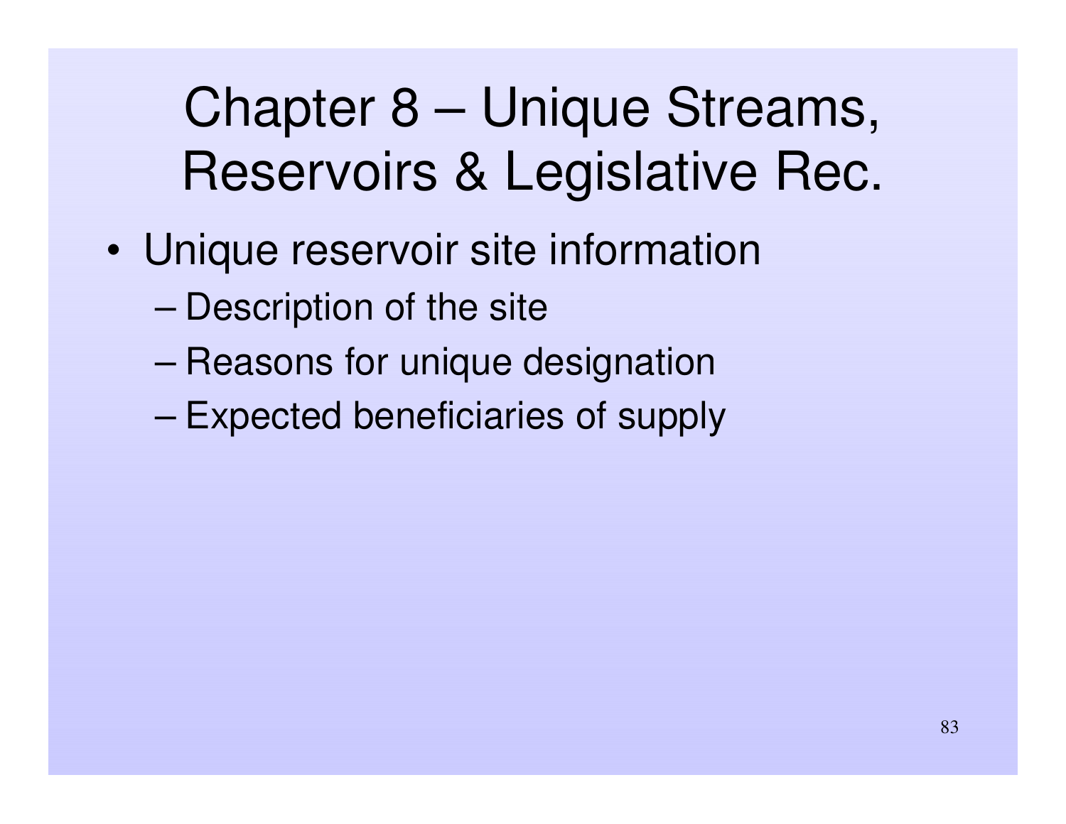# Chapter 8 – Unique Streams, Reservoirs & Legislative Rec.

- Unique reservoir site information
  - Description of the site
  - Reasons for unique designation
  - Expected beneficiaries of supply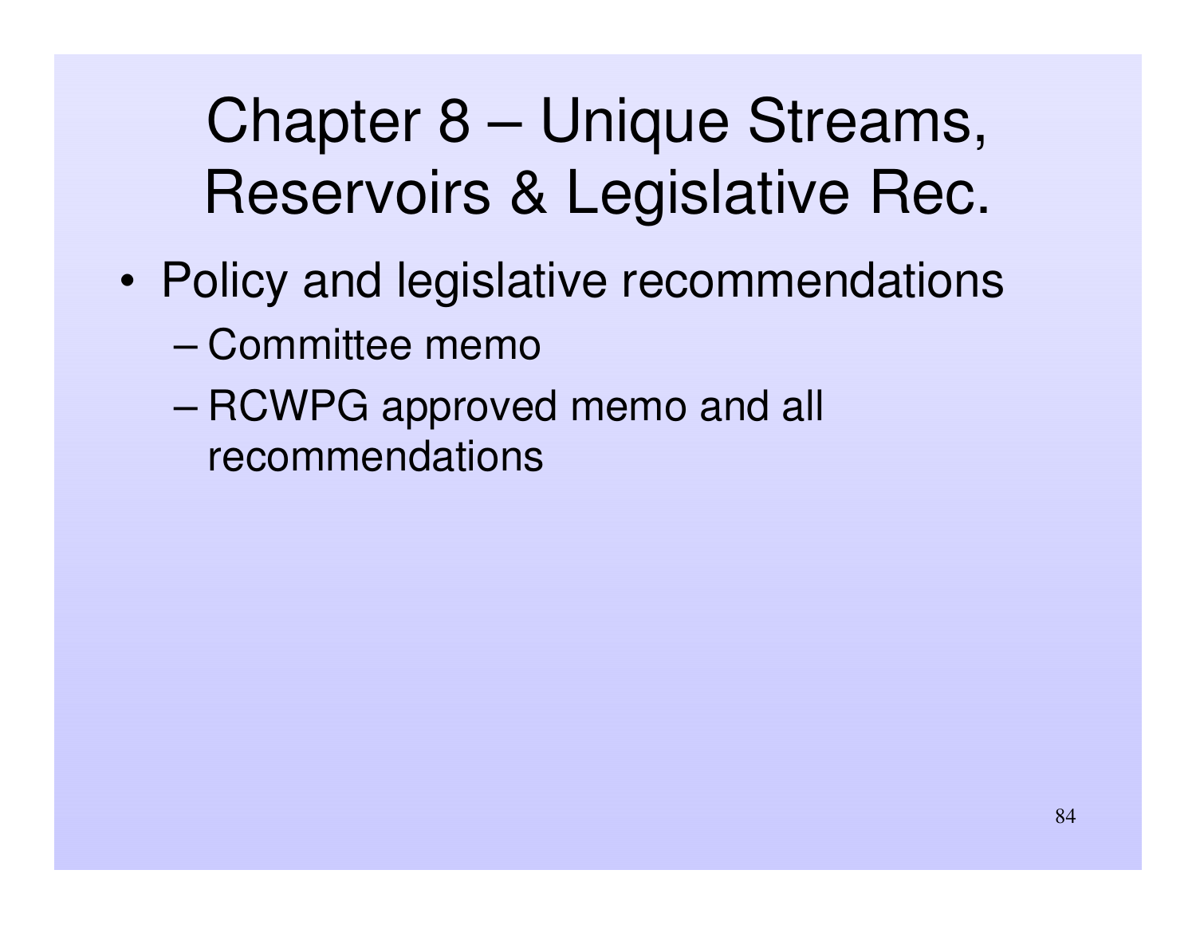# Chapter 8 – Unique Streams, Reservoirs & Legislative Rec.

- Policy and legislative recommendations
  - Committee memo
  - RCWPG approved memo and all recommendations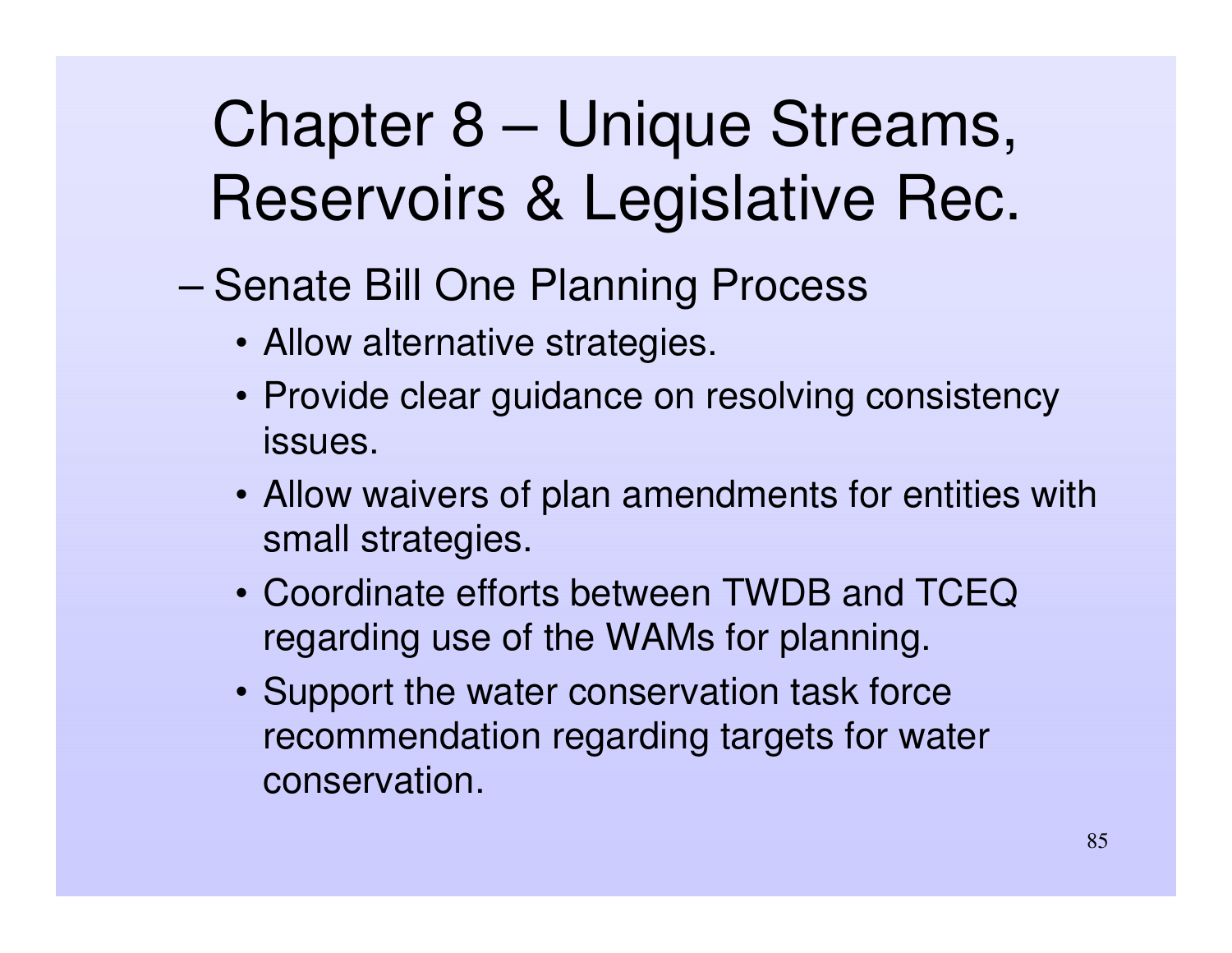# Chapter 8 – Unique Streams, Reservoirs & Legislative Rec.

- Senate Bill One Planning Process
  - Allow alternative strategies.
  - Provide clear guidance on resolving consistency issues.
  - Allow waivers of plan amendments for entities with small strategies.
  - Coordinate efforts between TWDB and TCEQ regarding use of the WAMs for planning.
  - Support the water conservation task force recommendation regarding targets for water conservation.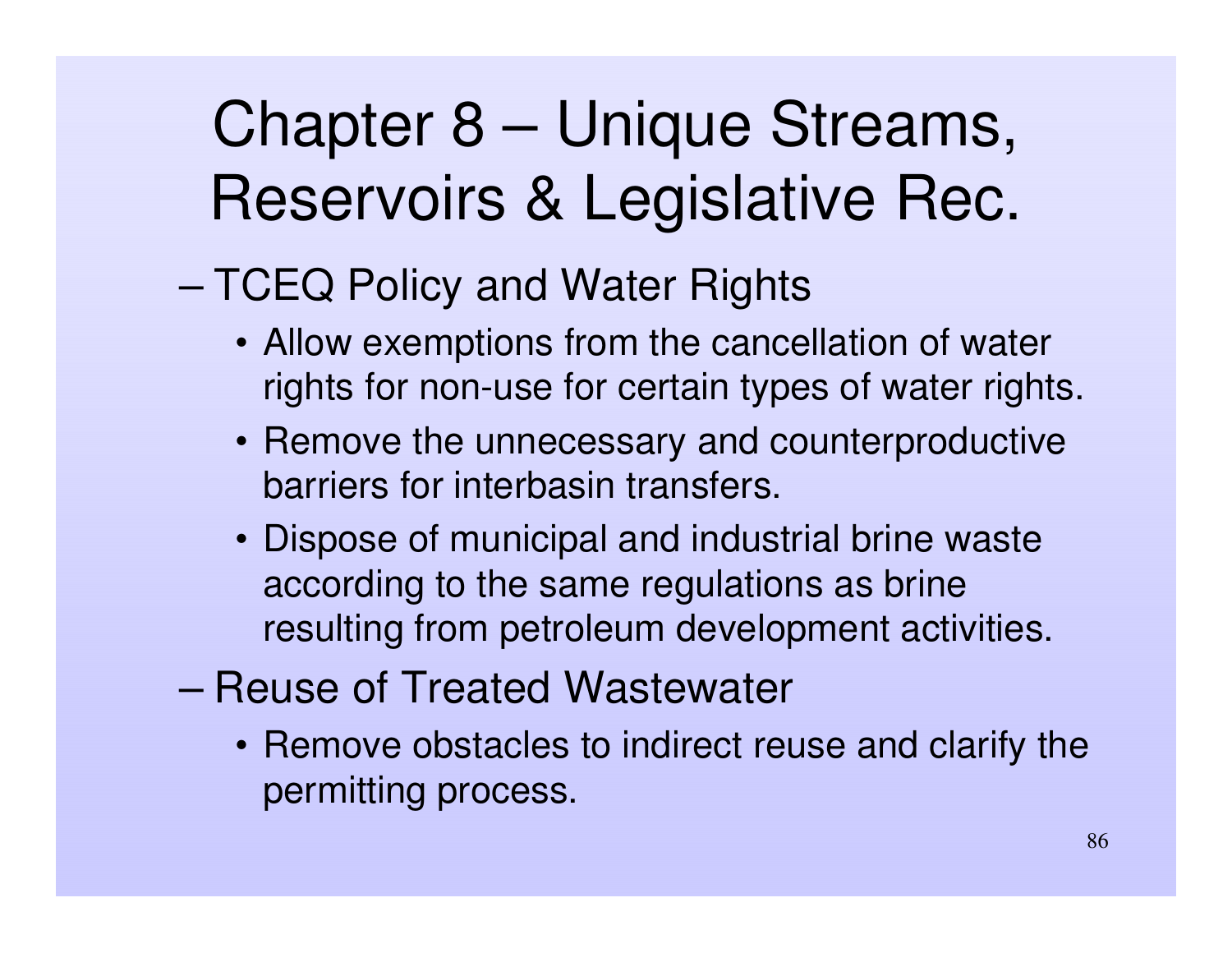# Chapter 8 – Unique Streams, Reservoirs & Legislative Rec.

- TCEQ Policy and Water Rights
  - Allow exemptions from the cancellation of water rights for non-use for certain types of water rights.
  - Remove the unnecessary and counterproductive barriers for interbasin transfers.
  - Dispose of municipal and industrial brine waste according to the same regulations as brine resulting from petroleum development activities.
- Reuse of Treated Wastewater
  - Remove obstacles to indirect reuse and clarify the permitting process.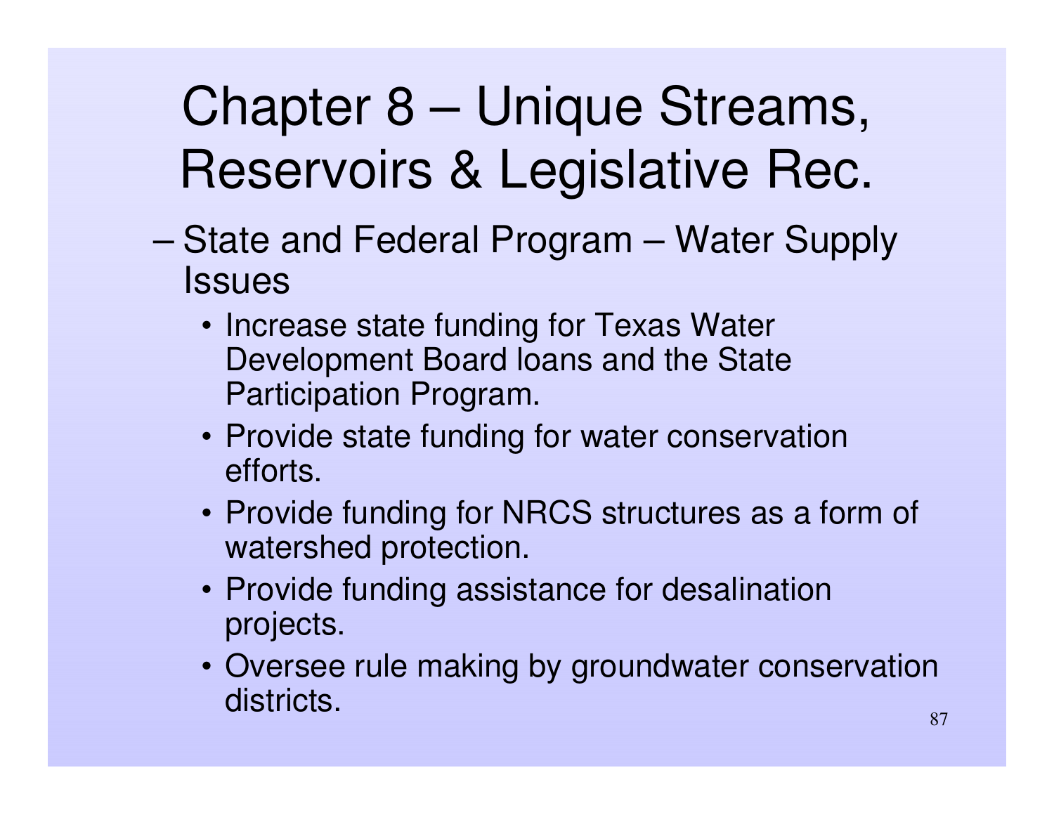# Chapter 8 – Unique Streams, Reservoirs & Legislative Rec.

- State and Federal Program – Water Supply Issues
  - Increase state funding for Texas Water Development Board loans and the State Participation Program.
  - Provide state funding for water conservation efforts.
  - Provide funding for NRCS structures as a form of watershed protection.
  - Provide funding assistance for desalination projects.
  - Oversee rule making by groundwater conservation districts.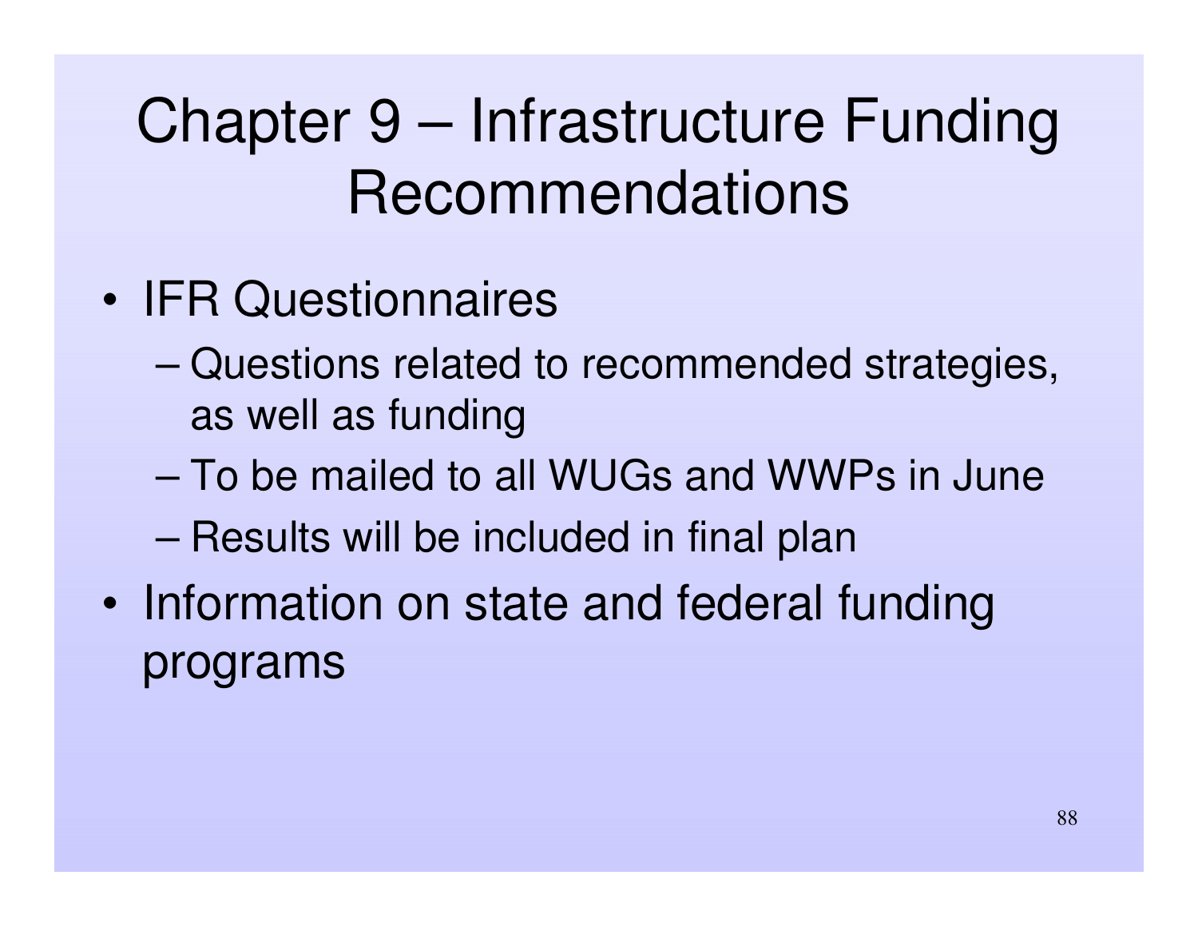# Chapter 9 – Infrastructure Funding Recommendations

- IFR Questionnaires
  - Questions related to recommended strategies, as well as funding
  - To be mailed to all WUGs and WWPs in June
  - Results will be included in final plan
- Information on state and federal funding programs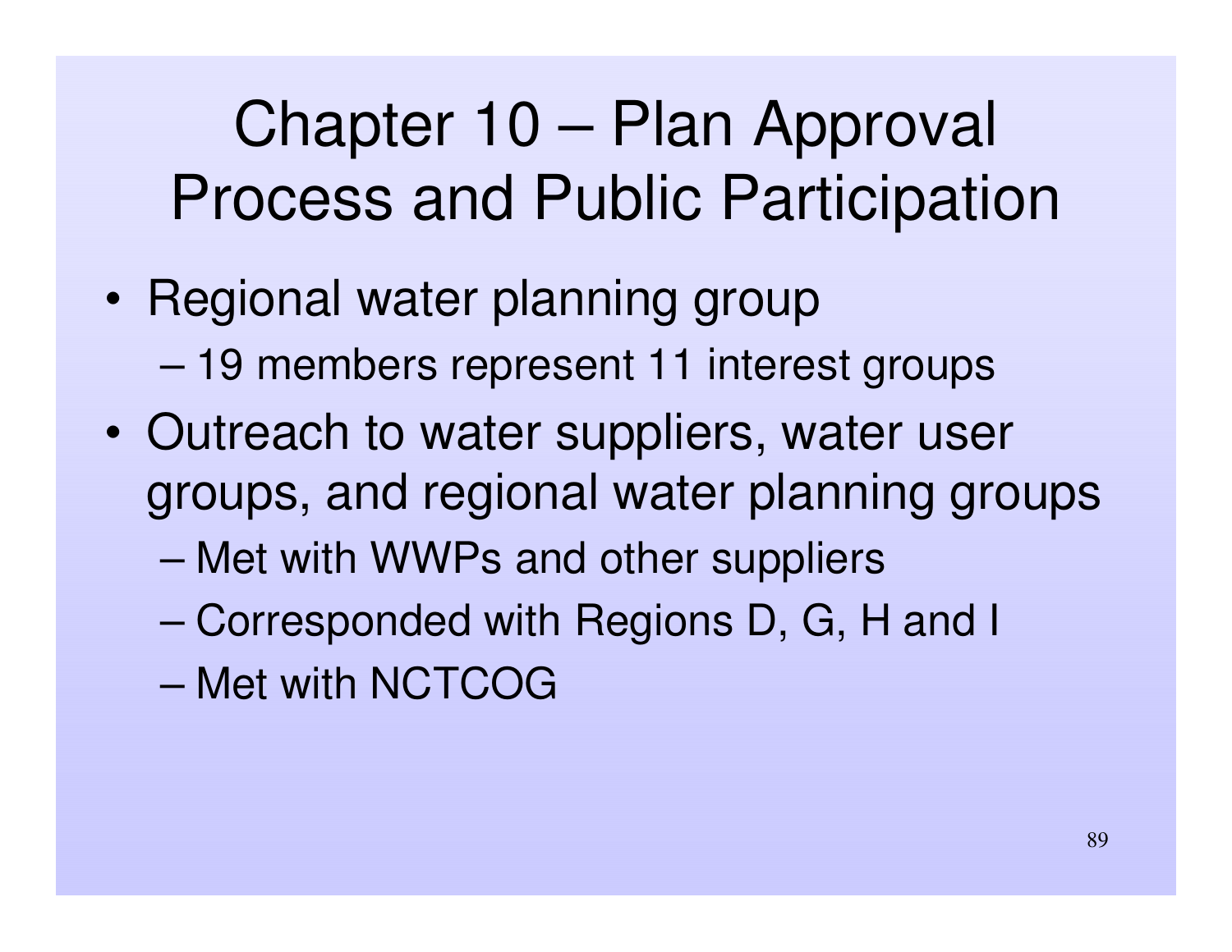# Chapter 10 – Plan Approval Process and Public Participation

- Regional water planning group
  - 19 members represent 11 interest groups
- Outreach to water suppliers, water user groups, and regional water planning groups
  - Met with WWPs and other suppliers
  - Corresponded with Regions D, G, H and I
  - Met with NCTCOG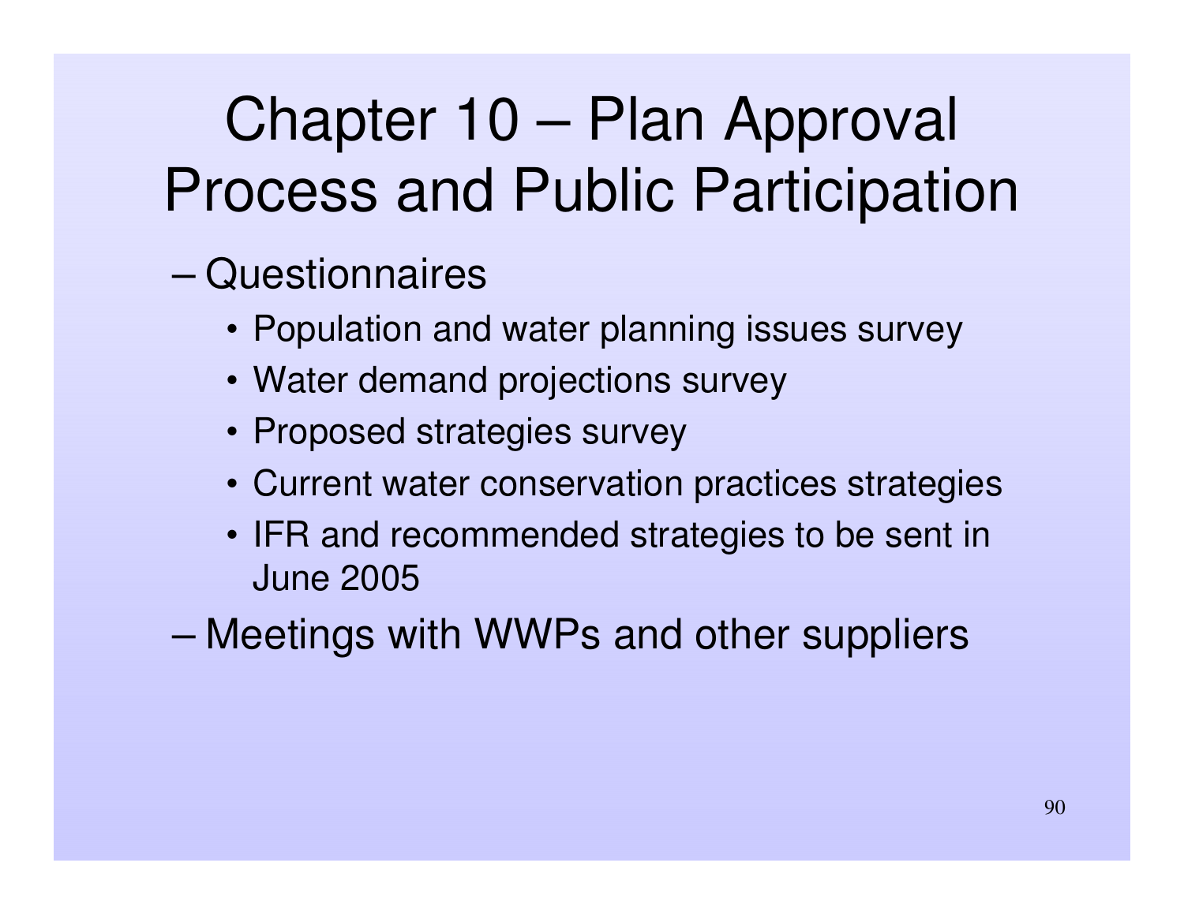# Chapter 10 – Plan Approval Process and Public Participation

- Questionnaires
  - Population and water planning issues survey
  - Water demand projections survey
  - Proposed strategies survey
  - Current water conservation practices strategies
  - IFR and recommended strategies to be sent in June 2005
- Meetings with WWPs and other suppliers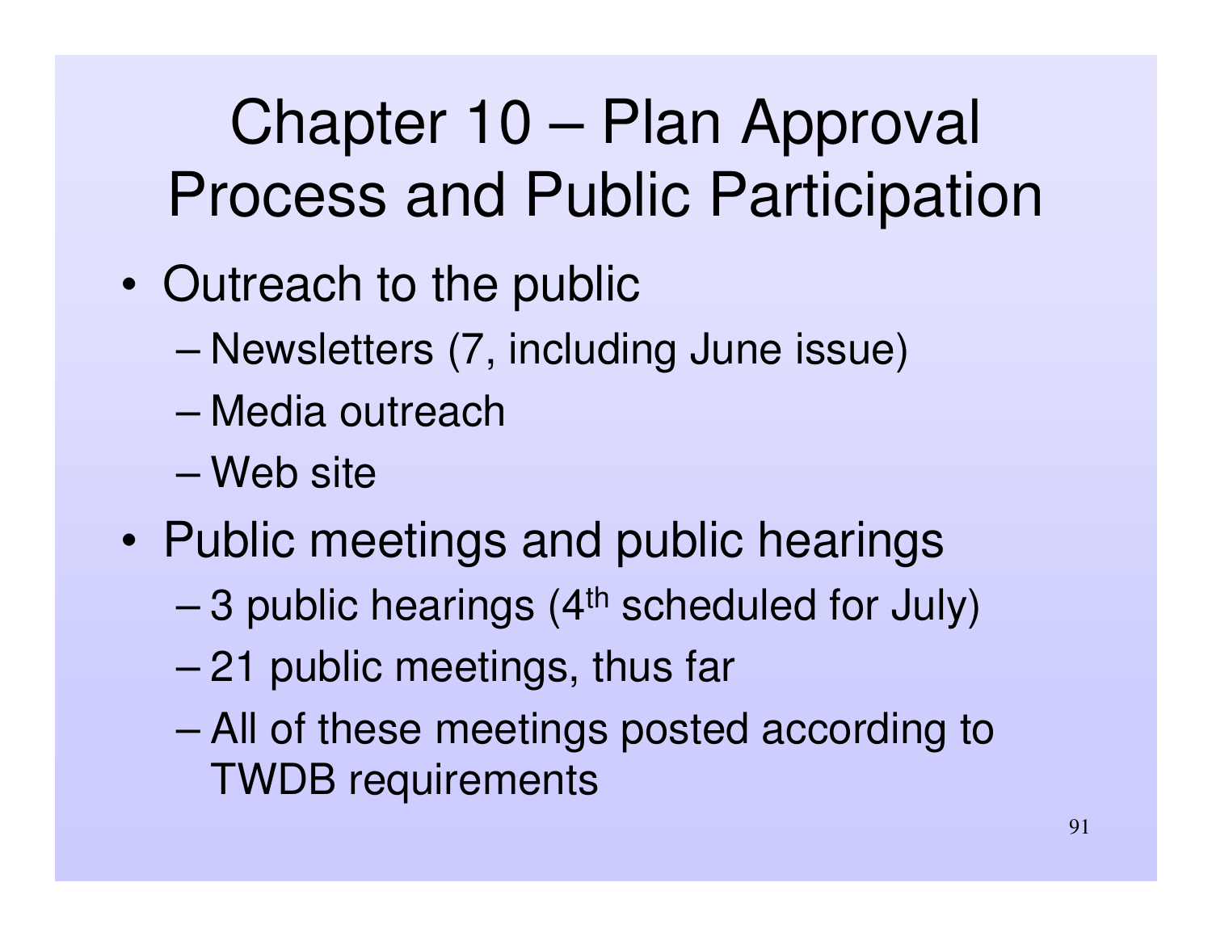# Chapter 10 – Plan Approval Process and Public Participation

- Outreach to the public
  - Newsletters (7, including June issue)
  - Media outreach
  - Web site
- Public meetings and public hearings
  - 3 public hearings (4th scheduled for July)
  - 21 public meetings, thus far
  - All of these meetings posted according to TWDB requirements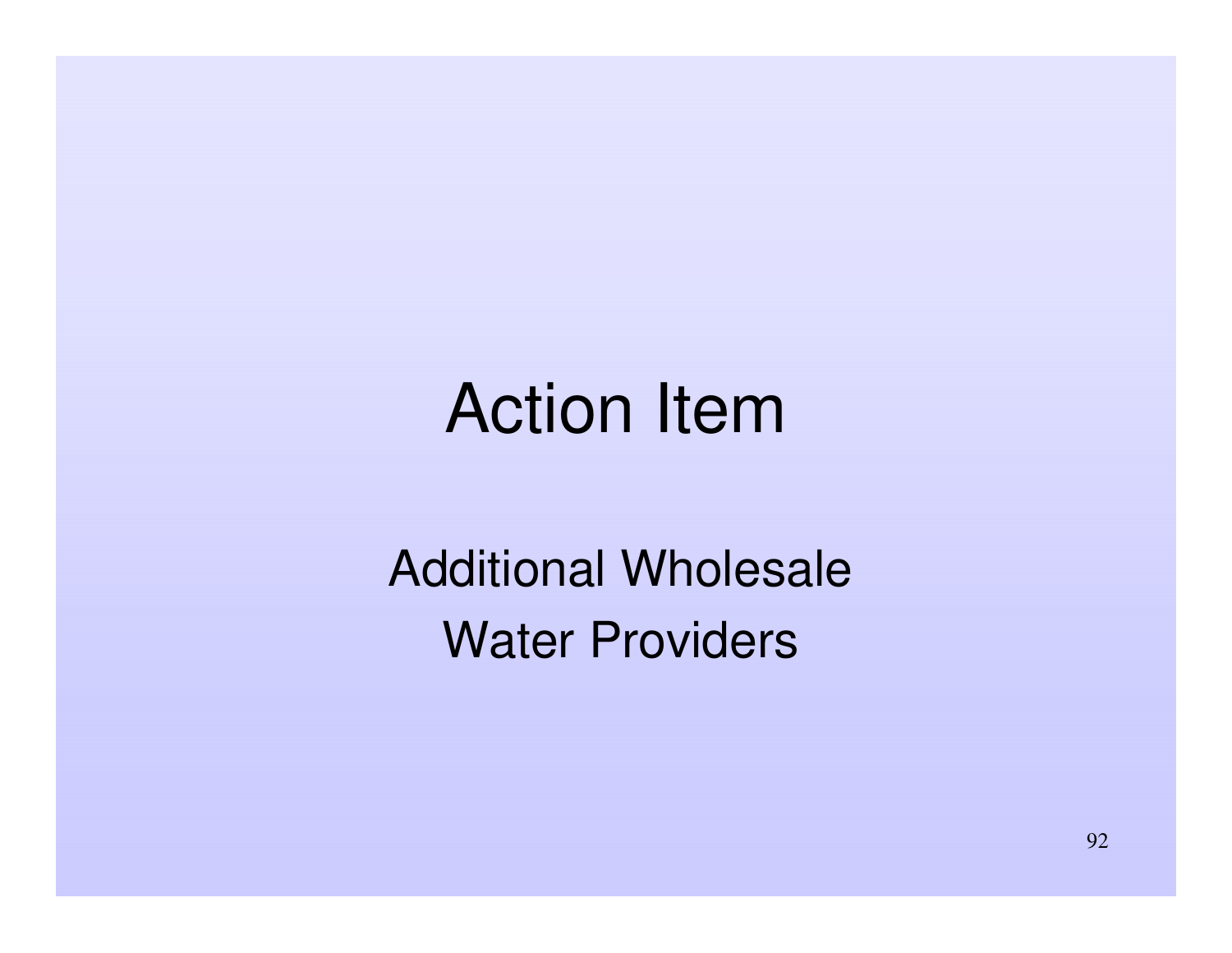# Action Item

Additional Wholesale
Water Providers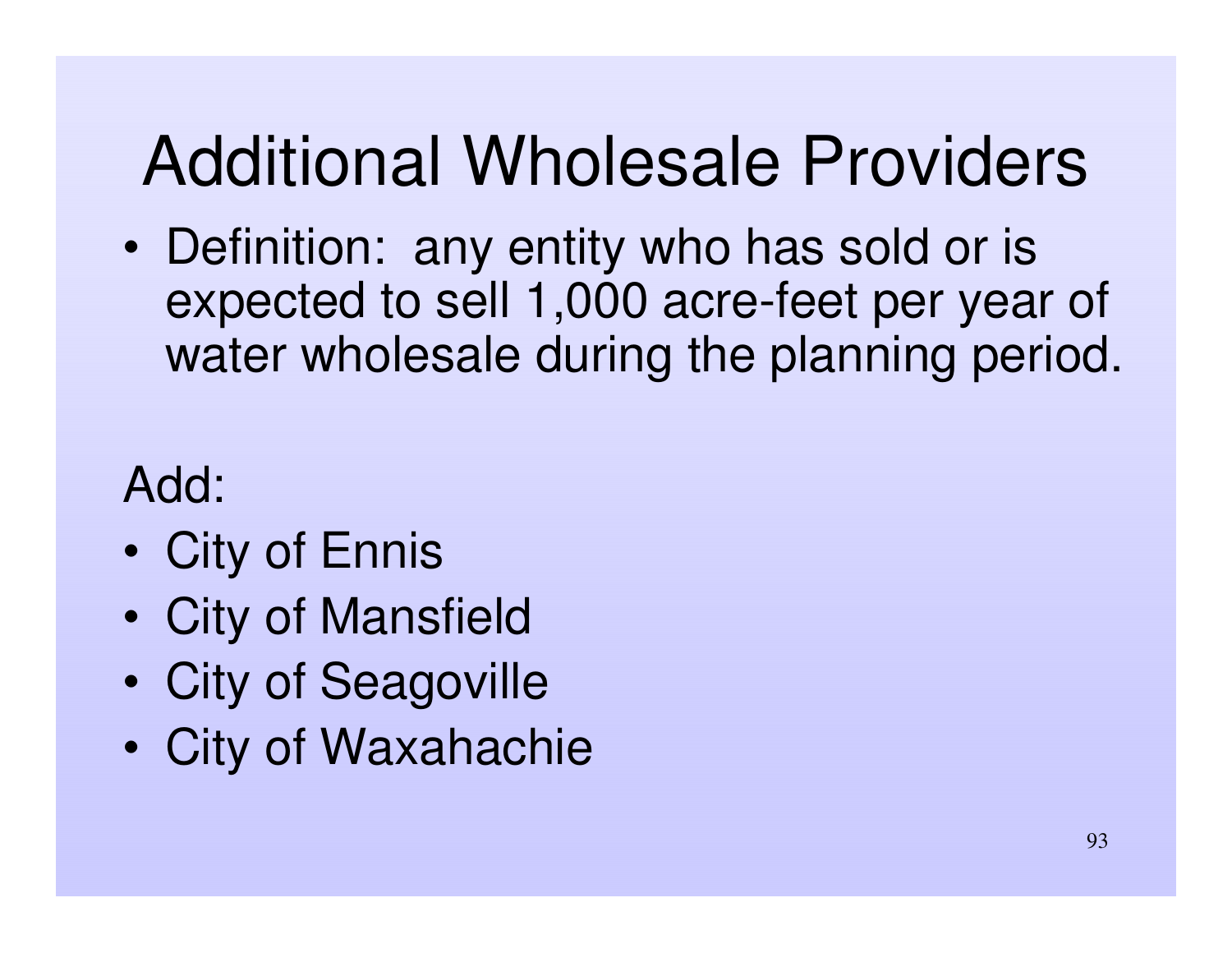# Additional Wholesale Providers

- Definition: any entity who has sold or is expected to sell 1,000 acre-feet per year of water wholesale during the planning period.

Add:

- City of Ennis
- City of Mansfield
- City of Seagoville
- City of Waxahachie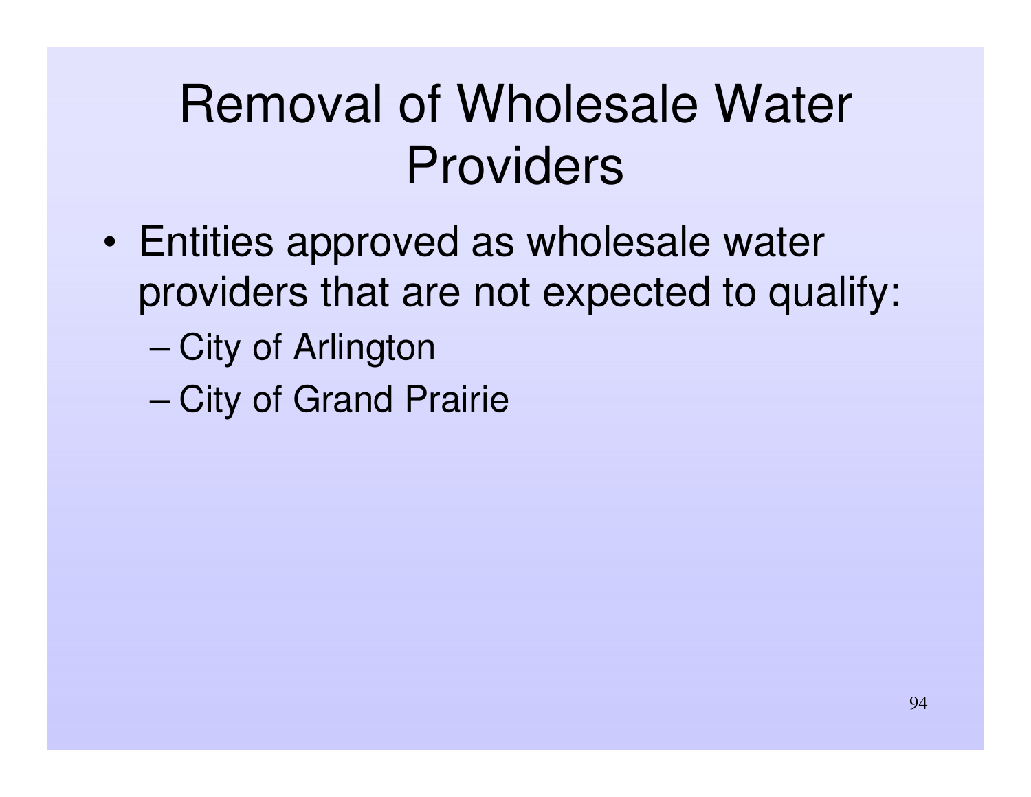# Removal of Wholesale Water Providers

- Entities approved as wholesale water providers that are not expected to qualify:
  - City of Arlington
  - City of Grand Prairie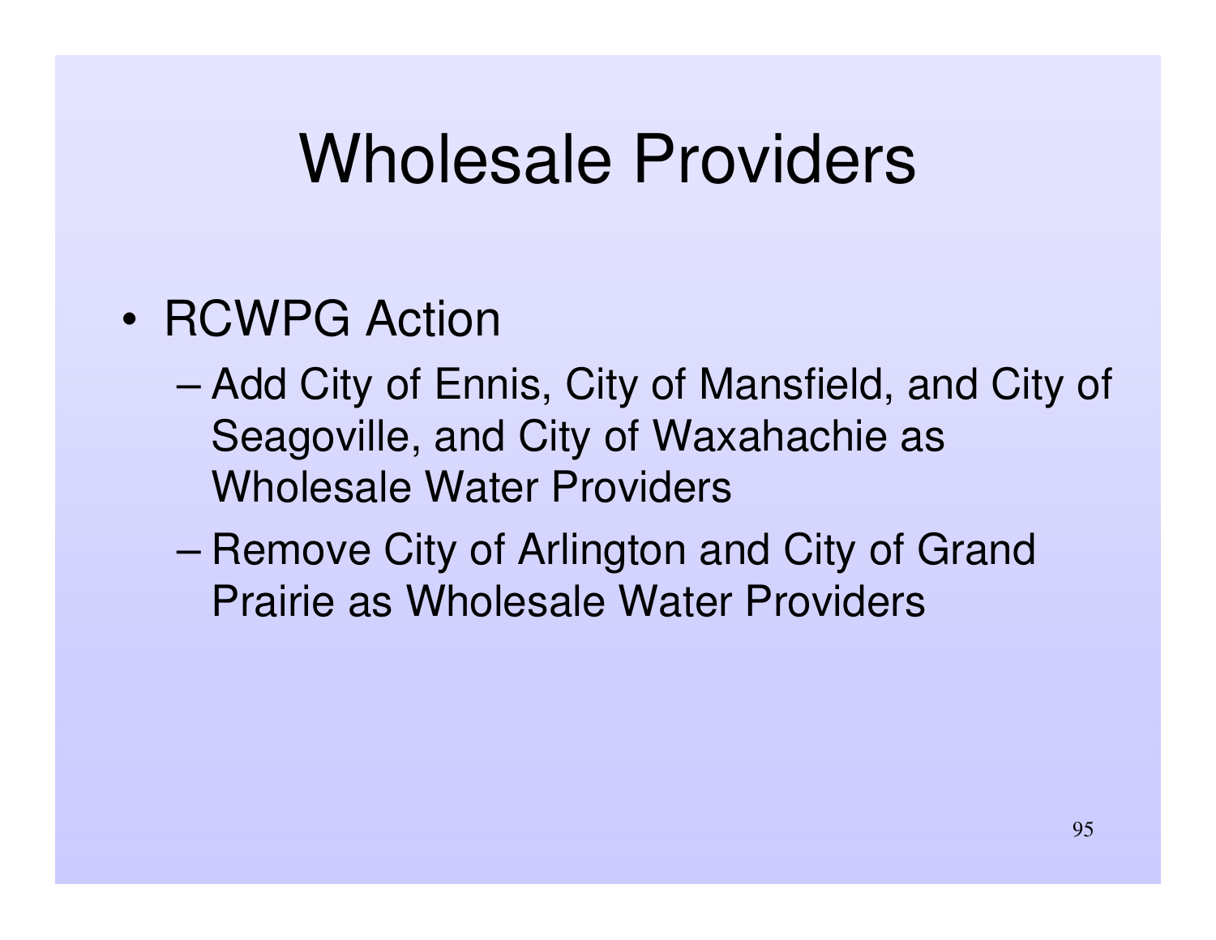# Wholesale Providers

- RCWPG Action
  - Add City of Ennis, City of Mansfield, and City of Seagoville, and City of Waxahachie as Wholesale Water Providers
  - Remove City of Arlington and City of Grand Prairie as Wholesale Water Providers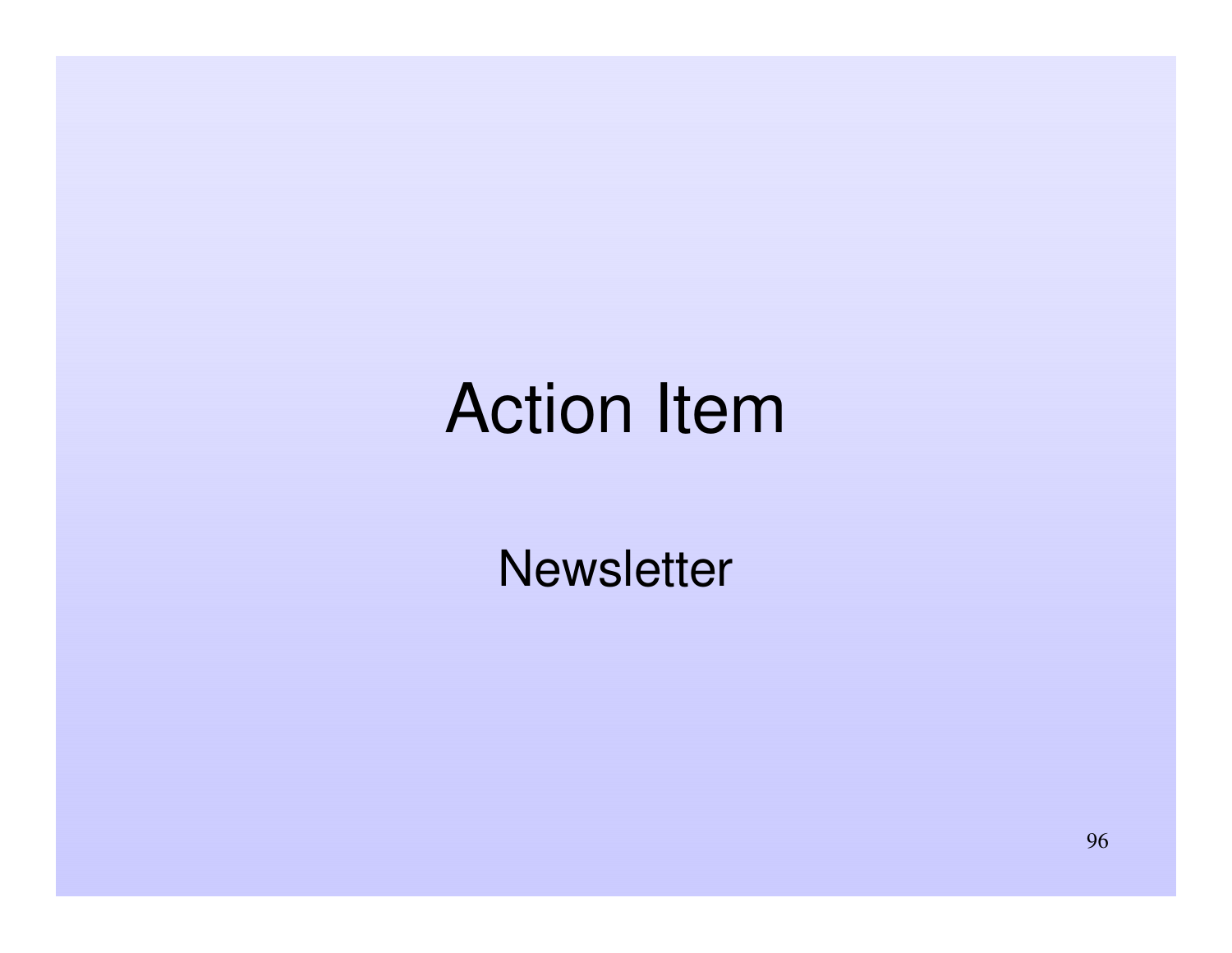# Action Item

Newsletter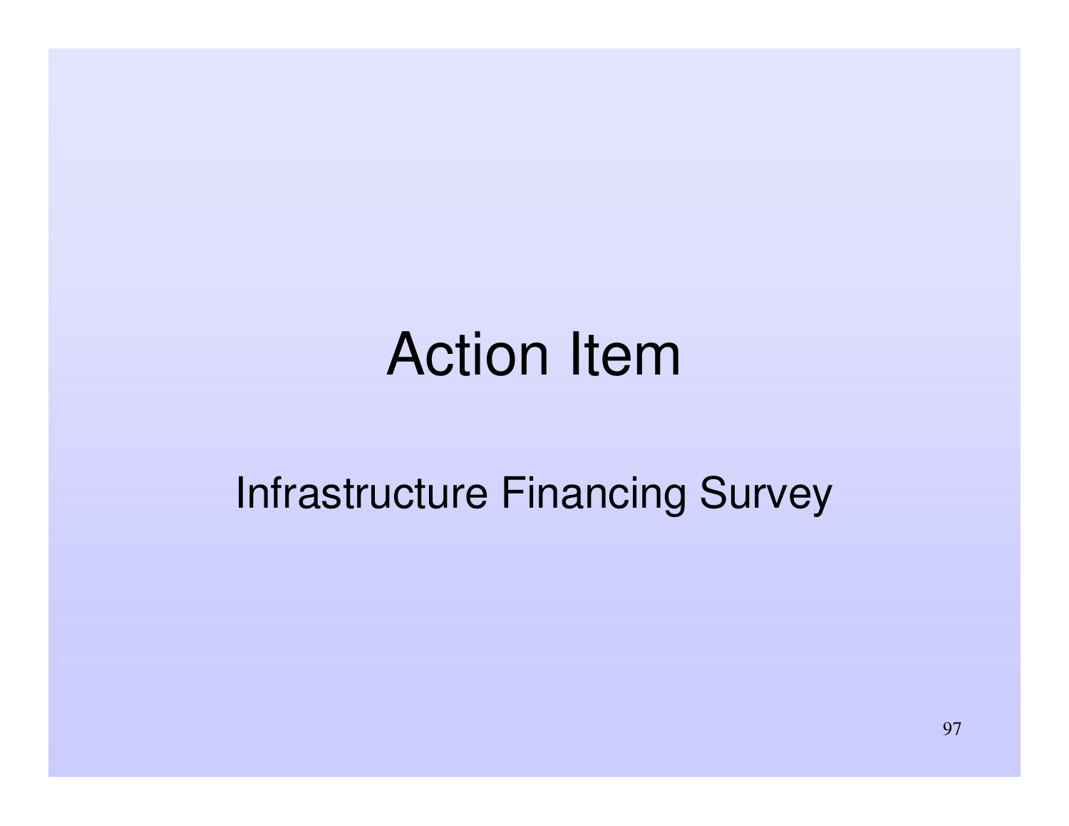# Action Item

Infrastructure Financing Survey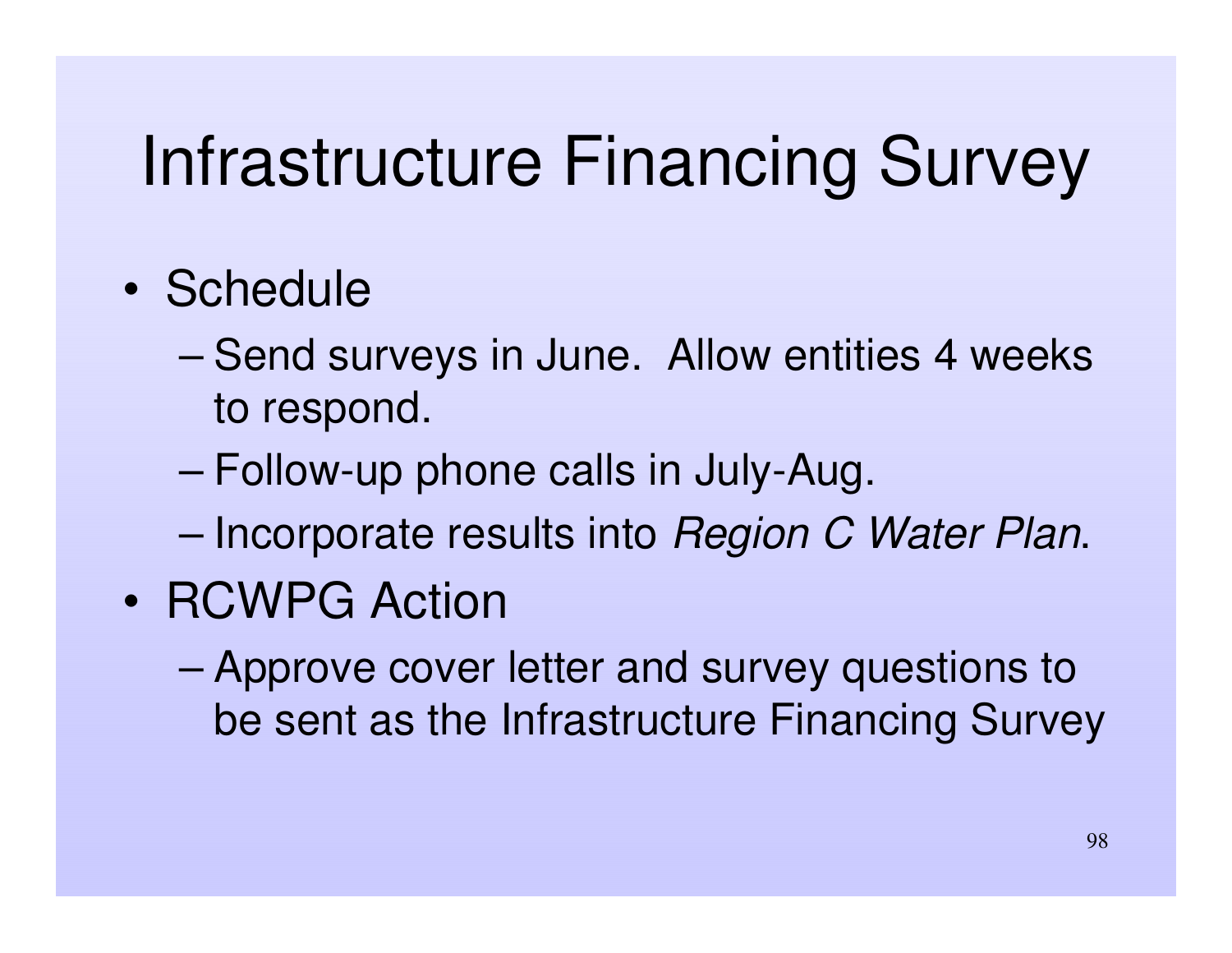# Infrastructure Financing Survey

- Schedule
  - Send surveys in June. Allow entities 4 weeks to respond.
  - Follow-up phone calls in July-Aug.
  - Incorporate results into *Region C Water Plan*.
- RCWPG Action
  - Approve cover letter and survey questions to be sent as the Infrastructure Financing Survey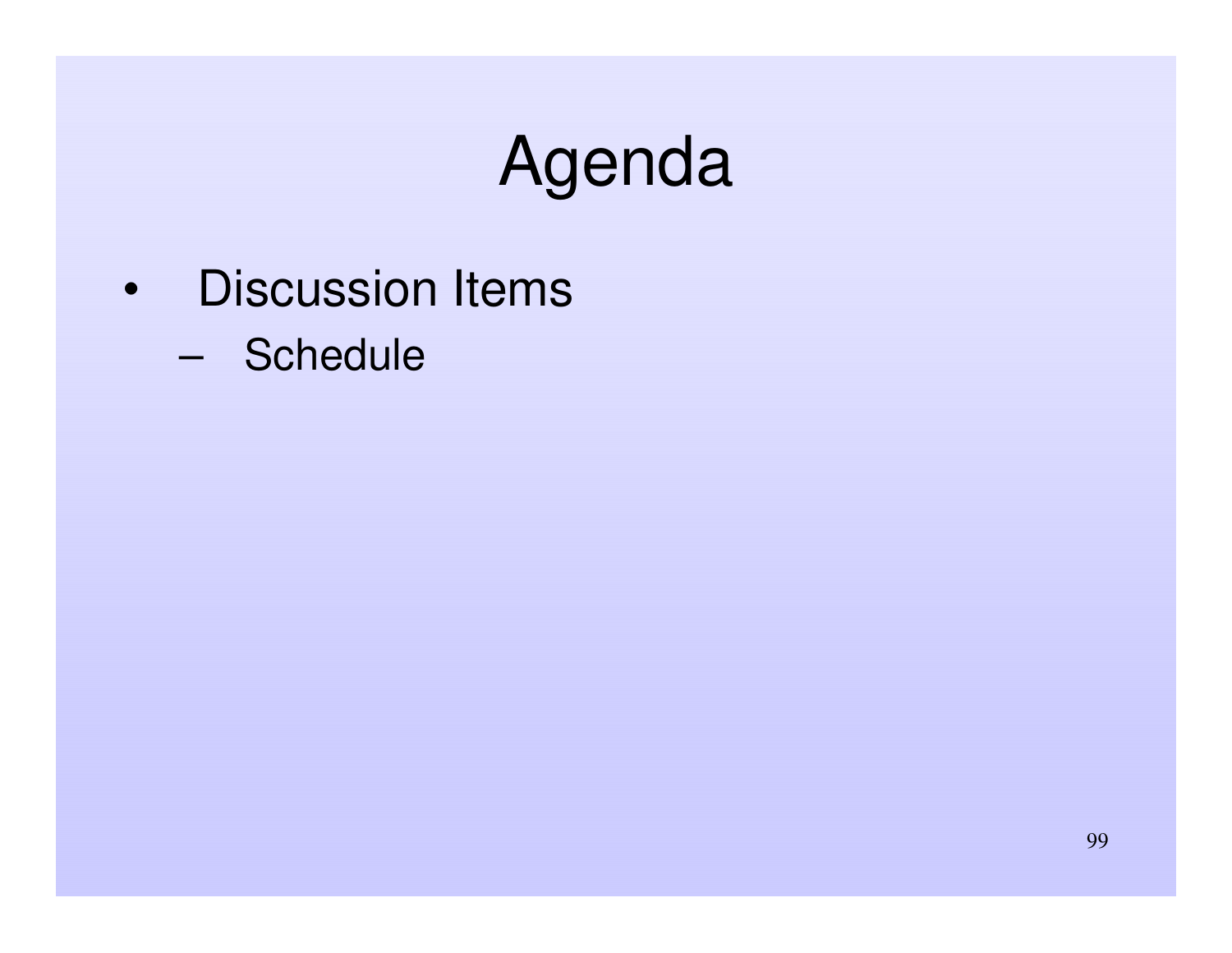# Agenda

- Discussion Items
  - Schedule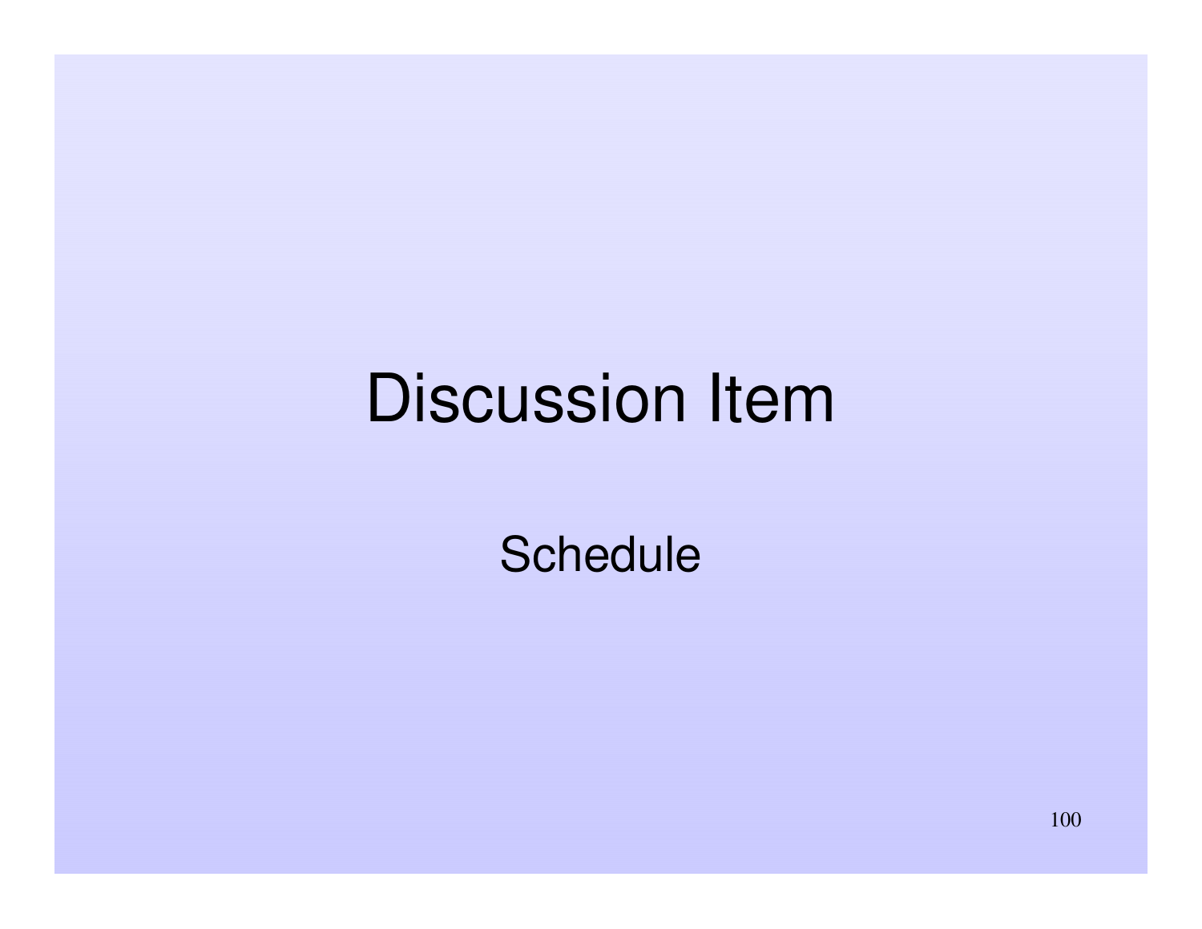# Discussion Item

Schedule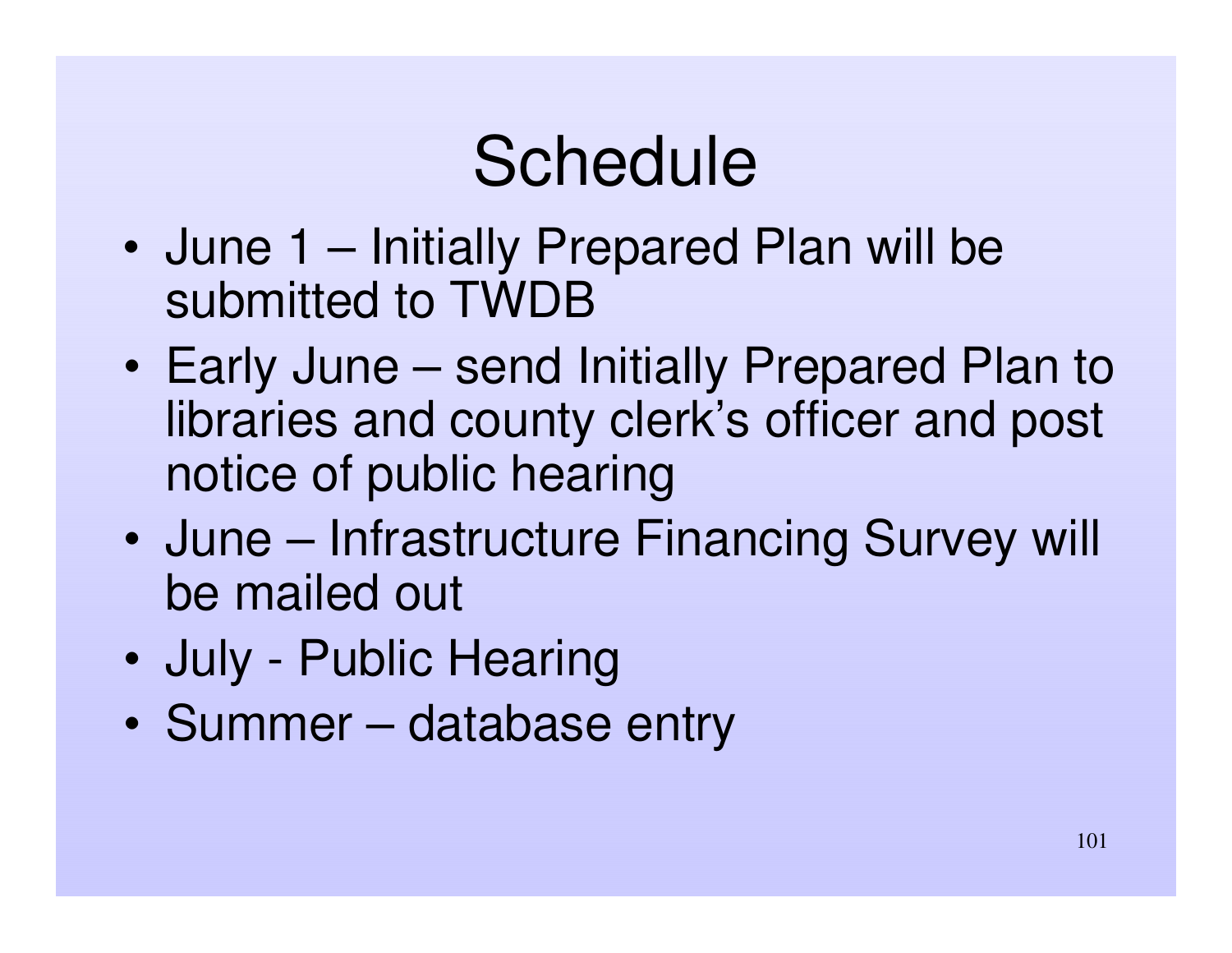# Schedule

- June 1 – Initially Prepared Plan will be submitted to TWDB
- Early June – send Initially Prepared Plan to libraries and county clerk's officer and post notice of public hearing
- June – Infrastructure Financing Survey will be mailed out
- July - Public Hearing
- Summer – database entry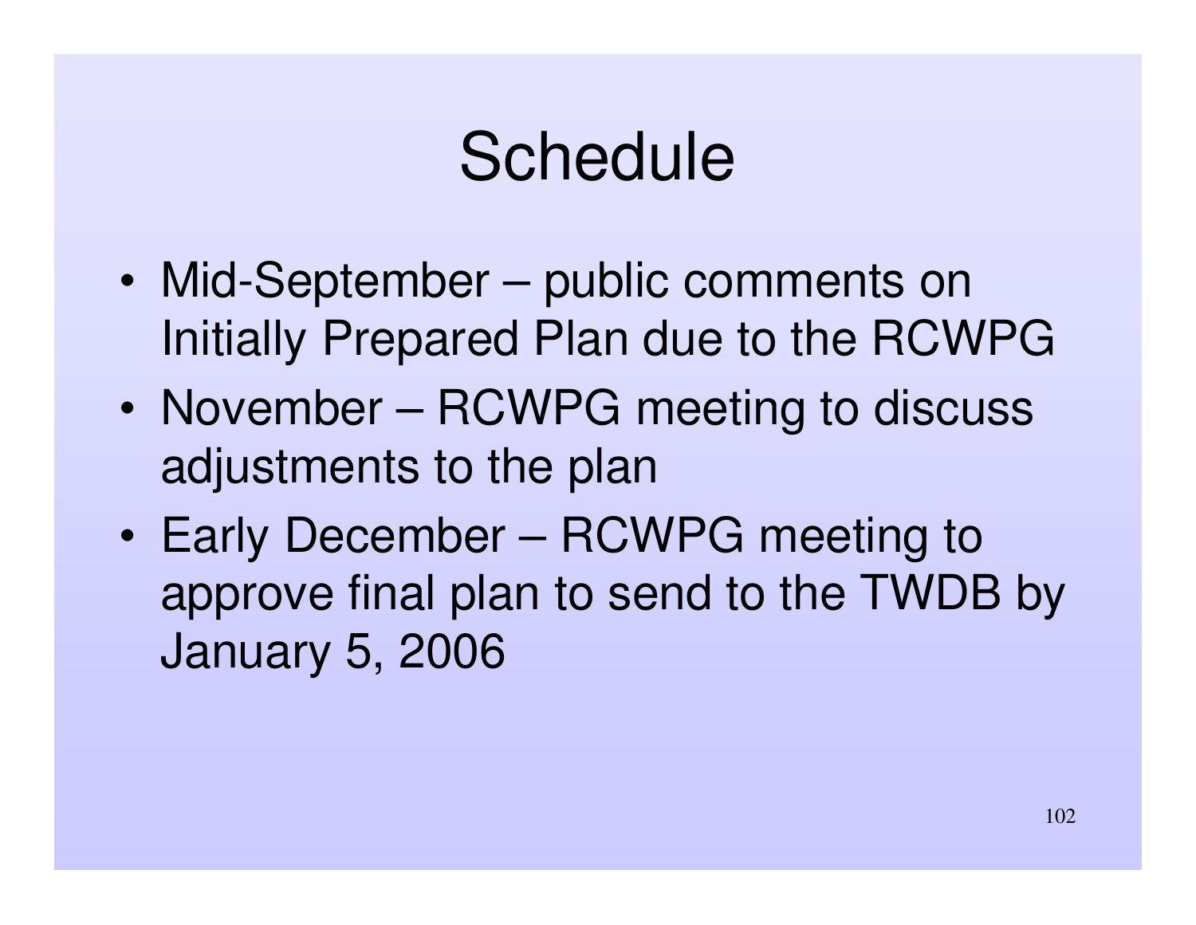# Schedule

- Mid-September – public comments on Initially Prepared Plan due to the RCWPG
- November – RCWPG meeting to discuss adjustments to the plan
- Early December – RCWPG meeting to approve final plan to send to the TWDB by January 5, 2006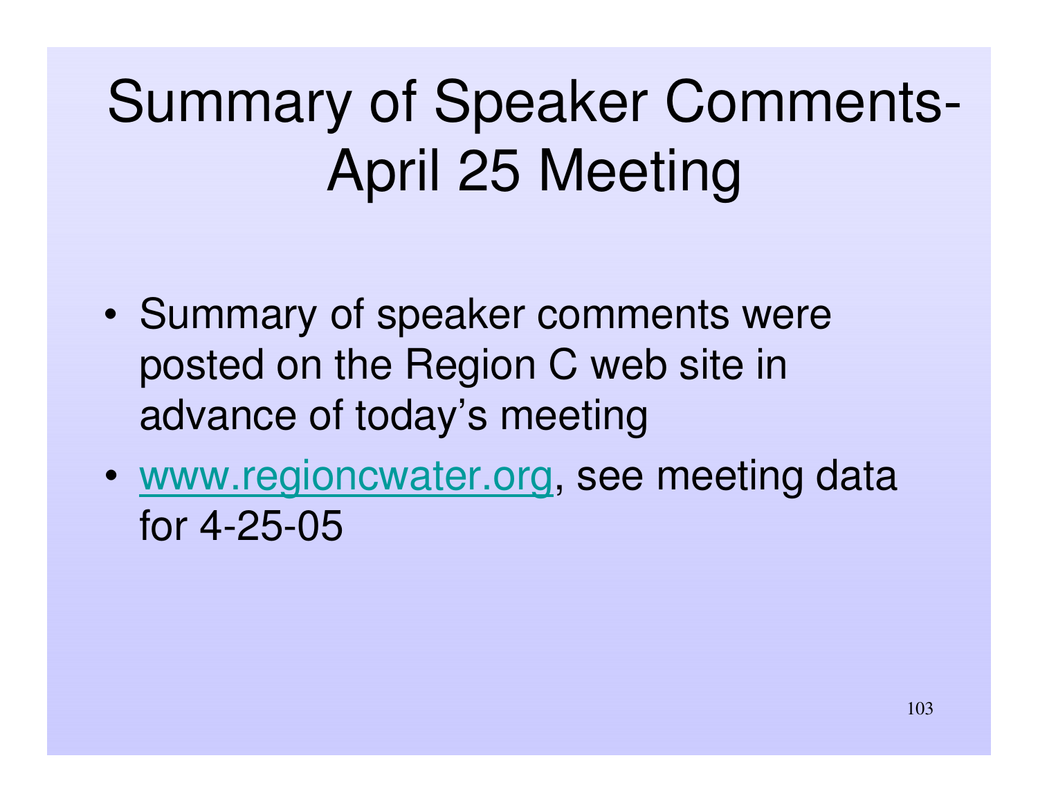# Summary of Speaker Comments-April 25 Meeting

- Summary of speaker comments were posted on the Region C web site in advance of today's meeting
- www.regioncwater.org, see meeting data for 4-25-05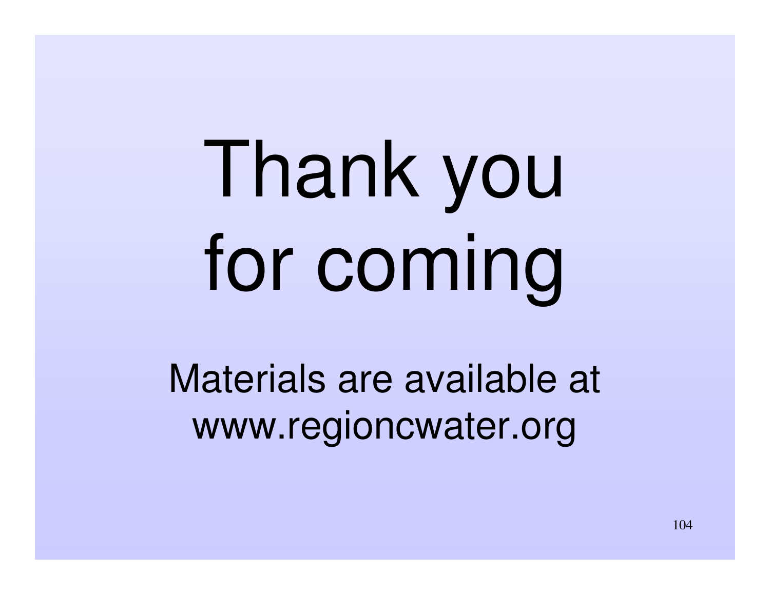# Thank you for coming

Materials are available at www.regioncwater.org